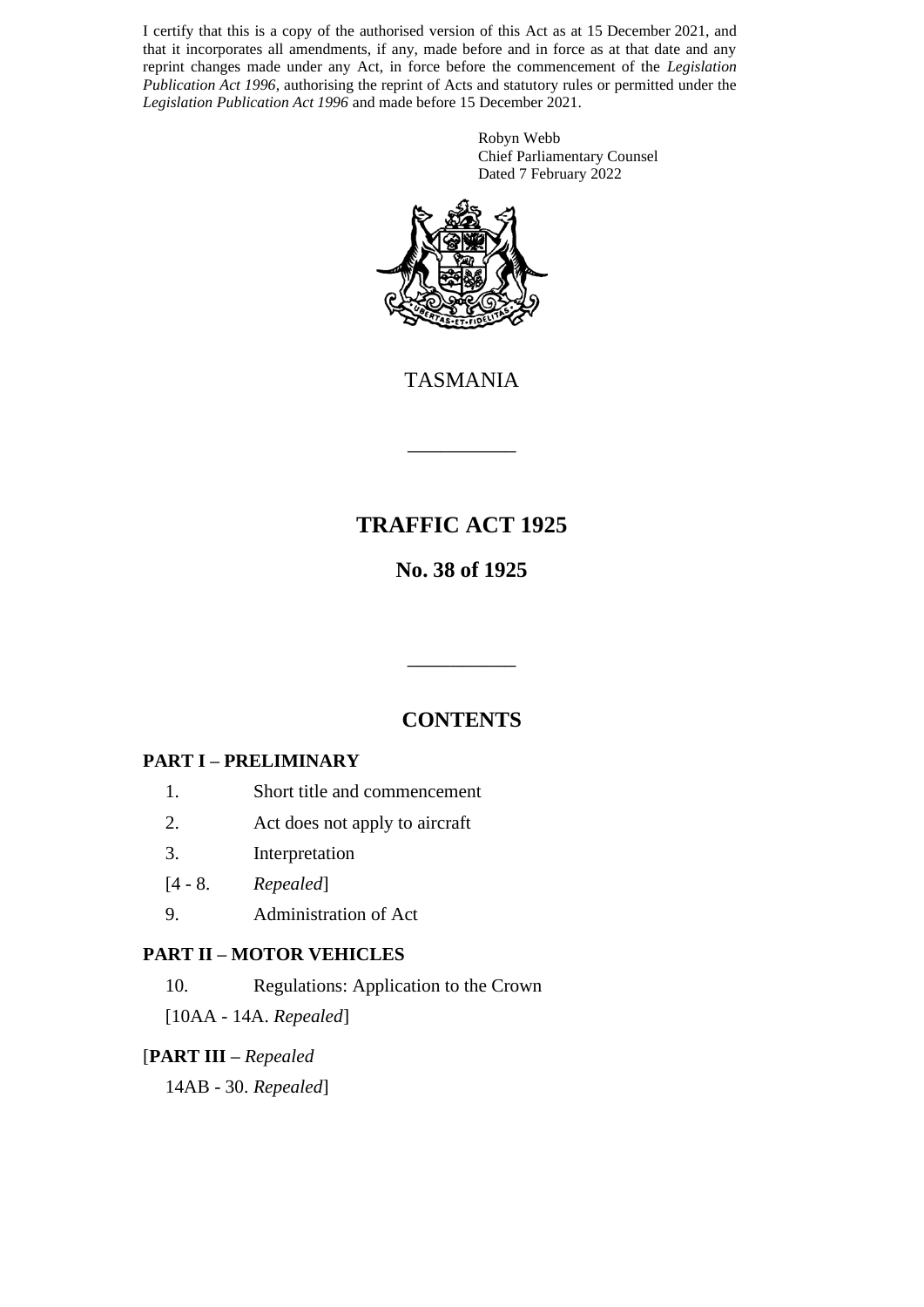I certify that this is a copy of the authorised version of this Act as at 15 December 2021, and that it incorporates all amendments, if any, made before and in force as at that date and any reprint changes made under any Act, in force before the commencement of the *Legislation Publication Act 1996*, authorising the reprint of Acts and statutory rules or permitted under the *Legislation Publication Act 1996* and made before 15 December 2021.

Robyn Webb
Chief Parliamentary Counsel
Dated 7 February 2022

TASMANIA

---

# TRAFFIC ACT 1925

## No. 38 of 1925

---

## CONTENTS

### PART I – PRELIMINARY

1. Short title and commencement
2. Act does not apply to aircraft
3. Interpretation

[4 - 8. *Repealed*]

9. Administration of Act

### PART II – MOTOR VEHICLES

10. Regulations: Application to the Crown

[10AA - 14A. *Repealed*]

### [PART III – *Repealed*

14AB - 30. *Repealed*]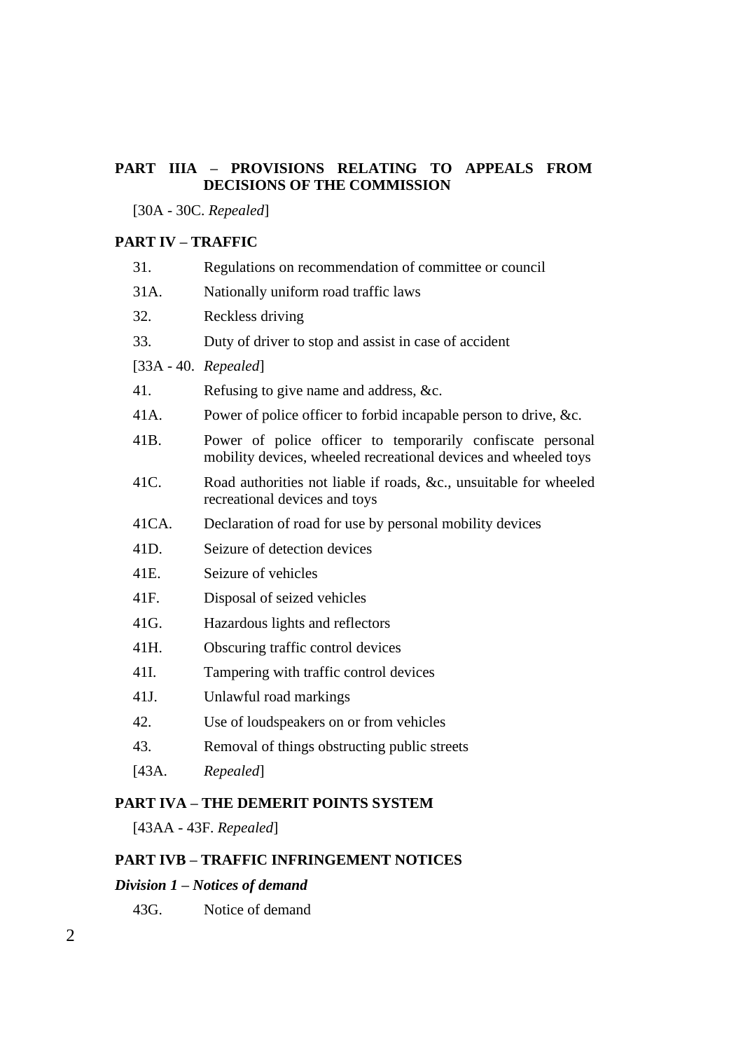**PART IIIA – PROVISIONS RELATING TO APPEALS FROM DECISIONS OF THE COMMISSION**

[30A - 30C. *Repealed*]

**PART IV – TRAFFIC**

31. Regulations on recommendation of committee or council

31A. Nationally uniform road traffic laws

32. Reckless driving

33. Duty of driver to stop and assist in case of accident

[33A - 40. *Repealed*]

41. Refusing to give name and address, &c.

41A. Power of police officer to forbid incapable person to drive, &c.

41B. Power of police officer to temporarily confiscate personal mobility devices, wheeled recreational devices and wheeled toys

41C. Road authorities not liable if roads, &c., unsuitable for wheeled recreational devices and toys

41CA. Declaration of road for use by personal mobility devices

41D. Seizure of detection devices

41E. Seizure of vehicles

41F. Disposal of seized vehicles

41G. Hazardous lights and reflectors

41H. Obscuring traffic control devices

41I. Tampering with traffic control devices

41J. Unlawful road markings

42. Use of loudspeakers on or from vehicles

43. Removal of things obstructing public streets

[43A. *Repealed*]

**PART IVA – THE DEMERIT POINTS SYSTEM**

[43AA - 43F. *Repealed*]

**PART IVB – TRAFFIC INFRINGEMENT NOTICES**

***Division 1 – Notices of demand***

43G. Notice of demand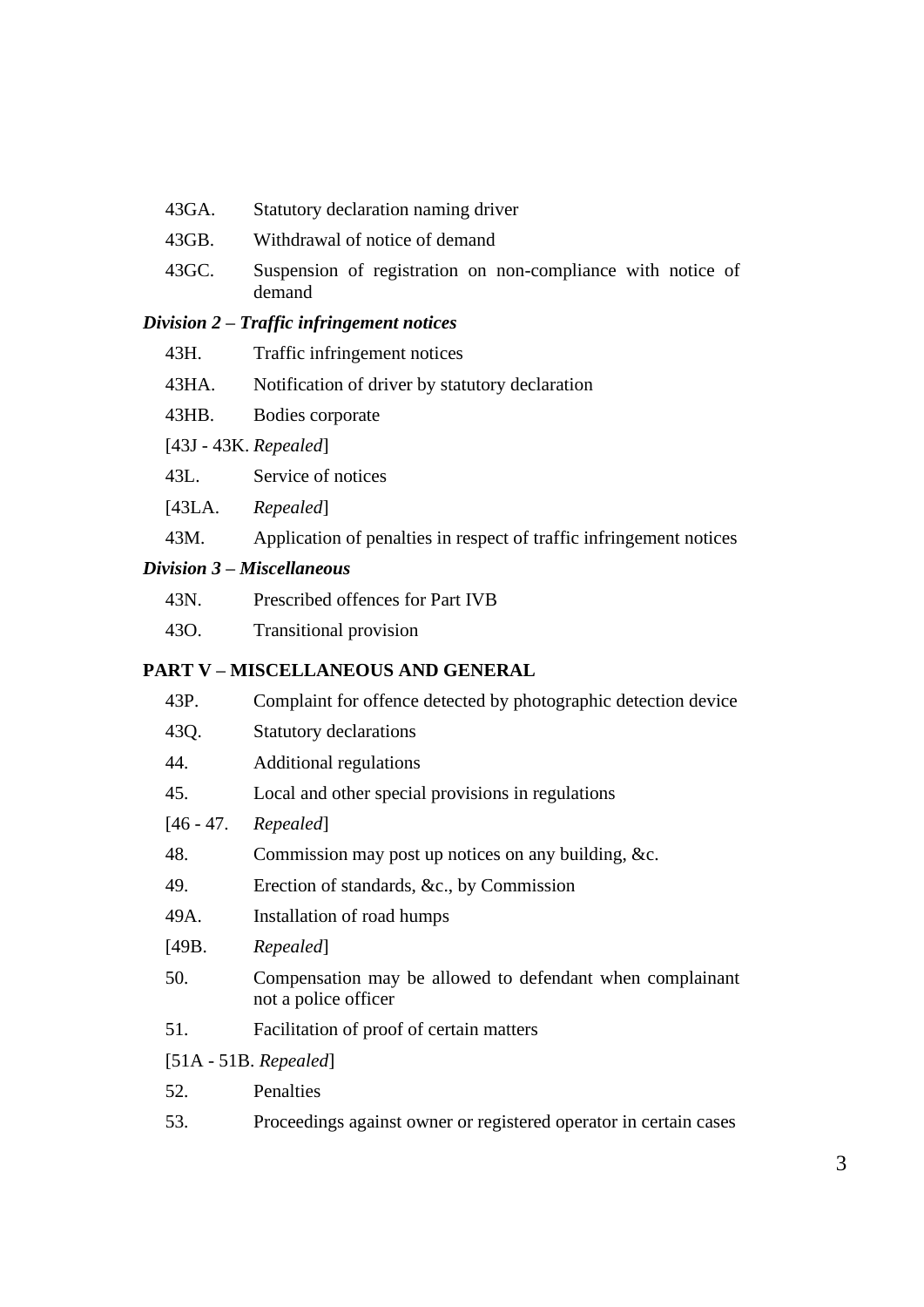43GA. Statutory declaration naming driver

43GB. Withdrawal of notice of demand

43GC. Suspension of registration on non-compliance with notice of demand

***Division 2 – Traffic infringement notices***

43H. Traffic infringement notices

43HA. Notification of driver by statutory declaration

43HB. Bodies corporate

[43J - 43K. *Repealed*]

43L. Service of notices

[43LA. *Repealed*]

43M. Application of penalties in respect of traffic infringement notices

***Division 3 – Miscellaneous***

43N. Prescribed offences for Part IVB

43O. Transitional provision

**PART V – MISCELLANEOUS AND GENERAL**

43P. Complaint for offence detected by photographic detection device

43Q. Statutory declarations

44. Additional regulations

45. Local and other special provisions in regulations

[46 - 47. *Repealed*]

48. Commission may post up notices on any building, &c.

49. Erection of standards, &c., by Commission

49A. Installation of road humps

[49B. *Repealed*]

50. Compensation may be allowed to defendant when complainant not a police officer

51. Facilitation of proof of certain matters

[51A - 51B. *Repealed*]

52. Penalties

53. Proceedings against owner or registered operator in certain cases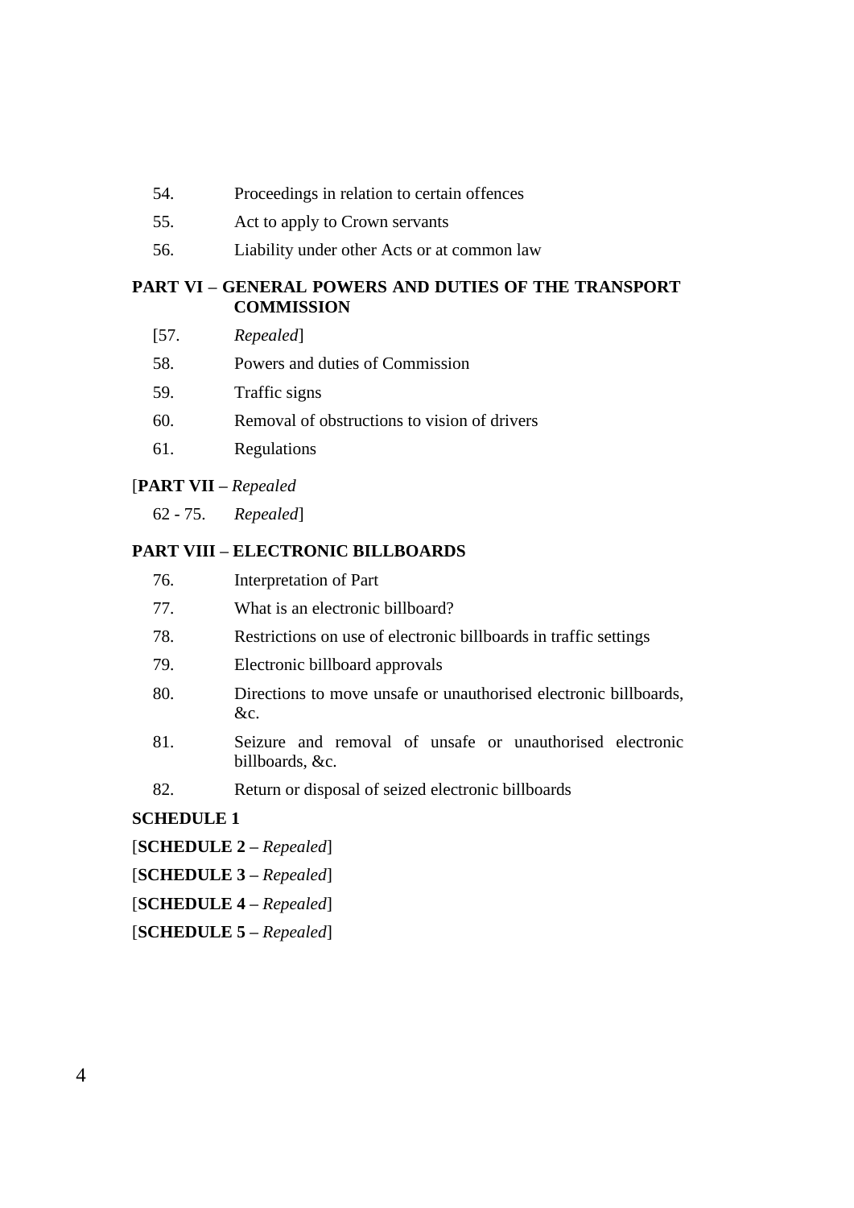54. Proceedings in relation to certain offences

55. Act to apply to Crown servants

56. Liability under other Acts or at common law

**PART VI – GENERAL POWERS AND DUTIES OF THE TRANSPORT COMMISSION**

[57. *Repealed*]

58. Powers and duties of Commission

59. Traffic signs

60. Removal of obstructions to vision of drivers

61. Regulations

[**PART VII –** *Repealed*

62 - 75. *Repealed*]

**PART VIII – ELECTRONIC BILLBOARDS**

76. Interpretation of Part

77. What is an electronic billboard?

78. Restrictions on use of electronic billboards in traffic settings

79. Electronic billboard approvals

80. Directions to move unsafe or unauthorised electronic billboards, &c.

81. Seizure and removal of unsafe or unauthorised electronic billboards, &c.

82. Return or disposal of seized electronic billboards

**SCHEDULE 1**

[**SCHEDULE 2 –** *Repealed*]

[**SCHEDULE 3 –** *Repealed*]

[**SCHEDULE 4 –** *Repealed*]

[**SCHEDULE 5 –** *Repealed*]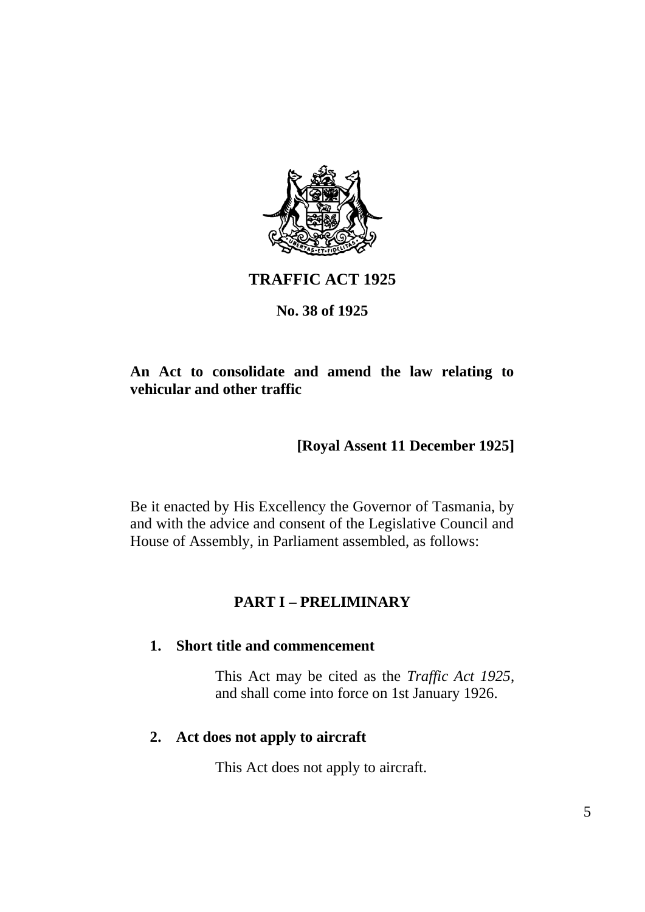# TRAFFIC ACT 1925

**No. 38 of 1925**

**An Act to consolidate and amend the law relating to vehicular and other traffic**

**[Royal Assent 11 December 1925]**

Be it enacted by His Excellency the Governor of Tasmania, by and with the advice and consent of the Legislative Council and House of Assembly, in Parliament assembled, as follows:

## PART I – PRELIMINARY

### 1. Short title and commencement

This Act may be cited as the *Traffic Act 1925*, and shall come into force on 1st January 1926.

### 2. Act does not apply to aircraft

This Act does not apply to aircraft.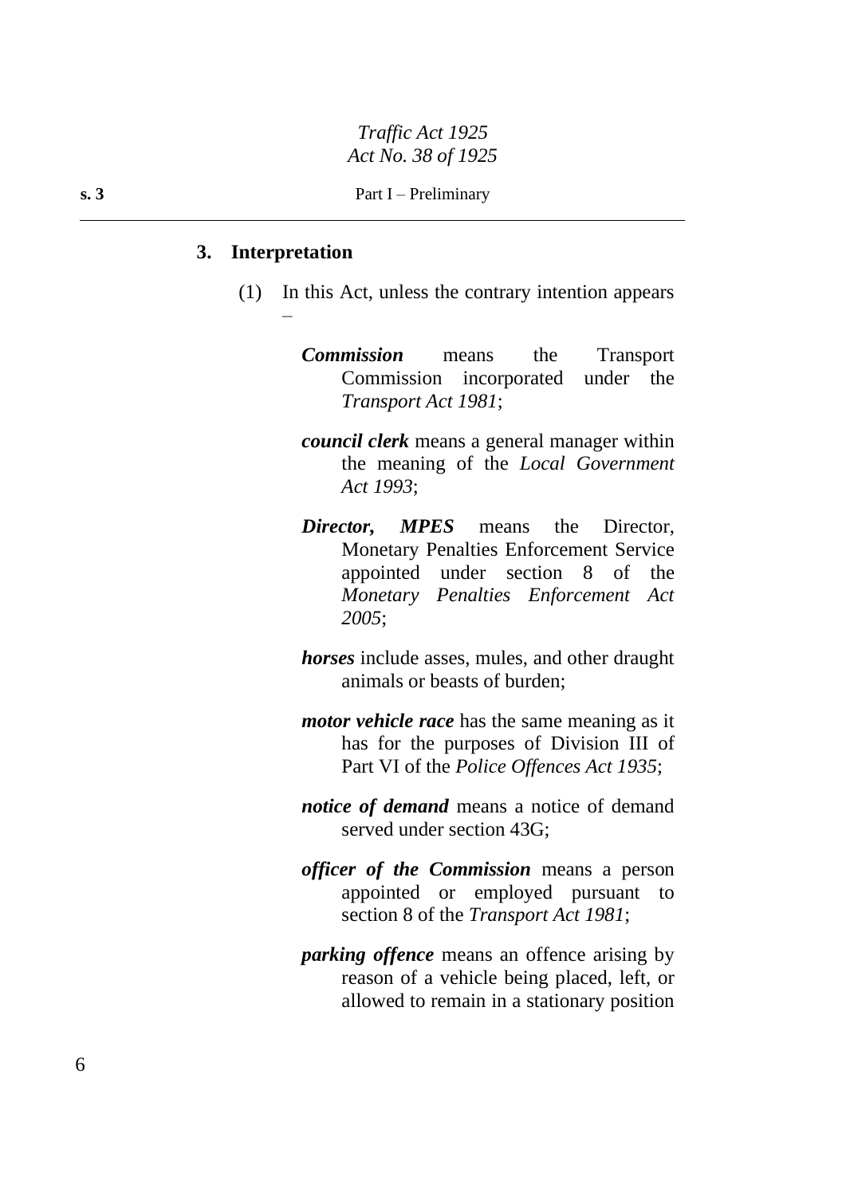### 3. Interpretation

(1) In this Act, unless the contrary intention appears –

***Commission*** means the Transport Commission incorporated under the *Transport Act 1981*;

***council clerk*** means a general manager within the meaning of the *Local Government Act 1993*;

***Director, MPES*** means the Director, Monetary Penalties Enforcement Service appointed under section 8 of the *Monetary Penalties Enforcement Act 2005*;

***horses*** include asses, mules, and other draught animals or beasts of burden;

***motor vehicle race*** has the same meaning as it has for the purposes of Division III of Part VI of the *Police Offences Act 1935*;

***notice of demand*** means a notice of demand served under section 43G;

***officer of the Commission*** means a person appointed or employed pursuant to section 8 of the *Transport Act 1981*;

***parking offence*** means an offence arising by reason of a vehicle being placed, left, or allowed to remain in a stationary position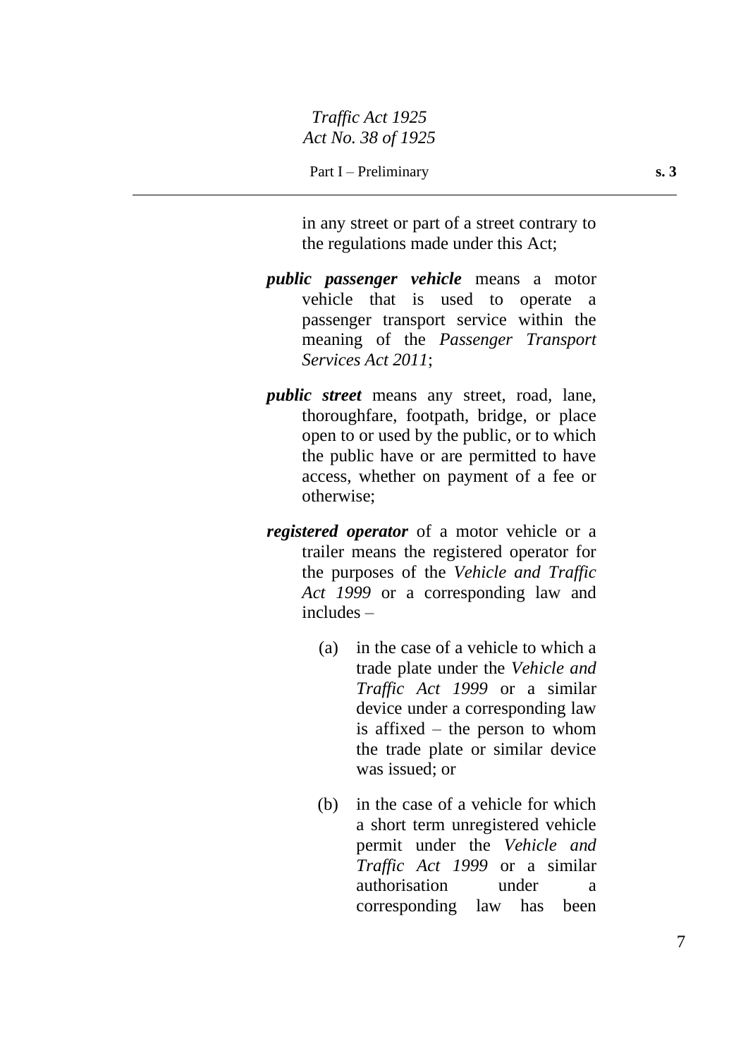in any street or part of a street contrary to the regulations made under this Act;

***public passenger vehicle*** means a motor vehicle that is used to operate a passenger transport service within the meaning of the *Passenger Transport Services Act 2011*;

***public street*** means any street, road, lane, thoroughfare, footpath, bridge, or place open to or used by the public, or to which the public have or are permitted to have access, whether on payment of a fee or otherwise;

***registered operator*** of a motor vehicle or a trailer means the registered operator for the purposes of the *Vehicle and Traffic Act 1999* or a corresponding law and includes –

(a) in the case of a vehicle to which a trade plate under the *Vehicle and Traffic Act 1999* or a similar device under a corresponding law is affixed – the person to whom the trade plate or similar device was issued; or

(b) in the case of a vehicle for which a short term unregistered vehicle permit under the *Vehicle and Traffic Act 1999* or a similar authorisation under a corresponding law has been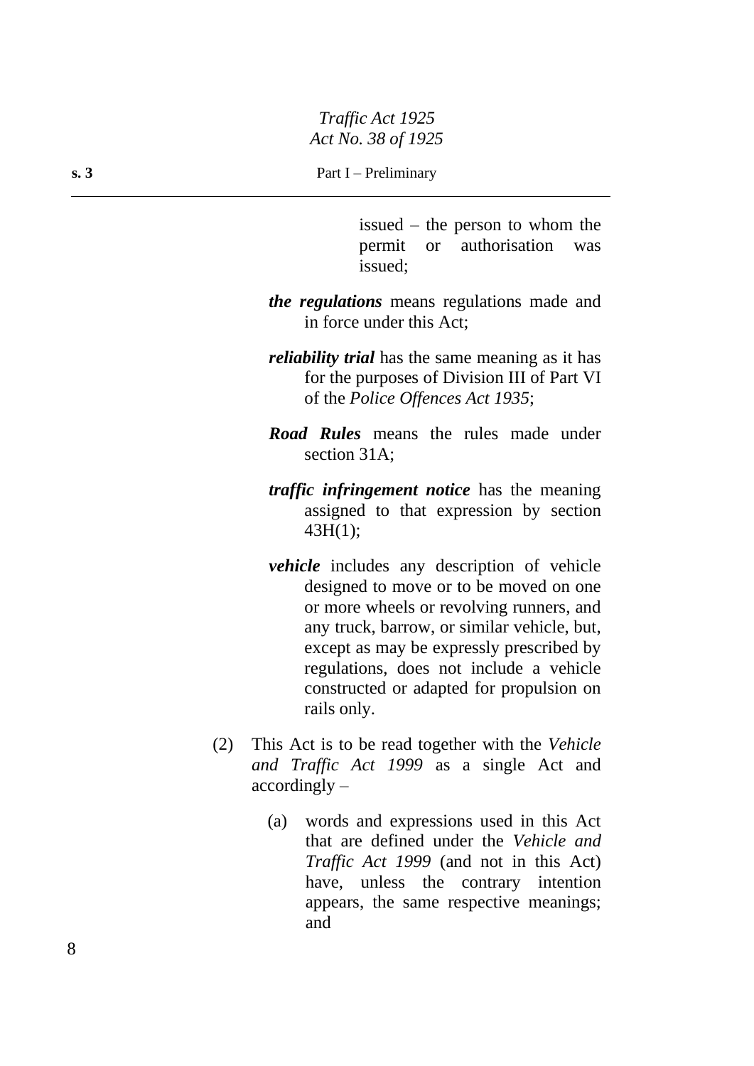issued – the person to whom the permit or authorisation was issued;

***the regulations*** means regulations made and in force under this Act;

***reliability trial*** has the same meaning as it has for the purposes of Division III of Part VI of the *Police Offences Act 1935*;

***Road Rules*** means the rules made under section 31A;

***traffic infringement notice*** has the meaning assigned to that expression by section 43H(1);

***vehicle*** includes any description of vehicle designed to move or to be moved on one or more wheels or revolving runners, and any truck, barrow, or similar vehicle, but, except as may be expressly prescribed by regulations, does not include a vehicle constructed or adapted for propulsion on rails only.

(2) This Act is to be read together with the *Vehicle and Traffic Act 1999* as a single Act and accordingly –

(a) words and expressions used in this Act that are defined under the *Vehicle and Traffic Act 1999* (and not in this Act) have, unless the contrary intention appears, the same respective meanings; and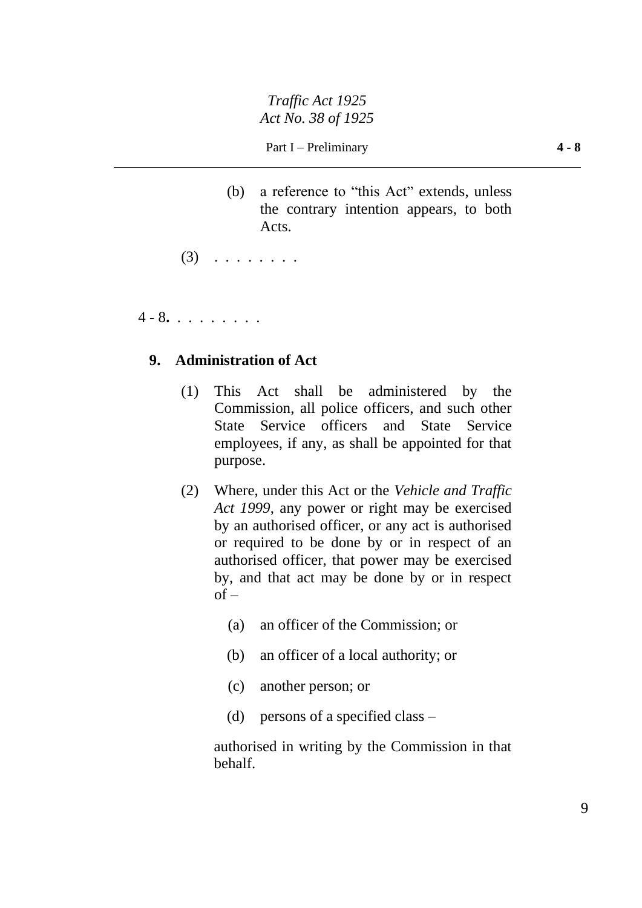(b) a reference to "this Act" extends, unless the contrary intention appears, to both Acts.

(3) . . . . . . . .

4 - 8**.** . . . . . . . .

**9. Administration of Act**

(1) This Act shall be administered by the Commission, all police officers, and such other State Service officers and State Service employees, if any, as shall be appointed for that purpose.

(2) Where, under this Act or the *Vehicle and Traffic Act 1999*, any power or right may be exercised by an authorised officer, or any act is authorised or required to be done by or in respect of an authorised officer, that power may be exercised by, and that act may be done by or in respect of –

(a) an officer of the Commission; or

(b) an officer of a local authority; or

(c) another person; or

(d) persons of a specified class –

authorised in writing by the Commission in that behalf.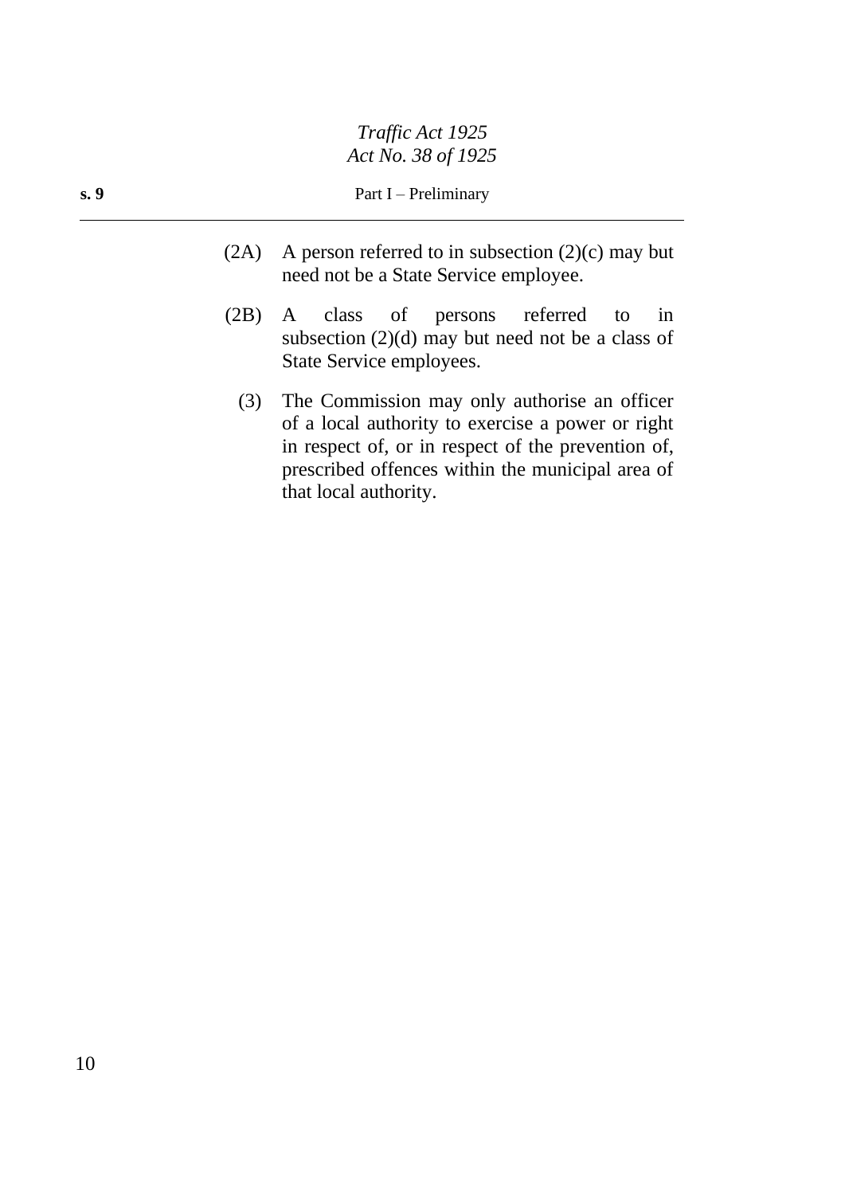(2A) A person referred to in subsection (2)(c) may but need not be a State Service employee.

(2B) A class of persons referred to in subsection (2)(d) may but need not be a class of State Service employees.

(3) The Commission may only authorise an officer of a local authority to exercise a power or right in respect of, or in respect of the prevention of, prescribed offences within the municipal area of that local authority.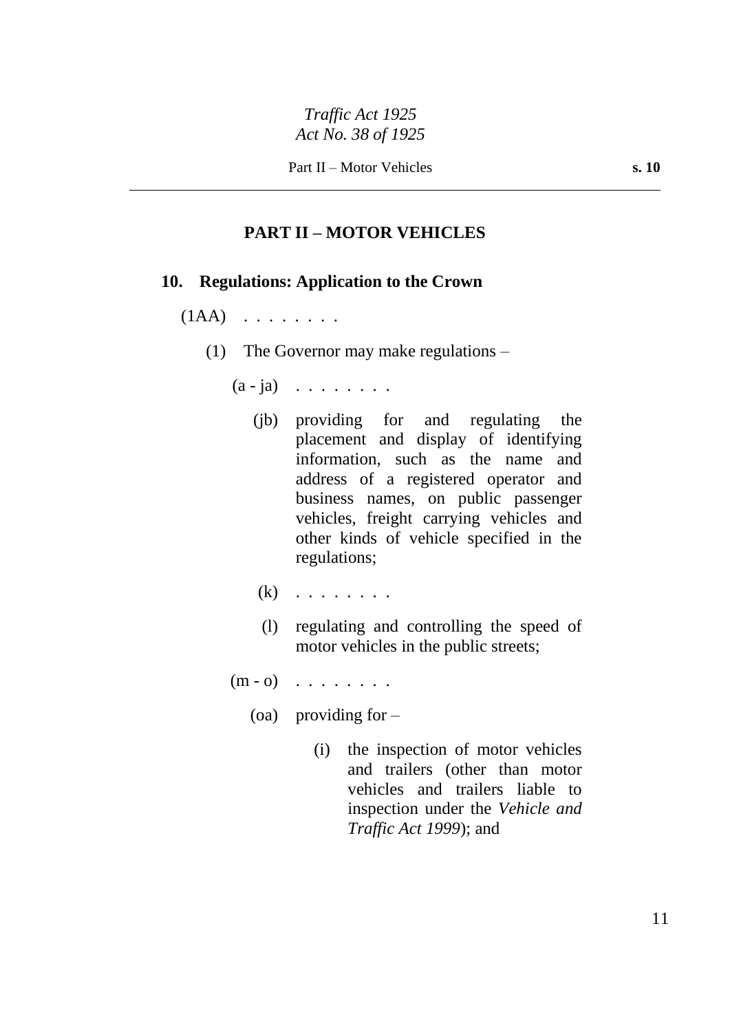## PART II – MOTOR VEHICLES

### 10. Regulations: Application to the Crown

(1AA) . . . . . . . .

(1) The Governor may make regulations –

(a - ja) . . . . . . . .

(jb) providing for and regulating the placement and display of identifying information, such as the name and address of a registered operator and business names, on public passenger vehicles, freight carrying vehicles and other kinds of vehicle specified in the regulations;

(k) . . . . . . . .

(l) regulating and controlling the speed of motor vehicles in the public streets;

(m - o) . . . . . . . .

(oa) providing for –

(i) the inspection of motor vehicles and trailers (other than motor vehicles and trailers liable to inspection under the *Vehicle and Traffic Act 1999*); and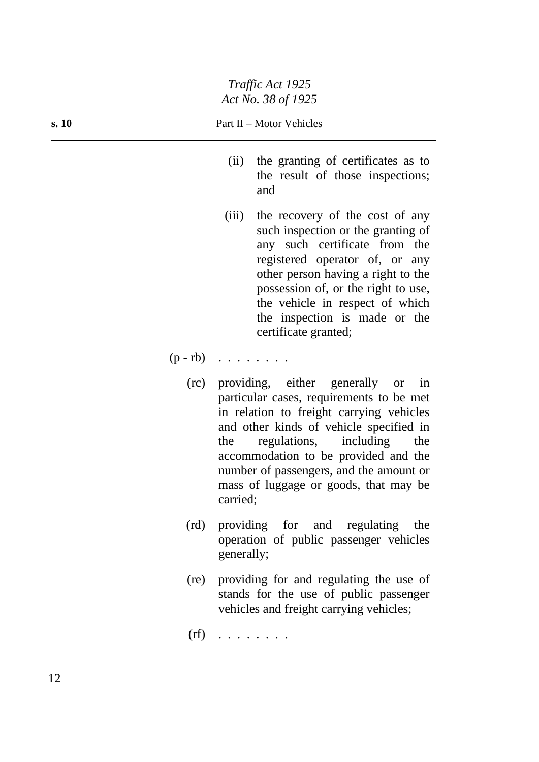(ii) the granting of certificates as to the result of those inspections; and

(iii) the recovery of the cost of any such inspection or the granting of any such certificate from the registered operator of, or any other person having a right to the possession of, or the right to use, the vehicle in respect of which the inspection is made or the certificate granted;

(p - rb) . . . . . . . .

(rc) providing, either generally or in particular cases, requirements to be met in relation to freight carrying vehicles and other kinds of vehicle specified in the regulations, including the accommodation to be provided and the number of passengers, and the amount or mass of luggage or goods, that may be carried;

(rd) providing for and regulating the operation of public passenger vehicles generally;

(re) providing for and regulating the use of stands for the use of public passenger vehicles and freight carrying vehicles;

(rf) . . . . . . . .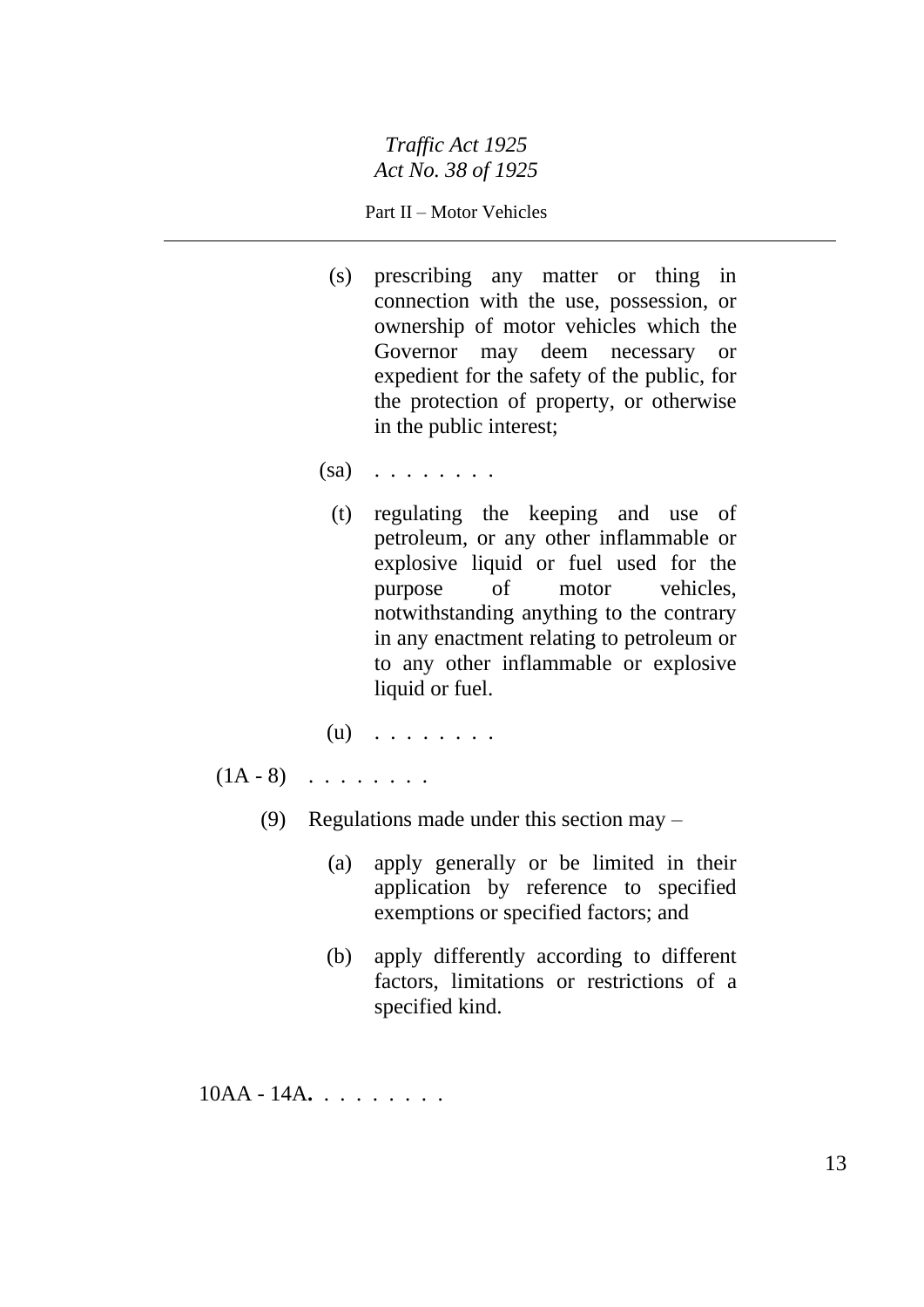(s) prescribing any matter or thing in connection with the use, possession, or ownership of motor vehicles which the Governor may deem necessary or expedient for the safety of the public, for the protection of property, or otherwise in the public interest;

(sa) . . . . . . . .

(t) regulating the keeping and use of petroleum, or any other inflammable or explosive liquid or fuel used for the purpose of motor vehicles, notwithstanding anything to the contrary in any enactment relating to petroleum or to any other inflammable or explosive liquid or fuel.

(u) . . . . . . . .

(1A - 8) . . . . . . . .

(9) Regulations made under this section may –

(a) apply generally or be limited in their application by reference to specified exemptions or specified factors; and

(b) apply differently according to different factors, limitations or restrictions of a specified kind.

10AA - 14A**.** . . . . . . . .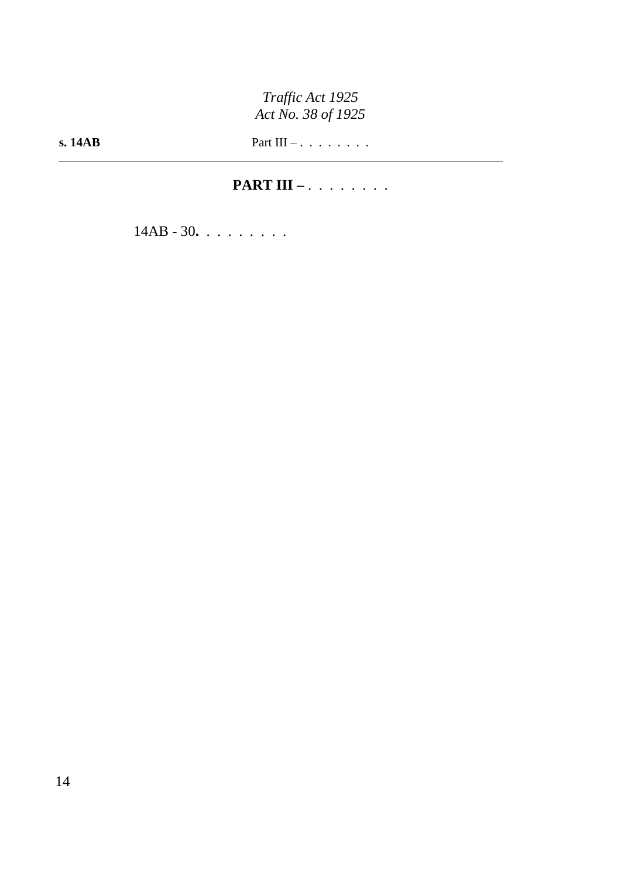## PART III – . . . . . . . .

14AB - 30**.** . . . . . . . .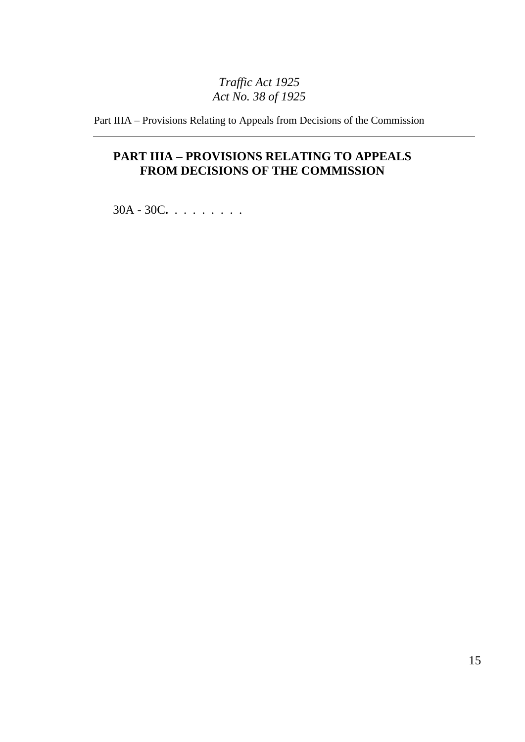## PART IIIA – PROVISIONS RELATING TO APPEALS FROM DECISIONS OF THE COMMISSION

30A - 30C. . . . . . . . .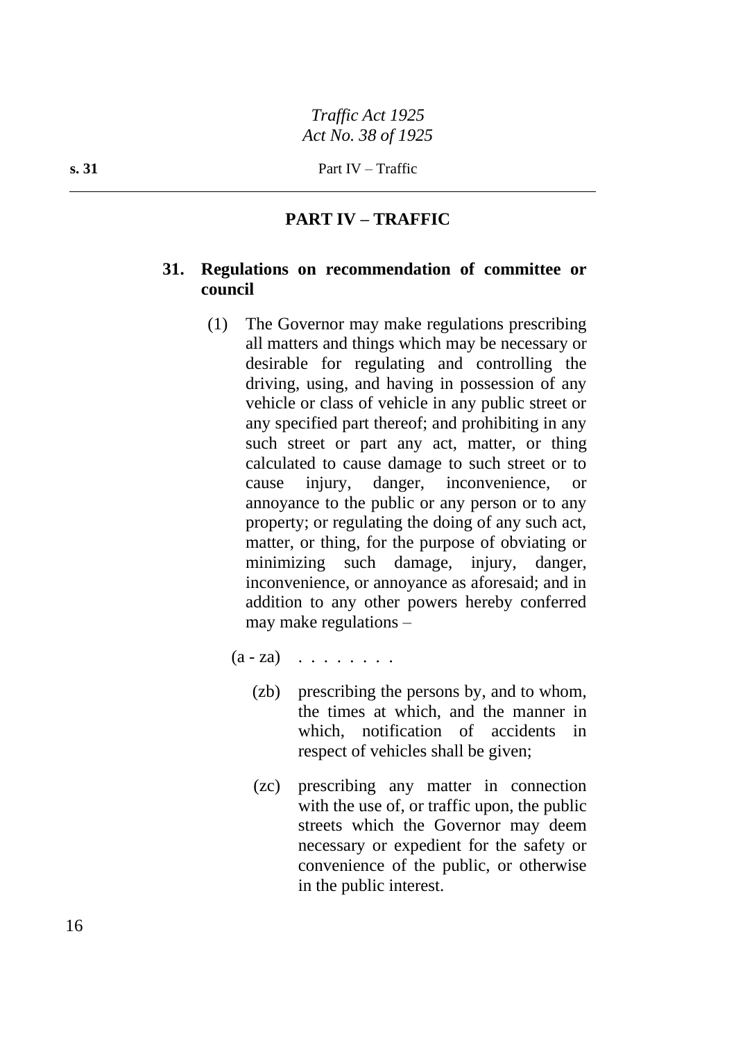## PART IV – TRAFFIC

### 31. Regulations on recommendation of committee or council

(1) The Governor may make regulations prescribing all matters and things which may be necessary or desirable for regulating and controlling the driving, using, and having in possession of any vehicle or class of vehicle in any public street or any specified part thereof; and prohibiting in any such street or part any act, matter, or thing calculated to cause damage to such street or to cause injury, danger, inconvenience, or annoyance to the public or any person or to any property; or regulating the doing of any such act, matter, or thing, for the purpose of obviating or minimizing such damage, injury, danger, inconvenience, or annoyance as aforesaid; and in addition to any other powers hereby conferred may make regulations –

(a - za) . . . . . . . .

(zb) prescribing the persons by, and to whom, the times at which, and the manner in which, notification of accidents in respect of vehicles shall be given;

(zc) prescribing any matter in connection with the use of, or traffic upon, the public streets which the Governor may deem necessary or expedient for the safety or convenience of the public, or otherwise in the public interest.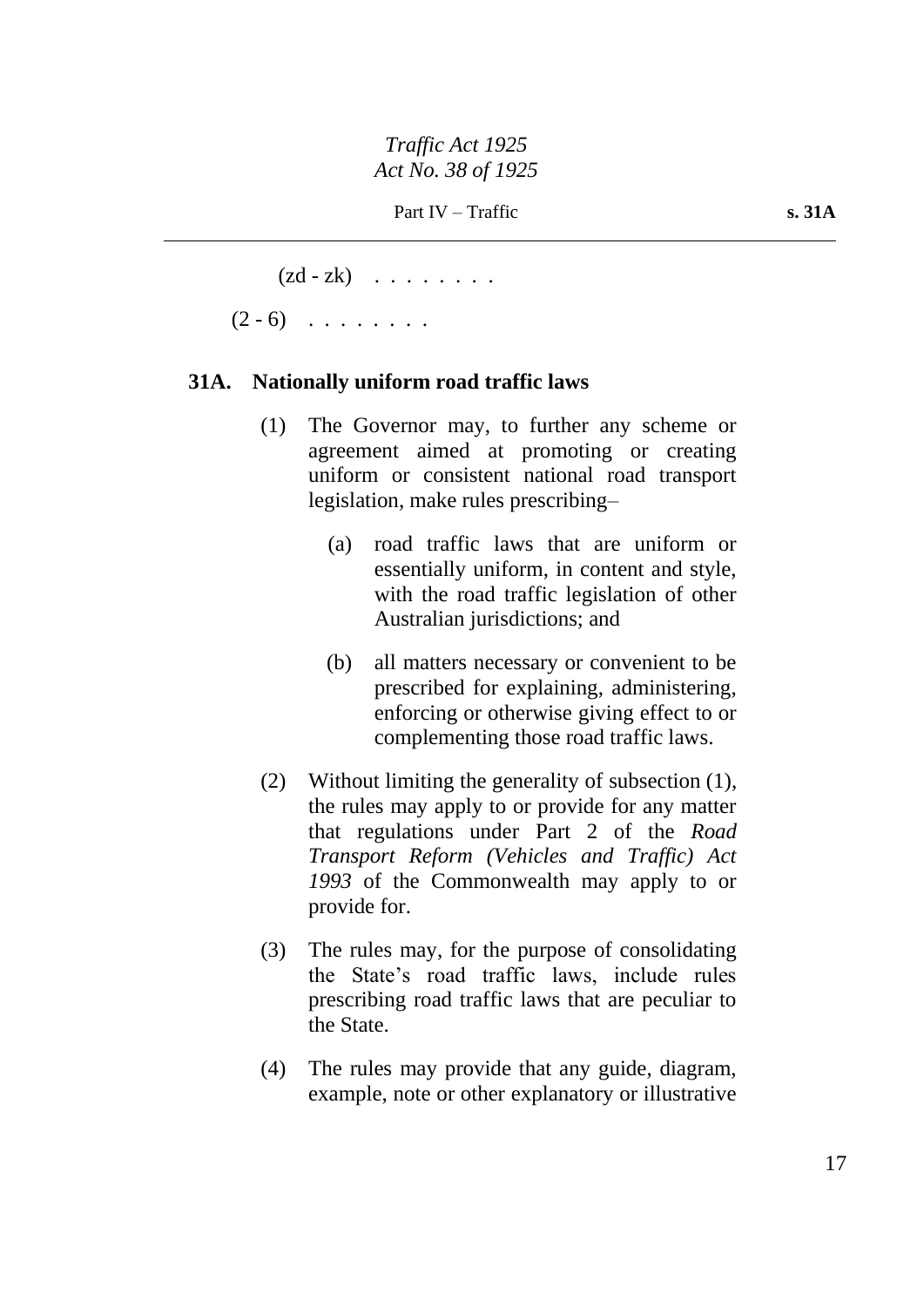(zd - zk) . . . . . . . .

(2 - 6) . . . . . . . .

### 31A. Nationally uniform road traffic laws

(1) The Governor may, to further any scheme or agreement aimed at promoting or creating uniform or consistent national road transport legislation, make rules prescribing–

(a) road traffic laws that are uniform or essentially uniform, in content and style, with the road traffic legislation of other Australian jurisdictions; and

(b) all matters necessary or convenient to be prescribed for explaining, administering, enforcing or otherwise giving effect to or complementing those road traffic laws.

(2) Without limiting the generality of subsection (1), the rules may apply to or provide for any matter that regulations under Part 2 of the *Road Transport Reform (Vehicles and Traffic) Act 1993* of the Commonwealth may apply to or provide for.

(3) The rules may, for the purpose of consolidating the State's road traffic laws, include rules prescribing road traffic laws that are peculiar to the State.

(4) The rules may provide that any guide, diagram, example, note or other explanatory or illustrative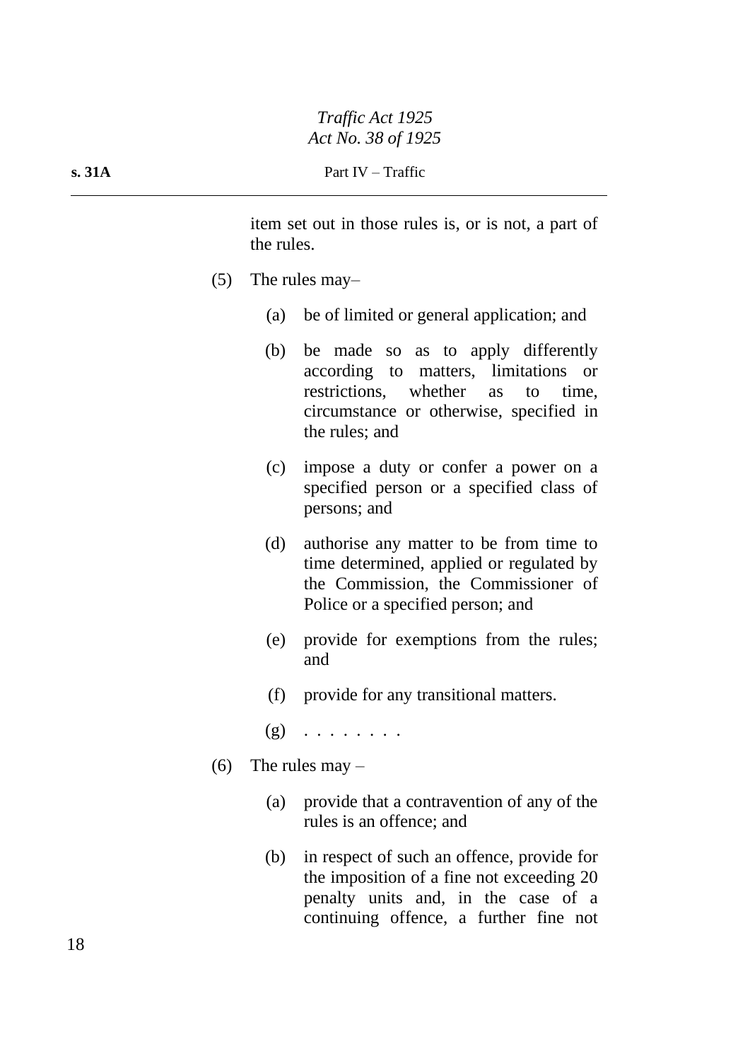item set out in those rules is, or is not, a part of the rules.

(5) The rules may–

(a) be of limited or general application; and

(b) be made so as to apply differently according to matters, limitations or restrictions, whether as to time, circumstance or otherwise, specified in the rules; and

(c) impose a duty or confer a power on a specified person or a specified class of persons; and

(d) authorise any matter to be from time to time determined, applied or regulated by the Commission, the Commissioner of Police or a specified person; and

(e) provide for exemptions from the rules; and

(f) provide for any transitional matters.

(g) . . . . . . . .

(6) The rules may –

(a) provide that a contravention of any of the rules is an offence; and

(b) in respect of such an offence, provide for the imposition of a fine not exceeding 20 penalty units and, in the case of a continuing offence, a further fine not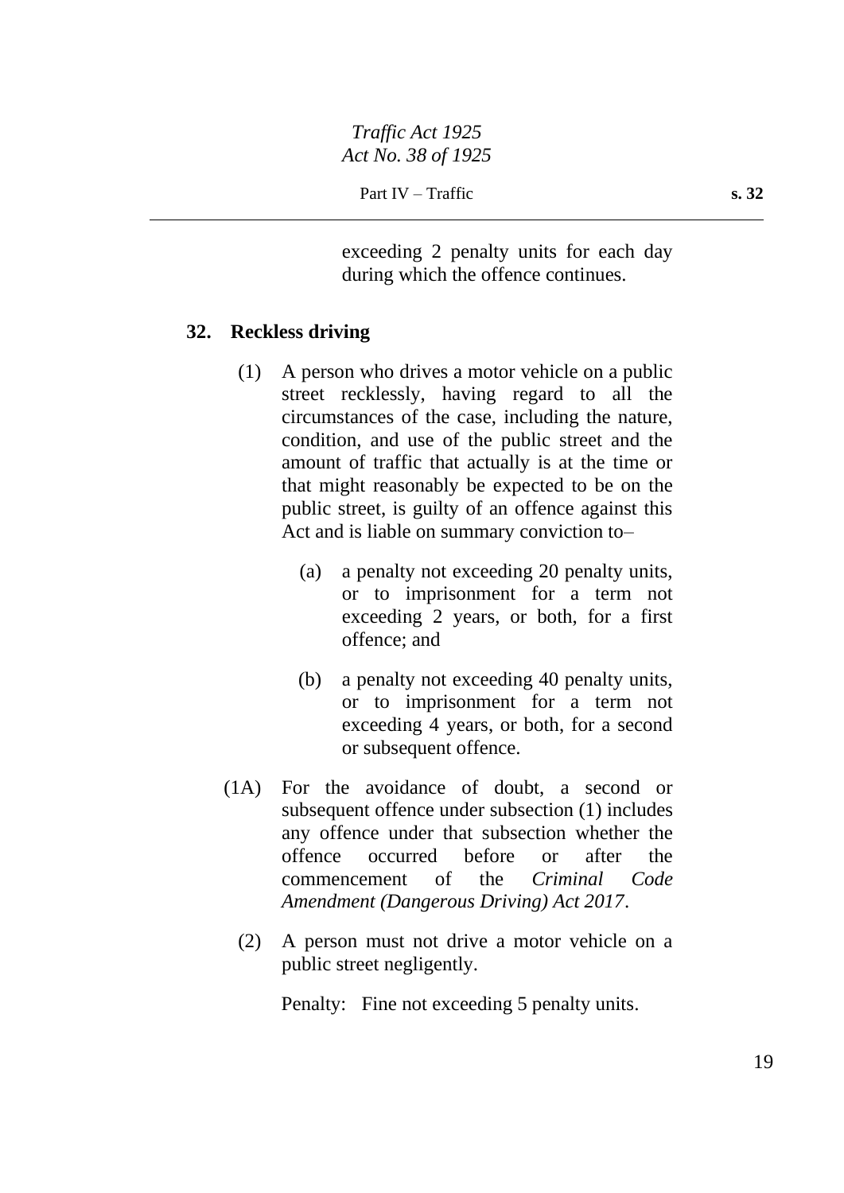exceeding 2 penalty units for each day during which the offence continues.

## 32. Reckless driving

(1) A person who drives a motor vehicle on a public street recklessly, having regard to all the circumstances of the case, including the nature, condition, and use of the public street and the amount of traffic that actually is at the time or that might reasonably be expected to be on the public street, is guilty of an offence against this Act and is liable on summary conviction to–

(a) a penalty not exceeding 20 penalty units, or to imprisonment for a term not exceeding 2 years, or both, for a first offence; and

(b) a penalty not exceeding 40 penalty units, or to imprisonment for a term not exceeding 4 years, or both, for a second or subsequent offence.

(1A) For the avoidance of doubt, a second or subsequent offence under subsection (1) includes any offence under that subsection whether the offence occurred before or after the commencement of the *Criminal Code Amendment (Dangerous Driving) Act 2017*.

(2) A person must not drive a motor vehicle on a public street negligently.

Penalty: Fine not exceeding 5 penalty units.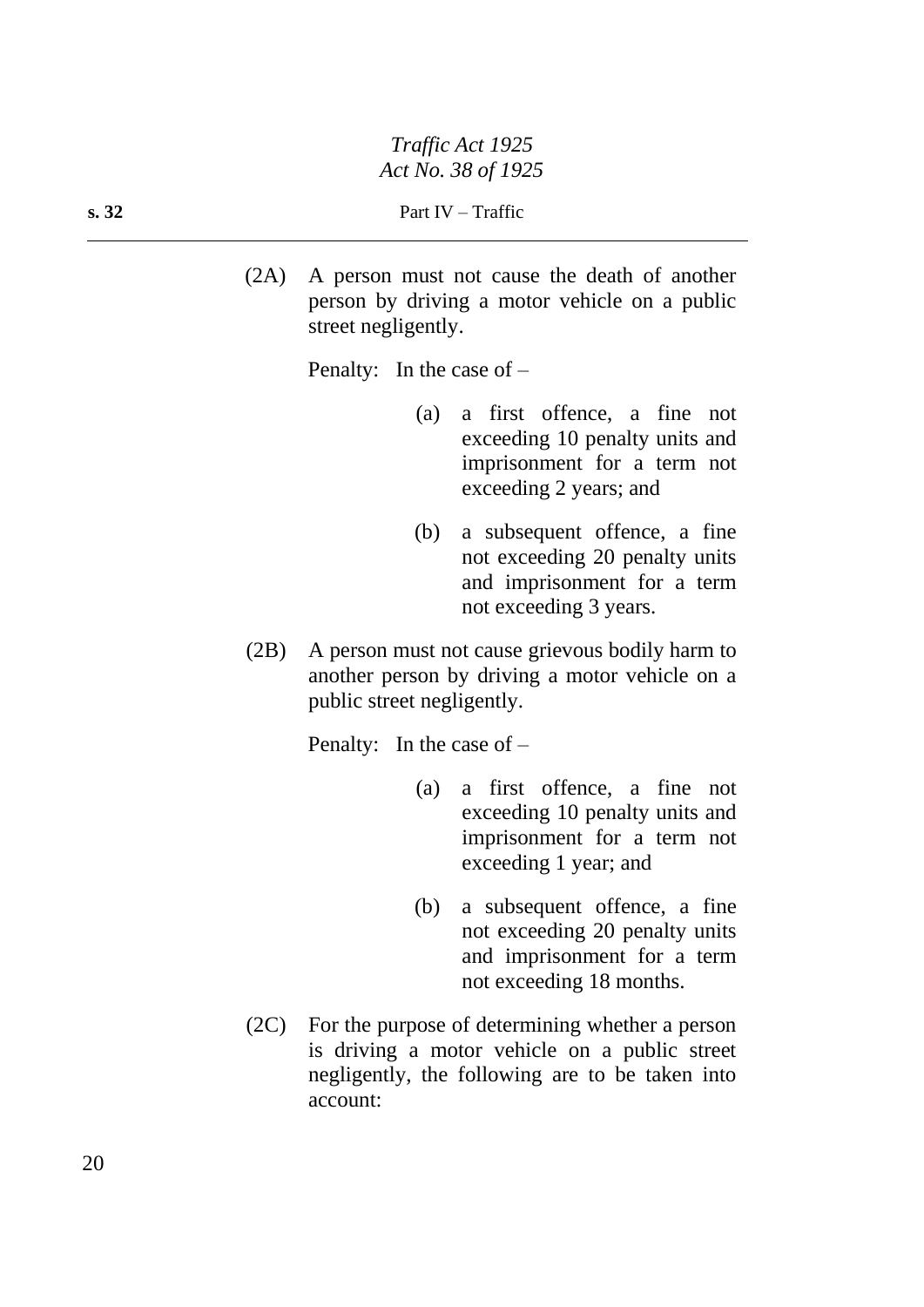(2A) A person must not cause the death of another person by driving a motor vehicle on a public street negligently.

Penalty: In the case of –

(a) a first offence, a fine not exceeding 10 penalty units and imprisonment for a term not exceeding 2 years; and

(b) a subsequent offence, a fine not exceeding 20 penalty units and imprisonment for a term not exceeding 3 years.

(2B) A person must not cause grievous bodily harm to another person by driving a motor vehicle on a public street negligently.

Penalty: In the case of –

(a) a first offence, a fine not exceeding 10 penalty units and imprisonment for a term not exceeding 1 year; and

(b) a subsequent offence, a fine not exceeding 20 penalty units and imprisonment for a term not exceeding 18 months.

(2C) For the purpose of determining whether a person is driving a motor vehicle on a public street negligently, the following are to be taken into account: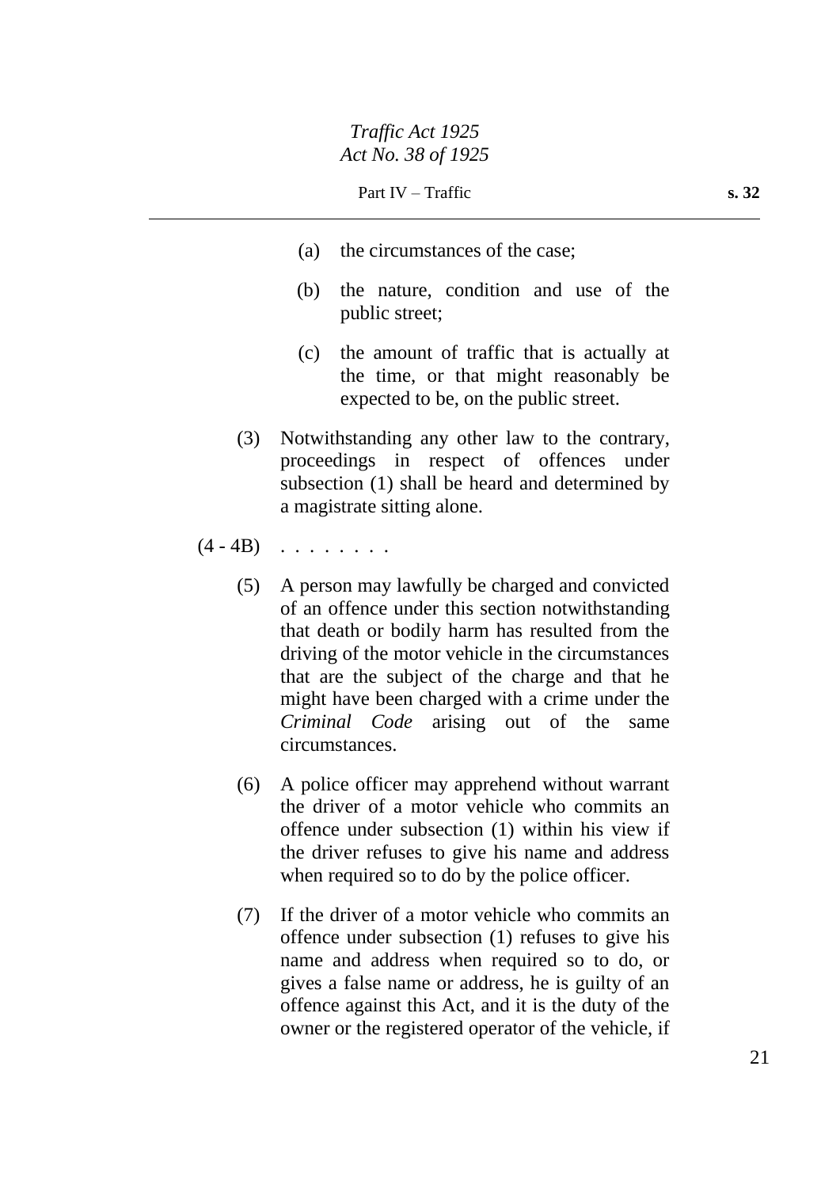(a) the circumstances of the case;

(b) the nature, condition and use of the public street;

(c) the amount of traffic that is actually at the time, or that might reasonably be expected to be, on the public street.

(3) Notwithstanding any other law to the contrary, proceedings in respect of offences under subsection (1) shall be heard and determined by a magistrate sitting alone.

(4 - 4B) . . . . . . . .

(5) A person may lawfully be charged and convicted of an offence under this section notwithstanding that death or bodily harm has resulted from the driving of the motor vehicle in the circumstances that are the subject of the charge and that he might have been charged with a crime under the *Criminal Code* arising out of the same circumstances.

(6) A police officer may apprehend without warrant the driver of a motor vehicle who commits an offence under subsection (1) within his view if the driver refuses to give his name and address when required so to do by the police officer.

(7) If the driver of a motor vehicle who commits an offence under subsection (1) refuses to give his name and address when required so to do, or gives a false name or address, he is guilty of an offence against this Act, and it is the duty of the owner or the registered operator of the vehicle, if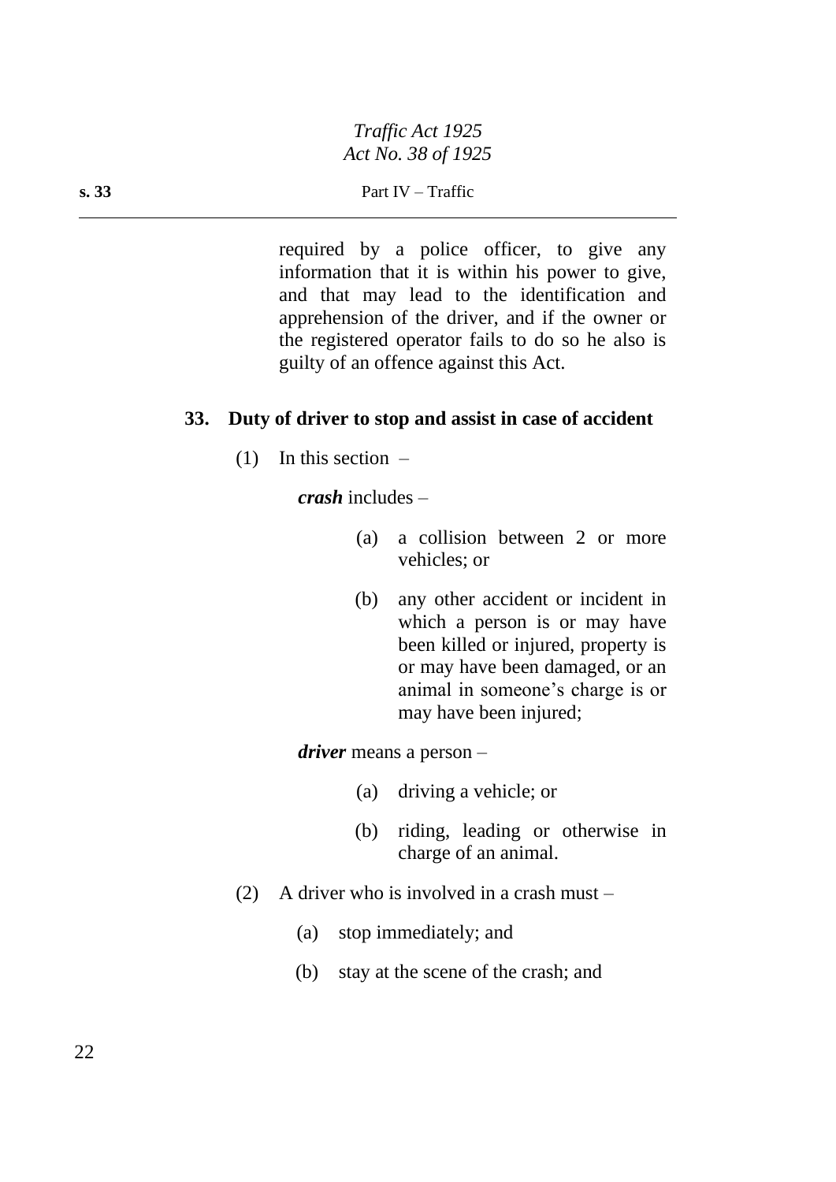required by a police officer, to give any information that it is within his power to give, and that may lead to the identification and apprehension of the driver, and if the owner or the registered operator fails to do so he also is guilty of an offence against this Act.

### 33. Duty of driver to stop and assist in case of accident

(1) In this section –

***crash*** includes –

(a) a collision between 2 or more vehicles; or

(b) any other accident or incident in which a person is or may have been killed or injured, property is or may have been damaged, or an animal in someone's charge is or may have been injured;

***driver*** means a person –

(a) driving a vehicle; or

(b) riding, leading or otherwise in charge of an animal.

(2) A driver who is involved in a crash must –

(a) stop immediately; and

(b) stay at the scene of the crash; and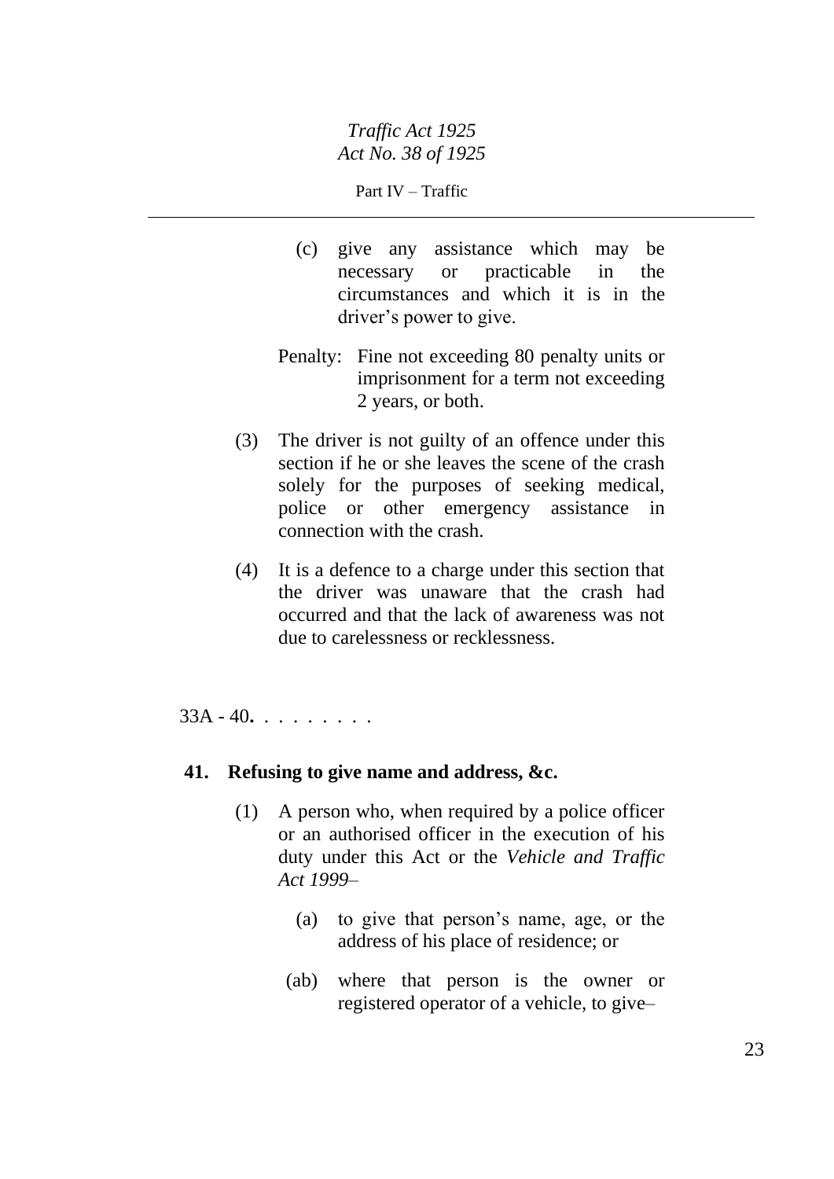(c) give any assistance which may be necessary or practicable in the circumstances and which it is in the driver's power to give.

Penalty: Fine not exceeding 80 penalty units or imprisonment for a term not exceeding 2 years, or both.

(3) The driver is not guilty of an offence under this section if he or she leaves the scene of the crash solely for the purposes of seeking medical, police or other emergency assistance in connection with the crash.

(4) It is a defence to a charge under this section that the driver was unaware that the crash had occurred and that the lack of awareness was not due to carelessness or recklessness.

33A - 40**.** . . . . . . . .

**41. Refusing to give name and address, &c.**

(1) A person who, when required by a police officer or an authorised officer in the execution of his duty under this Act or the *Vehicle and Traffic Act 1999*–

(a) to give that person's name, age, or the address of his place of residence; or

(ab) where that person is the owner or registered operator of a vehicle, to give–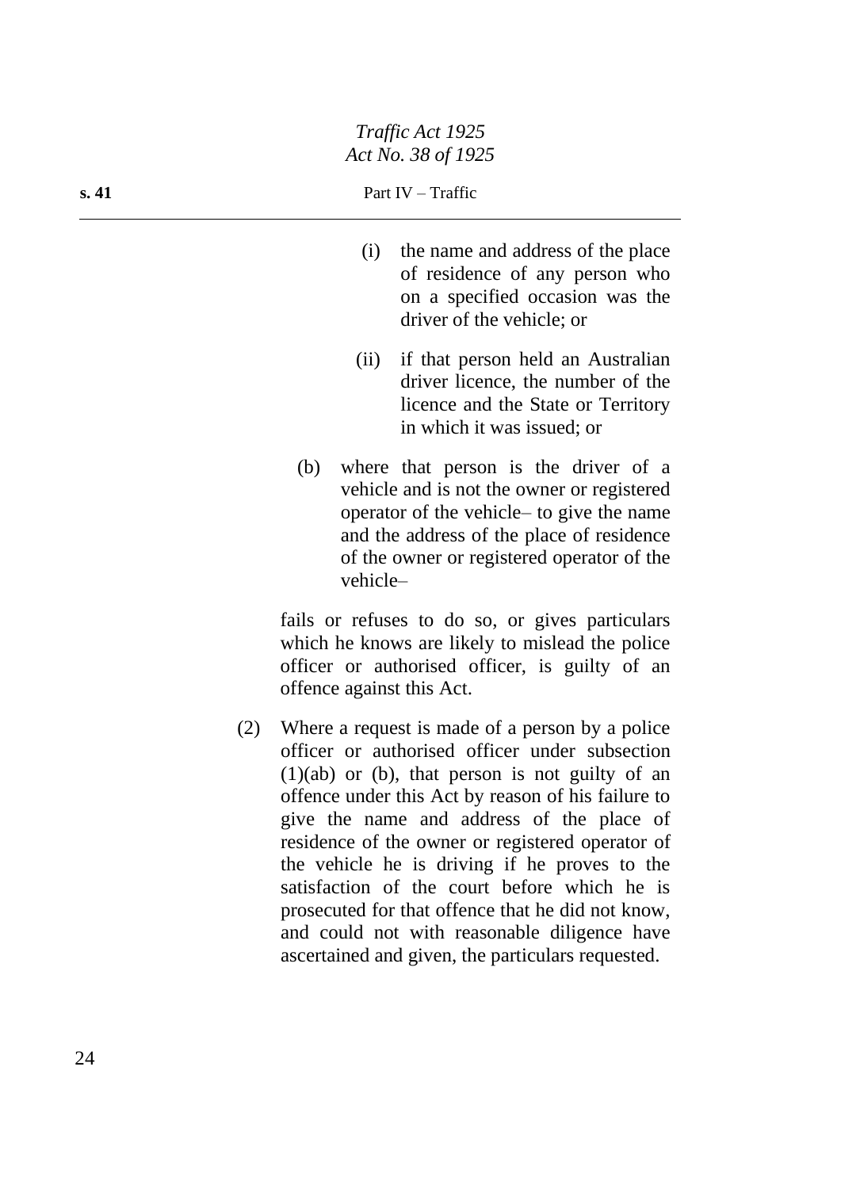(i) the name and address of the place of residence of any person who on a specified occasion was the driver of the vehicle; or

(ii) if that person held an Australian driver licence, the number of the licence and the State or Territory in which it was issued; or

(b) where that person is the driver of a vehicle and is not the owner or registered operator of the vehicle– to give the name and the address of the place of residence of the owner or registered operator of the vehicle–

fails or refuses to do so, or gives particulars which he knows are likely to mislead the police officer or authorised officer, is guilty of an offence against this Act.

(2) Where a request is made of a person by a police officer or authorised officer under subsection (1)(ab) or (b), that person is not guilty of an offence under this Act by reason of his failure to give the name and address of the place of residence of the owner or registered operator of the vehicle he is driving if he proves to the satisfaction of the court before which he is prosecuted for that offence that he did not know, and could not with reasonable diligence have ascertained and given, the particulars requested.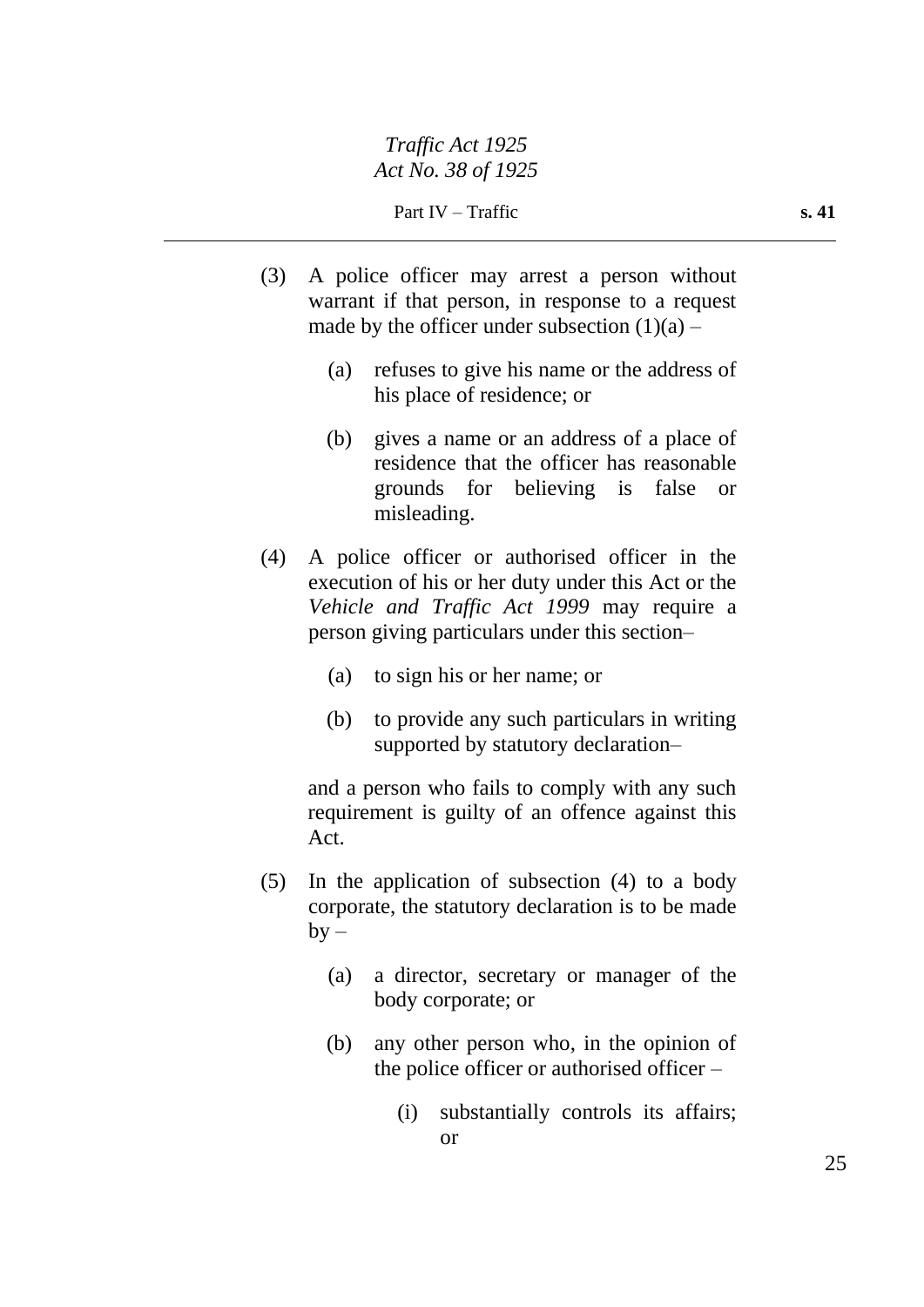(3) A police officer may arrest a person without warrant if that person, in response to a request made by the officer under subsection (1)(a) –

(a) refuses to give his name or the address of his place of residence; or

(b) gives a name or an address of a place of residence that the officer has reasonable grounds for believing is false or misleading.

(4) A police officer or authorised officer in the execution of his or her duty under this Act or the *Vehicle and Traffic Act 1999* may require a person giving particulars under this section–

(a) to sign his or her name; or

(b) to provide any such particulars in writing supported by statutory declaration–

and a person who fails to comply with any such requirement is guilty of an offence against this Act.

(5) In the application of subsection (4) to a body corporate, the statutory declaration is to be made by –

(a) a director, secretary or manager of the body corporate; or

(b) any other person who, in the opinion of the police officer or authorised officer –

(i) substantially controls its affairs; or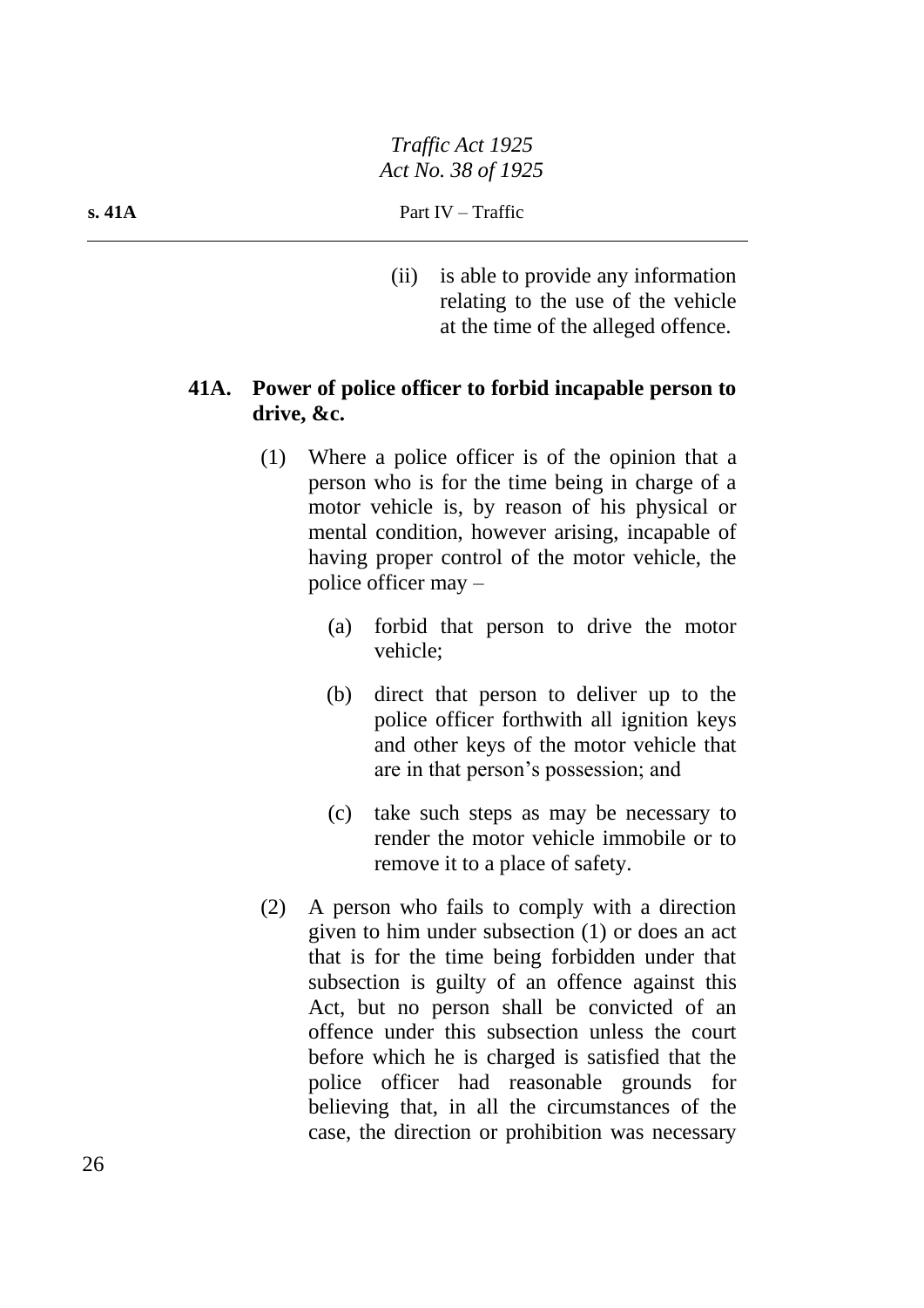(ii) is able to provide any information relating to the use of the vehicle at the time of the alleged offence.

### 41A. Power of police officer to forbid incapable person to drive, &c.

(1) Where a police officer is of the opinion that a person who is for the time being in charge of a motor vehicle is, by reason of his physical or mental condition, however arising, incapable of having proper control of the motor vehicle, the police officer may –

(a) forbid that person to drive the motor vehicle;

(b) direct that person to deliver up to the police officer forthwith all ignition keys and other keys of the motor vehicle that are in that person's possession; and

(c) take such steps as may be necessary to render the motor vehicle immobile or to remove it to a place of safety.

(2) A person who fails to comply with a direction given to him under subsection (1) or does an act that is for the time being forbidden under that subsection is guilty of an offence against this Act, but no person shall be convicted of an offence under this subsection unless the court before which he is charged is satisfied that the police officer had reasonable grounds for believing that, in all the circumstances of the case, the direction or prohibition was necessary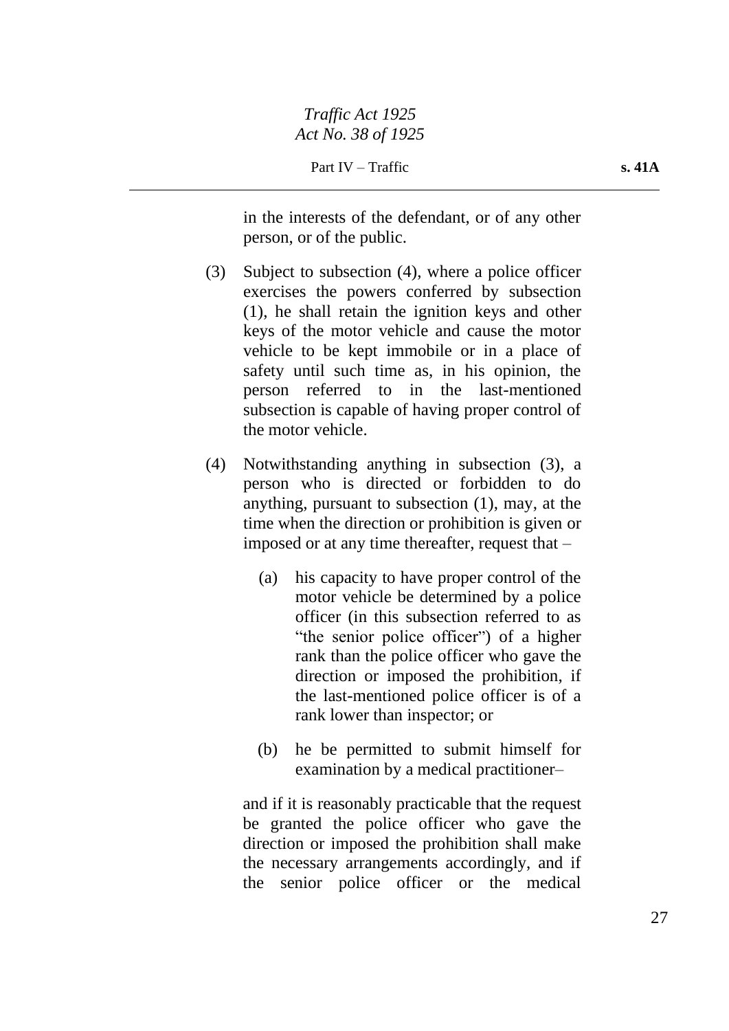in the interests of the defendant, or of any other person, or of the public.

(3) Subject to subsection (4), where a police officer exercises the powers conferred by subsection (1), he shall retain the ignition keys and other keys of the motor vehicle and cause the motor vehicle to be kept immobile or in a place of safety until such time as, in his opinion, the person referred to in the last-mentioned subsection is capable of having proper control of the motor vehicle.

(4) Notwithstanding anything in subsection (3), a person who is directed or forbidden to do anything, pursuant to subsection (1), may, at the time when the direction or prohibition is given or imposed or at any time thereafter, request that –

(a) his capacity to have proper control of the motor vehicle be determined by a police officer (in this subsection referred to as "the senior police officer") of a higher rank than the police officer who gave the direction or imposed the prohibition, if the last-mentioned police officer is of a rank lower than inspector; or

(b) he be permitted to submit himself for examination by a medical practitioner–

and if it is reasonably practicable that the request be granted the police officer who gave the direction or imposed the prohibition shall make the necessary arrangements accordingly, and if the senior police officer or the medical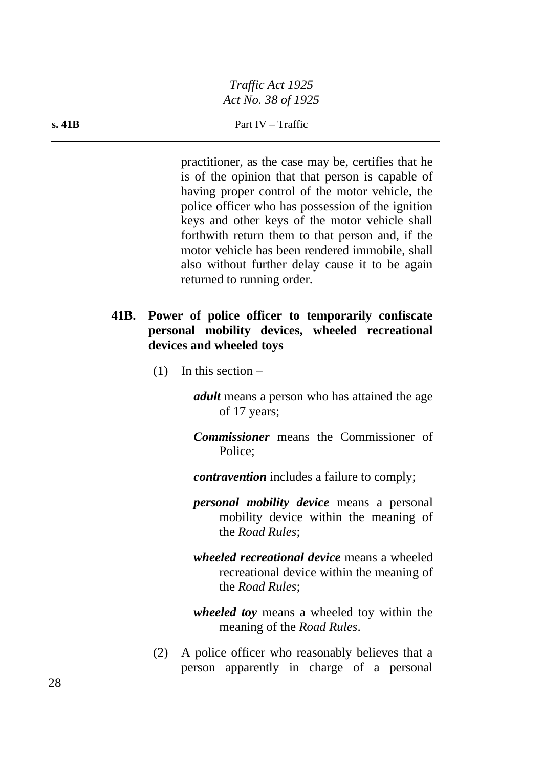practitioner, as the case may be, certifies that he is of the opinion that that person is capable of having proper control of the motor vehicle, the police officer who has possession of the ignition keys and other keys of the motor vehicle shall forthwith return them to that person and, if the motor vehicle has been rendered immobile, shall also without further delay cause it to be again returned to running order.

**41B. Power of police officer to temporarily confiscate personal mobility devices, wheeled recreational devices and wheeled toys**

(1) In this section –

***adult*** means a person who has attained the age of 17 years;

***Commissioner*** means the Commissioner of Police;

***contravention*** includes a failure to comply;

***personal mobility device*** means a personal mobility device within the meaning of the *Road Rules*;

***wheeled recreational device*** means a wheeled recreational device within the meaning of the *Road Rules*;

***wheeled toy*** means a wheeled toy within the meaning of the *Road Rules*.

(2) A police officer who reasonably believes that a person apparently in charge of a personal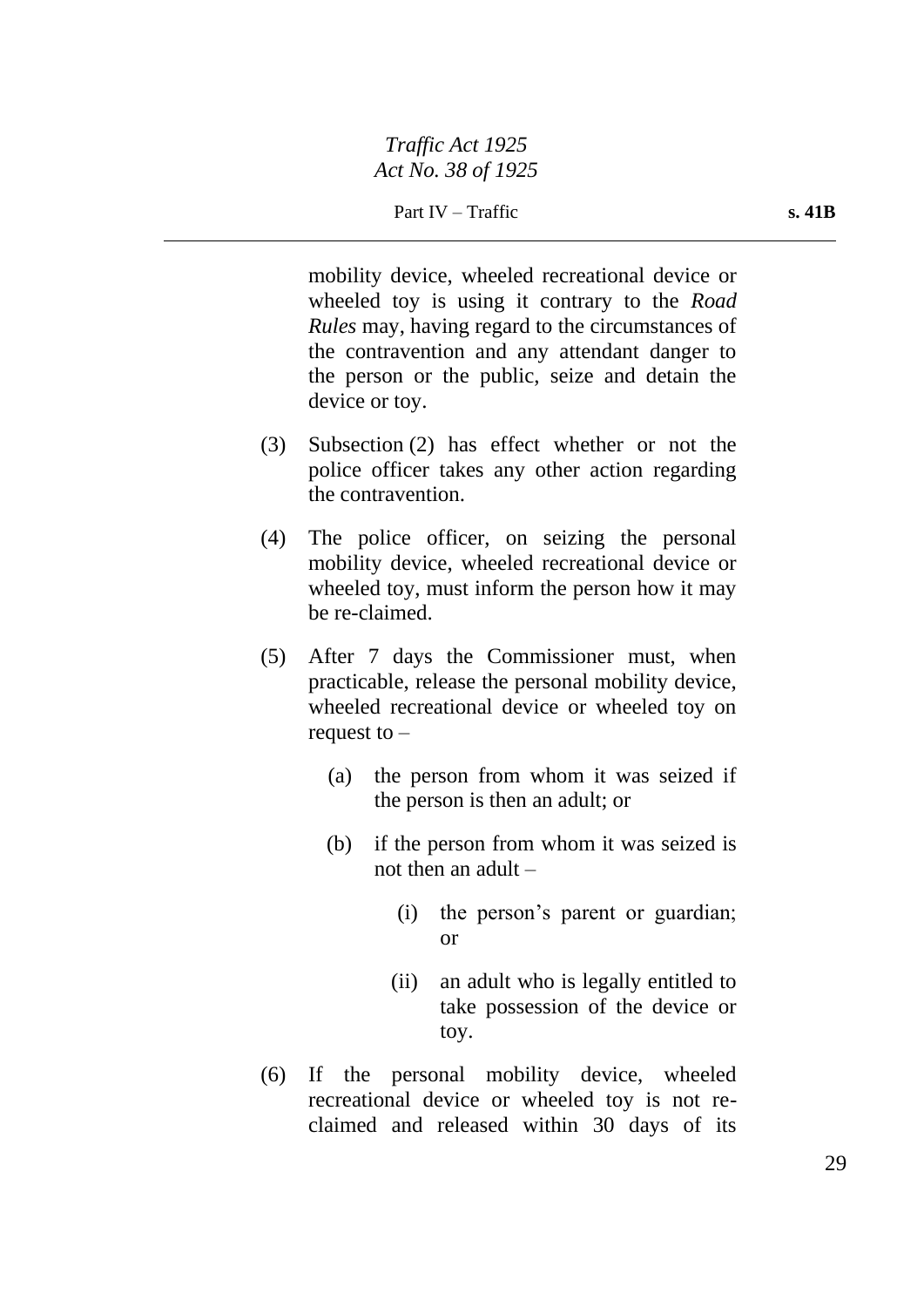mobility device, wheeled recreational device or wheeled toy is using it contrary to the *Road Rules* may, having regard to the circumstances of the contravention and any attendant danger to the person or the public, seize and detain the device or toy.

(3) Subsection (2) has effect whether or not the police officer takes any other action regarding the contravention.

(4) The police officer, on seizing the personal mobility device, wheeled recreational device or wheeled toy, must inform the person how it may be re-claimed.

(5) After 7 days the Commissioner must, when practicable, release the personal mobility device, wheeled recreational device or wheeled toy on request to –

  (a) the person from whom it was seized if the person is then an adult; or

  (b) if the person from whom it was seized is not then an adult –

    (i) the person's parent or guardian; or

    (ii) an adult who is legally entitled to take possession of the device or toy.

(6) If the personal mobility device, wheeled recreational device or wheeled toy is not re-claimed and released within 30 days of its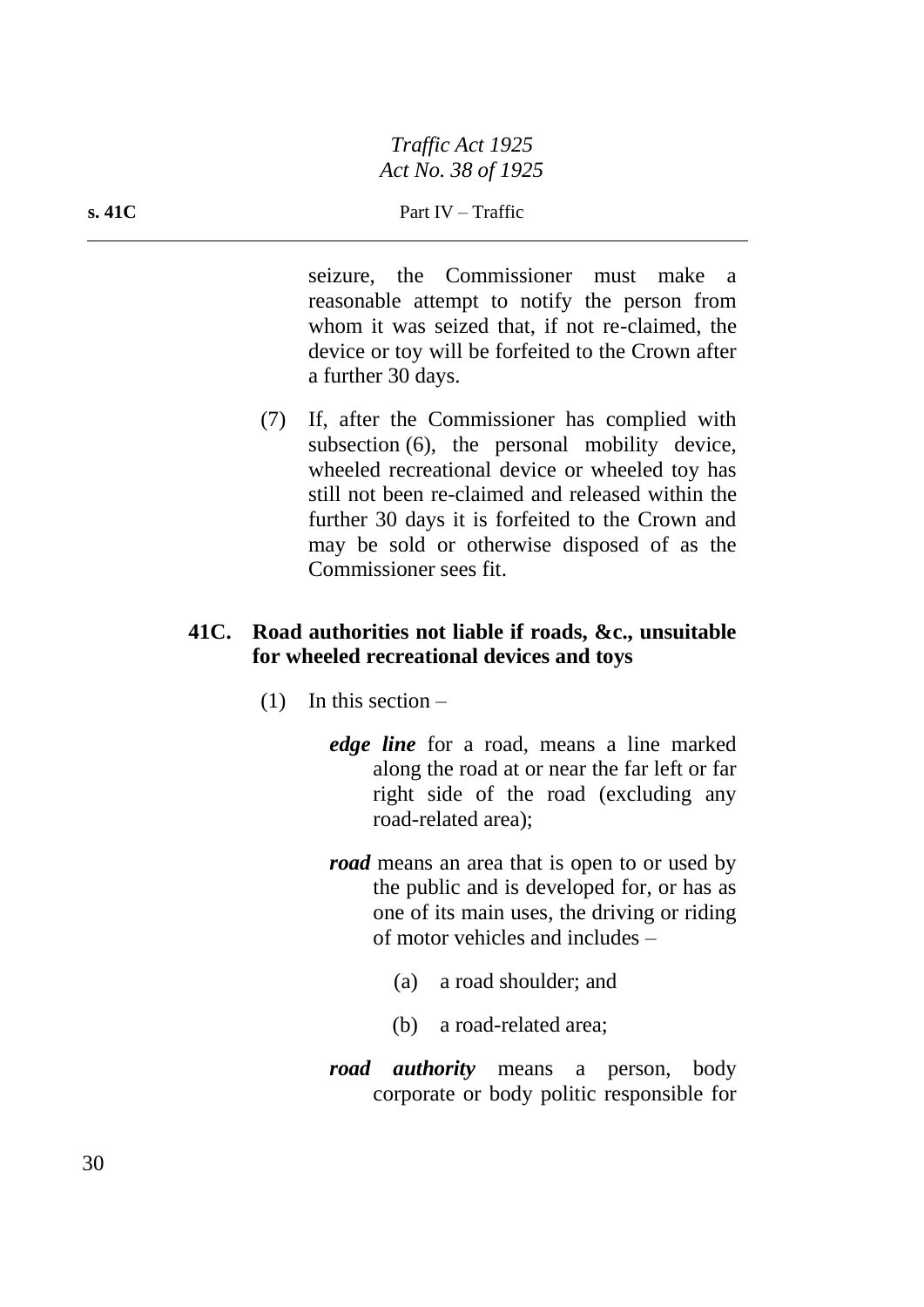seizure, the Commissioner must make a reasonable attempt to notify the person from whom it was seized that, if not re-claimed, the device or toy will be forfeited to the Crown after a further 30 days.

(7) If, after the Commissioner has complied with subsection (6), the personal mobility device, wheeled recreational device or wheeled toy has still not been re-claimed and released within the further 30 days it is forfeited to the Crown and may be sold or otherwise disposed of as the Commissioner sees fit.

### 41C. Road authorities not liable if roads, &c., unsuitable for wheeled recreational devices and toys

(1) In this section –

***edge line*** for a road, means a line marked along the road at or near the far left or far right side of the road (excluding any road-related area);

***road*** means an area that is open to or used by the public and is developed for, or has as one of its main uses, the driving or riding of motor vehicles and includes –

(a) a road shoulder; and

(b) a road-related area;

***road authority*** means a person, body corporate or body politic responsible for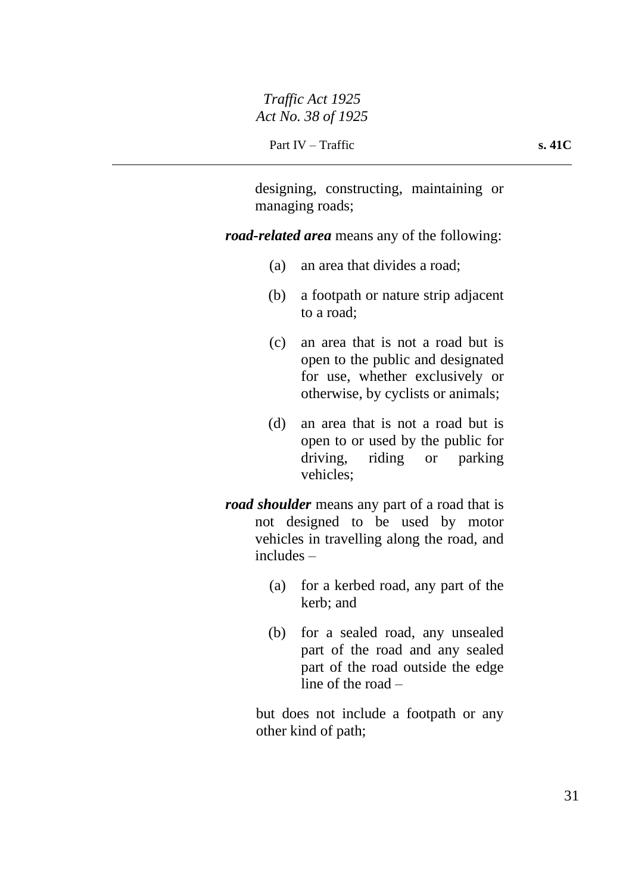designing, constructing, maintaining or managing roads;

***road-related area*** means any of the following:

(a) an area that divides a road;

(b) a footpath or nature strip adjacent to a road;

(c) an area that is not a road but is open to the public and designated for use, whether exclusively or otherwise, by cyclists or animals;

(d) an area that is not a road but is open to or used by the public for driving, riding or parking vehicles;

***road shoulder*** means any part of a road that is not designed to be used by motor vehicles in travelling along the road, and includes –

(a) for a kerbed road, any part of the kerb; and

(b) for a sealed road, any unsealed part of the road and any sealed part of the road outside the edge line of the road –

but does not include a footpath or any other kind of path;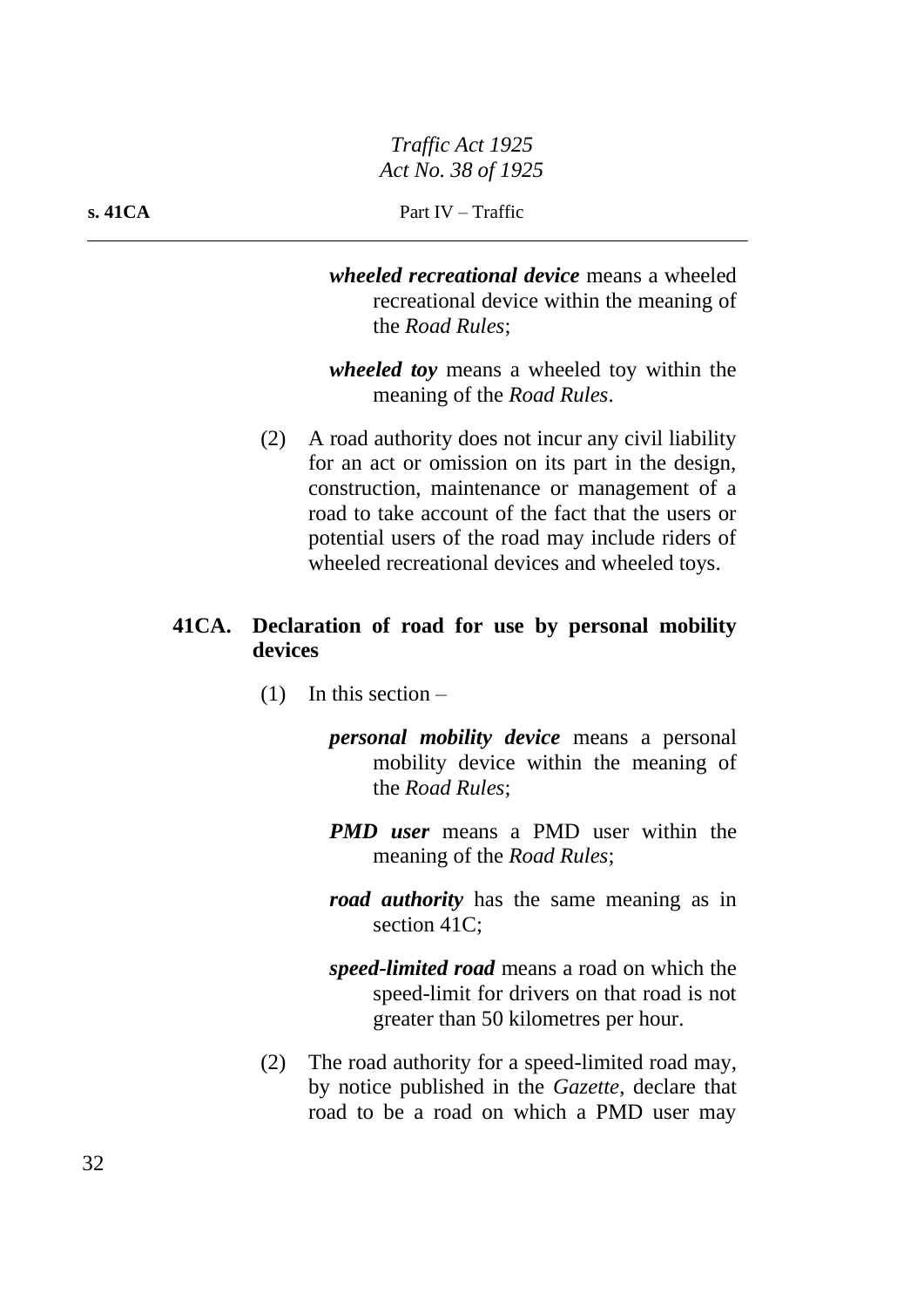***wheeled recreational device*** means a wheeled recreational device within the meaning of the *Road Rules*;

***wheeled toy*** means a wheeled toy within the meaning of the *Road Rules*.

(2) A road authority does not incur any civil liability for an act or omission on its part in the design, construction, maintenance or management of a road to take account of the fact that the users or potential users of the road may include riders of wheeled recreational devices and wheeled toys.

### 41CA. Declaration of road for use by personal mobility devices

(1) In this section –

***personal mobility device*** means a personal mobility device within the meaning of the *Road Rules*;

***PMD user*** means a PMD user within the meaning of the *Road Rules*;

***road authority*** has the same meaning as in section 41C;

***speed-limited road*** means a road on which the speed-limit for drivers on that road is not greater than 50 kilometres per hour.

(2) The road authority for a speed-limited road may, by notice published in the *Gazette*, declare that road to be a road on which a PMD user may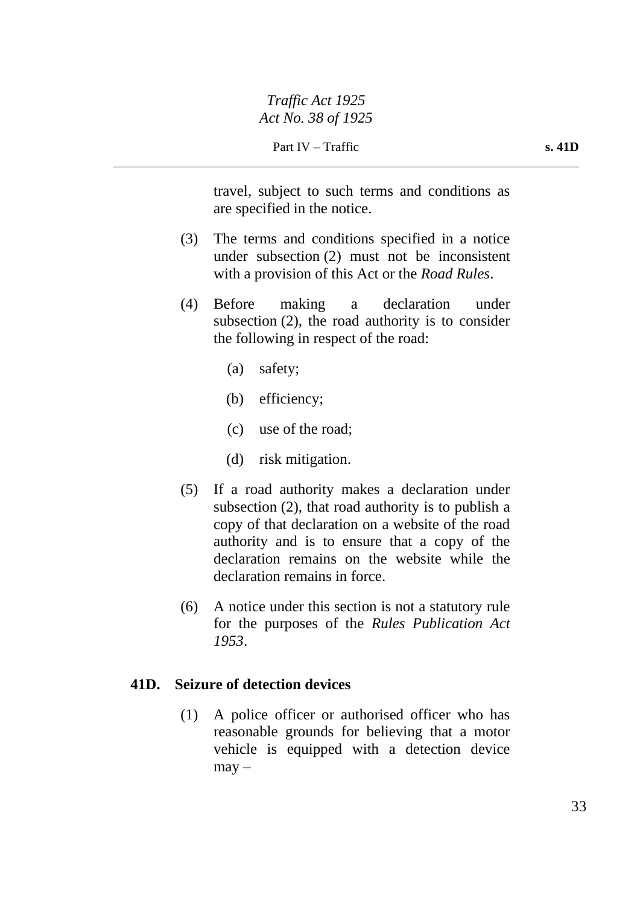travel, subject to such terms and conditions as are specified in the notice.

(3) The terms and conditions specified in a notice under subsection (2) must not be inconsistent with a provision of this Act or the *Road Rules*.

(4) Before making a declaration under subsection (2), the road authority is to consider the following in respect of the road:

(a) safety;

(b) efficiency;

(c) use of the road;

(d) risk mitigation.

(5) If a road authority makes a declaration under subsection (2), that road authority is to publish a copy of that declaration on a website of the road authority and is to ensure that a copy of the declaration remains on the website while the declaration remains in force.

(6) A notice under this section is not a statutory rule for the purposes of the *Rules Publication Act 1953*.

### 41D. Seizure of detection devices

(1) A police officer or authorised officer who has reasonable grounds for believing that a motor vehicle is equipped with a detection device may –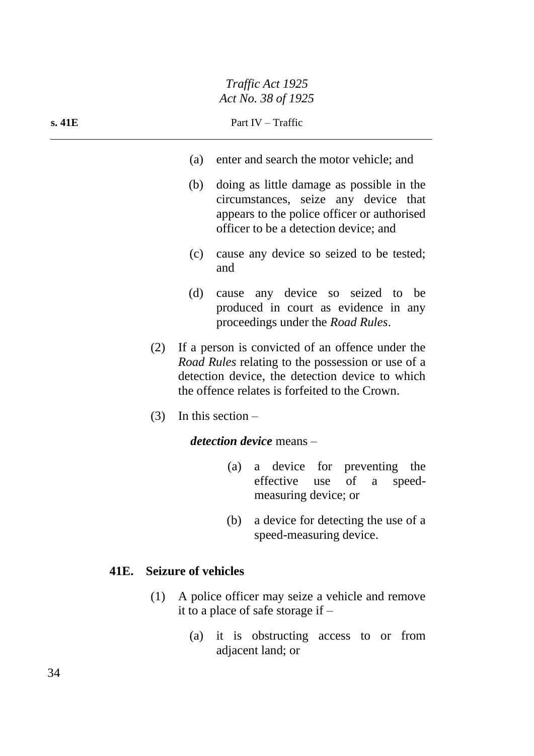(a) enter and search the motor vehicle; and

(b) doing as little damage as possible in the circumstances, seize any device that appears to the police officer or authorised officer to be a detection device; and

(c) cause any device so seized to be tested; and

(d) cause any device so seized to be produced in court as evidence in any proceedings under the *Road Rules*.

(2) If a person is convicted of an offence under the *Road Rules* relating to the possession or use of a detection device, the detection device to which the offence relates is forfeited to the Crown.

(3) In this section –

***detection device*** means –

(a) a device for preventing the effective use of a speed-measuring device; or

(b) a device for detecting the use of a speed-measuring device.

### 41E. Seizure of vehicles

(1) A police officer may seize a vehicle and remove it to a place of safe storage if –

(a) it is obstructing access to or from adjacent land; or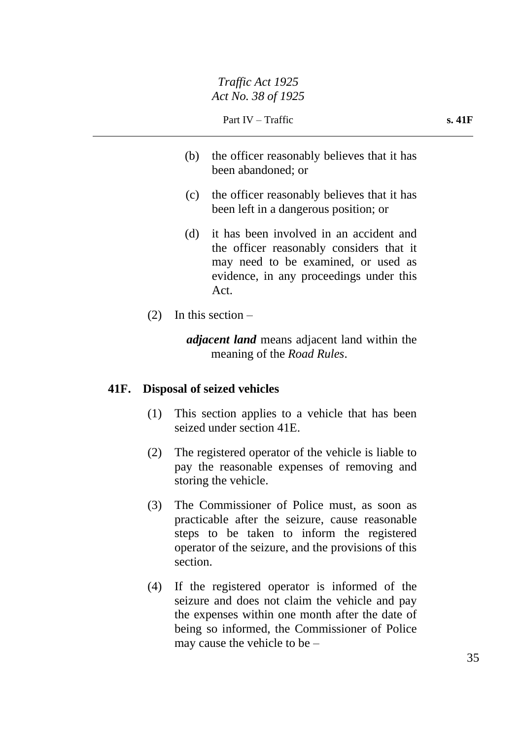(b) the officer reasonably believes that it has been abandoned; or

(c) the officer reasonably believes that it has been left in a dangerous position; or

(d) it has been involved in an accident and the officer reasonably considers that it may need to be examined, or used as evidence, in any proceedings under this Act.

(2) In this section –

***adjacent land*** means adjacent land within the meaning of the *Road Rules*.

### 41F. Disposal of seized vehicles

(1) This section applies to a vehicle that has been seized under section 41E.

(2) The registered operator of the vehicle is liable to pay the reasonable expenses of removing and storing the vehicle.

(3) The Commissioner of Police must, as soon as practicable after the seizure, cause reasonable steps to be taken to inform the registered operator of the seizure, and the provisions of this section.

(4) If the registered operator is informed of the seizure and does not claim the vehicle and pay the expenses within one month after the date of being so informed, the Commissioner of Police may cause the vehicle to be –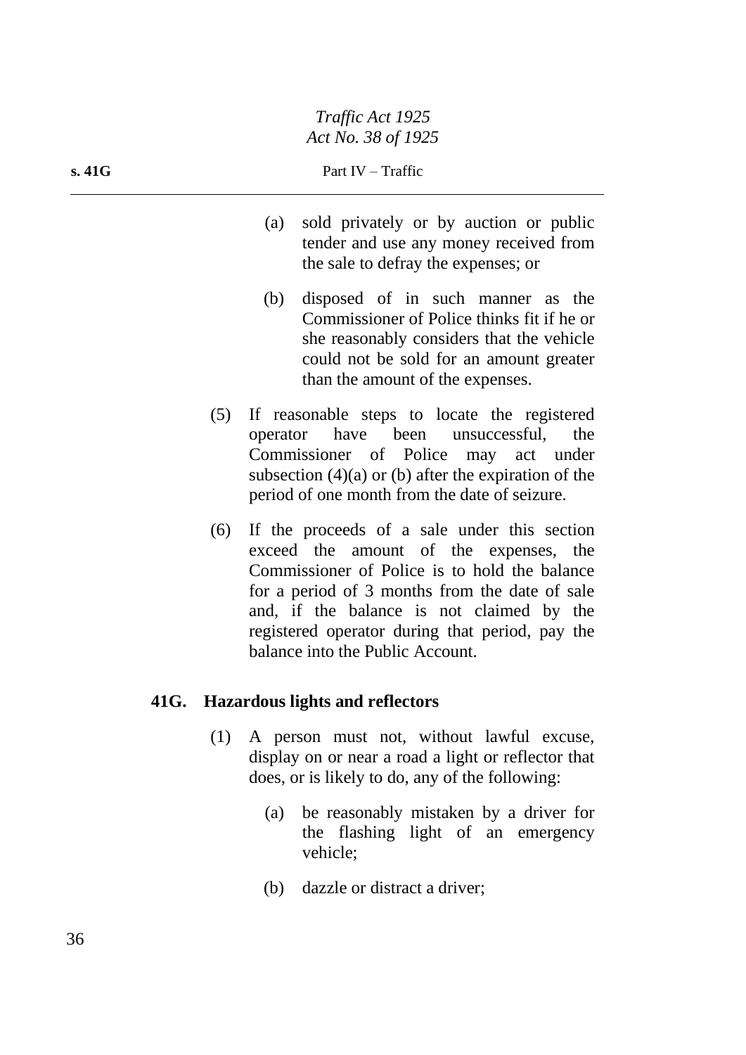(a) sold privately or by auction or public tender and use any money received from the sale to defray the expenses; or

(b) disposed of in such manner as the Commissioner of Police thinks fit if he or she reasonably considers that the vehicle could not be sold for an amount greater than the amount of the expenses.

(5) If reasonable steps to locate the registered operator have been unsuccessful, the Commissioner of Police may act under subsection (4)(a) or (b) after the expiration of the period of one month from the date of seizure.

(6) If the proceeds of a sale under this section exceed the amount of the expenses, the Commissioner of Police is to hold the balance for a period of 3 months from the date of sale and, if the balance is not claimed by the registered operator during that period, pay the balance into the Public Account.

### 41G. Hazardous lights and reflectors

(1) A person must not, without lawful excuse, display on or near a road a light or reflector that does, or is likely to do, any of the following:

(a) be reasonably mistaken by a driver for the flashing light of an emergency vehicle;

(b) dazzle or distract a driver;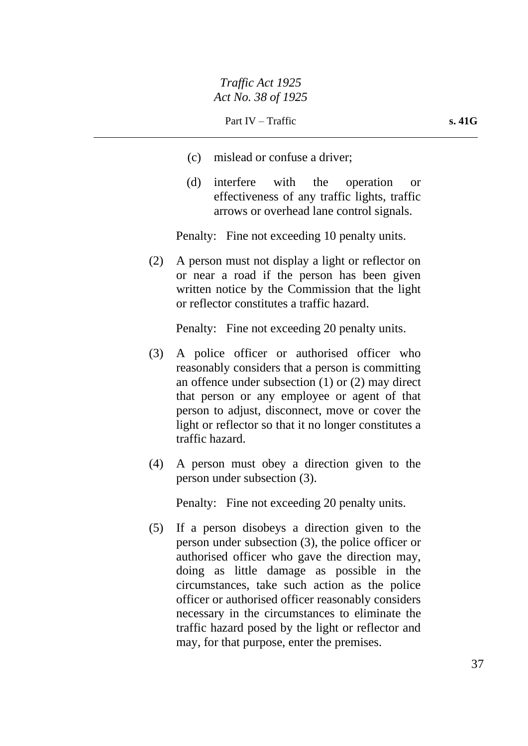(c) mislead or confuse a driver;

(d) interfere with the operation or effectiveness of any traffic lights, traffic arrows or overhead lane control signals.

Penalty: Fine not exceeding 10 penalty units.

(2) A person must not display a light or reflector on or near a road if the person has been given written notice by the Commission that the light or reflector constitutes a traffic hazard.

Penalty: Fine not exceeding 20 penalty units.

(3) A police officer or authorised officer who reasonably considers that a person is committing an offence under subsection (1) or (2) may direct that person or any employee or agent of that person to adjust, disconnect, move or cover the light or reflector so that it no longer constitutes a traffic hazard.

(4) A person must obey a direction given to the person under subsection (3).

Penalty: Fine not exceeding 20 penalty units.

(5) If a person disobeys a direction given to the person under subsection (3), the police officer or authorised officer who gave the direction may, doing as little damage as possible in the circumstances, take such action as the police officer or authorised officer reasonably considers necessary in the circumstances to eliminate the traffic hazard posed by the light or reflector and may, for that purpose, enter the premises.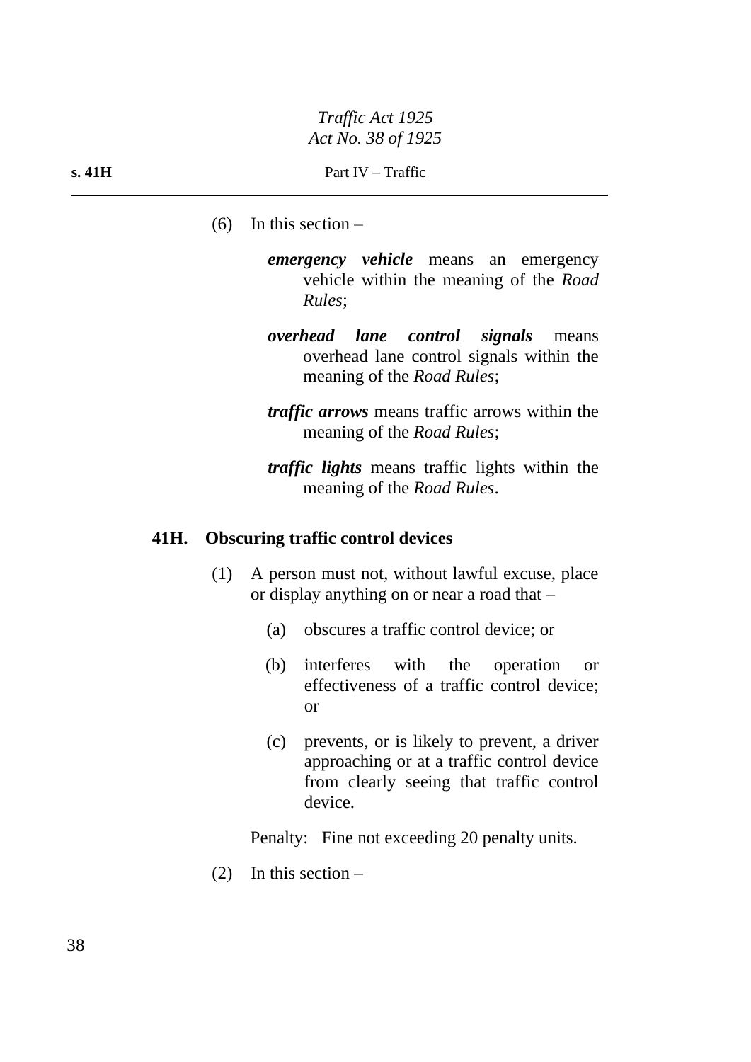(6) In this section –

***emergency vehicle*** means an emergency vehicle within the meaning of the *Road Rules*;

***overhead lane control signals*** means overhead lane control signals within the meaning of the *Road Rules*;

***traffic arrows*** means traffic arrows within the meaning of the *Road Rules*;

***traffic lights*** means traffic lights within the meaning of the *Road Rules*.

### 41H. Obscuring traffic control devices

(1) A person must not, without lawful excuse, place or display anything on or near a road that –

(a) obscures a traffic control device; or

(b) interferes with the operation or effectiveness of a traffic control device; or

(c) prevents, or is likely to prevent, a driver approaching or at a traffic control device from clearly seeing that traffic control device.

Penalty: Fine not exceeding 20 penalty units.

(2) In this section –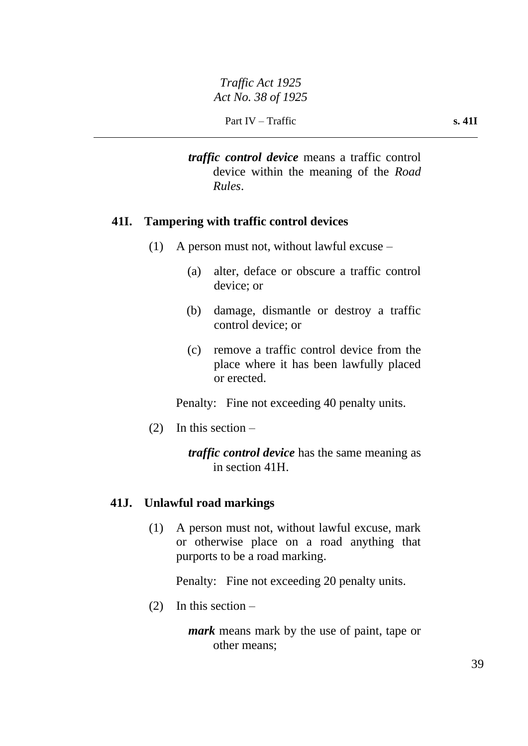***traffic control device*** means a traffic control device within the meaning of the *Road Rules*.

### 41I. Tampering with traffic control devices

(1) A person must not, without lawful excuse –

(a) alter, deface or obscure a traffic control device; or

(b) damage, dismantle or destroy a traffic control device; or

(c) remove a traffic control device from the place where it has been lawfully placed or erected.

Penalty: Fine not exceeding 40 penalty units.

(2) In this section –

***traffic control device*** has the same meaning as in section 41H.

### 41J. Unlawful road markings

(1) A person must not, without lawful excuse, mark or otherwise place on a road anything that purports to be a road marking.

Penalty: Fine not exceeding 20 penalty units.

(2) In this section –

***mark*** means mark by the use of paint, tape or other means;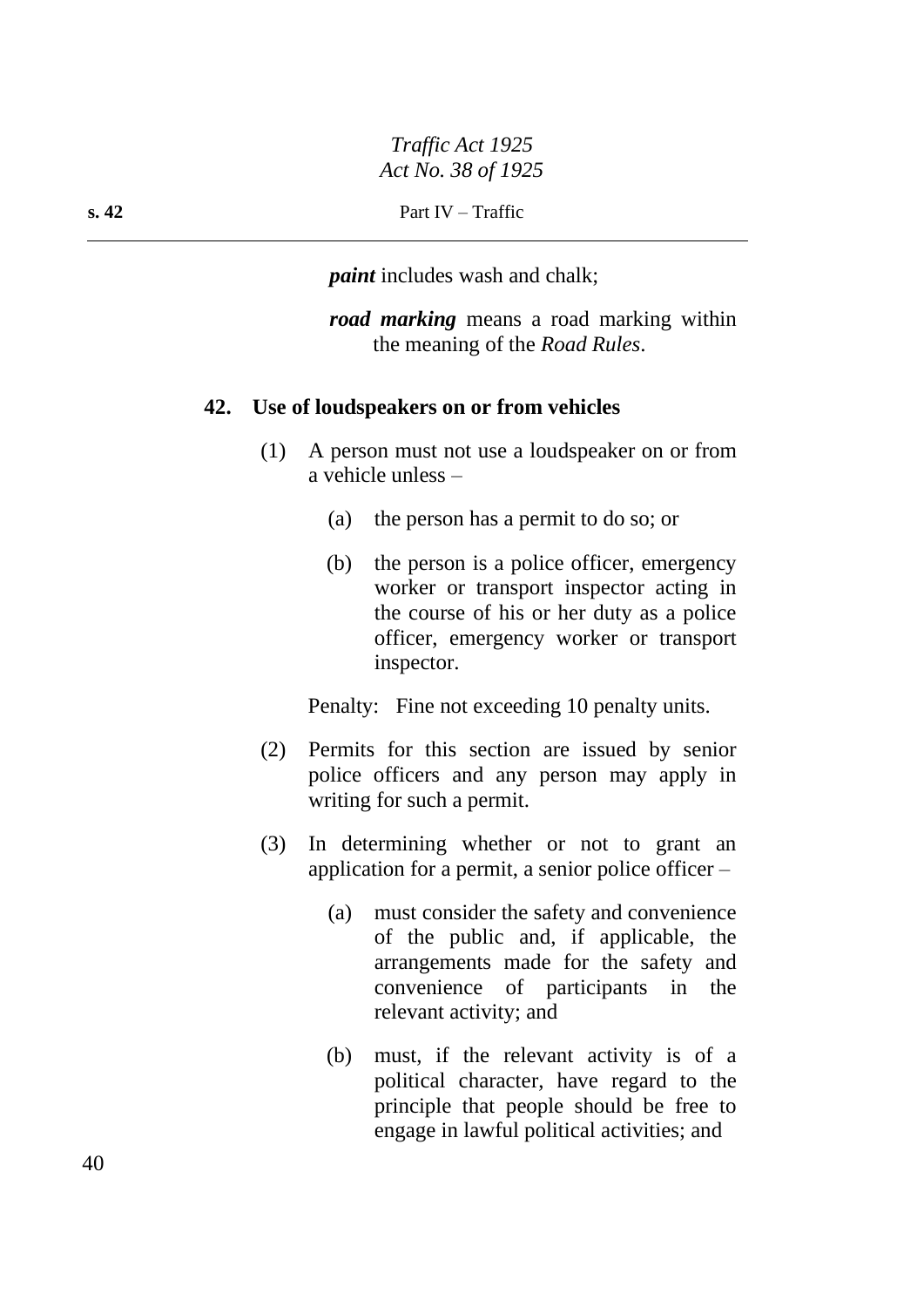***paint*** includes wash and chalk;

***road marking*** means a road marking within the meaning of the *Road Rules*.

### 42. Use of loudspeakers on or from vehicles

(1) A person must not use a loudspeaker on or from a vehicle unless –

(a) the person has a permit to do so; or

(b) the person is a police officer, emergency worker or transport inspector acting in the course of his or her duty as a police officer, emergency worker or transport inspector.

Penalty: Fine not exceeding 10 penalty units.

(2) Permits for this section are issued by senior police officers and any person may apply in writing for such a permit.

(3) In determining whether or not to grant an application for a permit, a senior police officer –

(a) must consider the safety and convenience of the public and, if applicable, the arrangements made for the safety and convenience of participants in the relevant activity; and

(b) must, if the relevant activity is of a political character, have regard to the principle that people should be free to engage in lawful political activities; and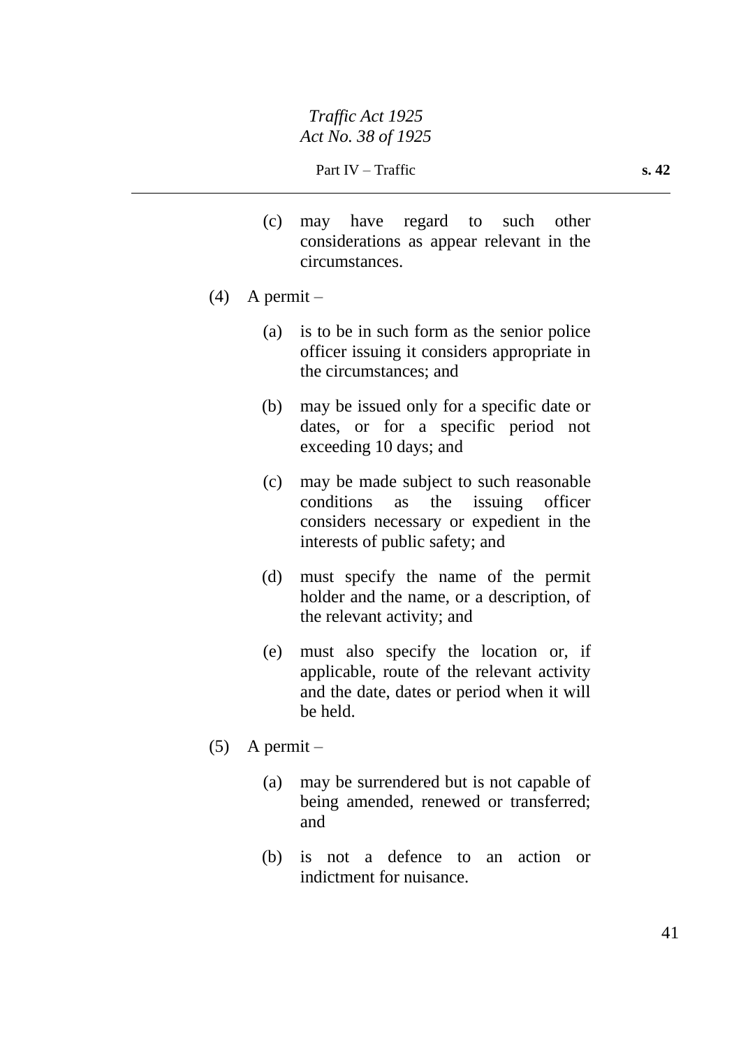(c) may have regard to such other considerations as appear relevant in the circumstances.

(4) A permit –

(a) is to be in such form as the senior police officer issuing it considers appropriate in the circumstances; and

(b) may be issued only for a specific date or dates, or for a specific period not exceeding 10 days; and

(c) may be made subject to such reasonable conditions as the issuing officer considers necessary or expedient in the interests of public safety; and

(d) must specify the name of the permit holder and the name, or a description, of the relevant activity; and

(e) must also specify the location or, if applicable, route of the relevant activity and the date, dates or period when it will be held.

(5) A permit –

(a) may be surrendered but is not capable of being amended, renewed or transferred; and

(b) is not a defence to an action or indictment for nuisance.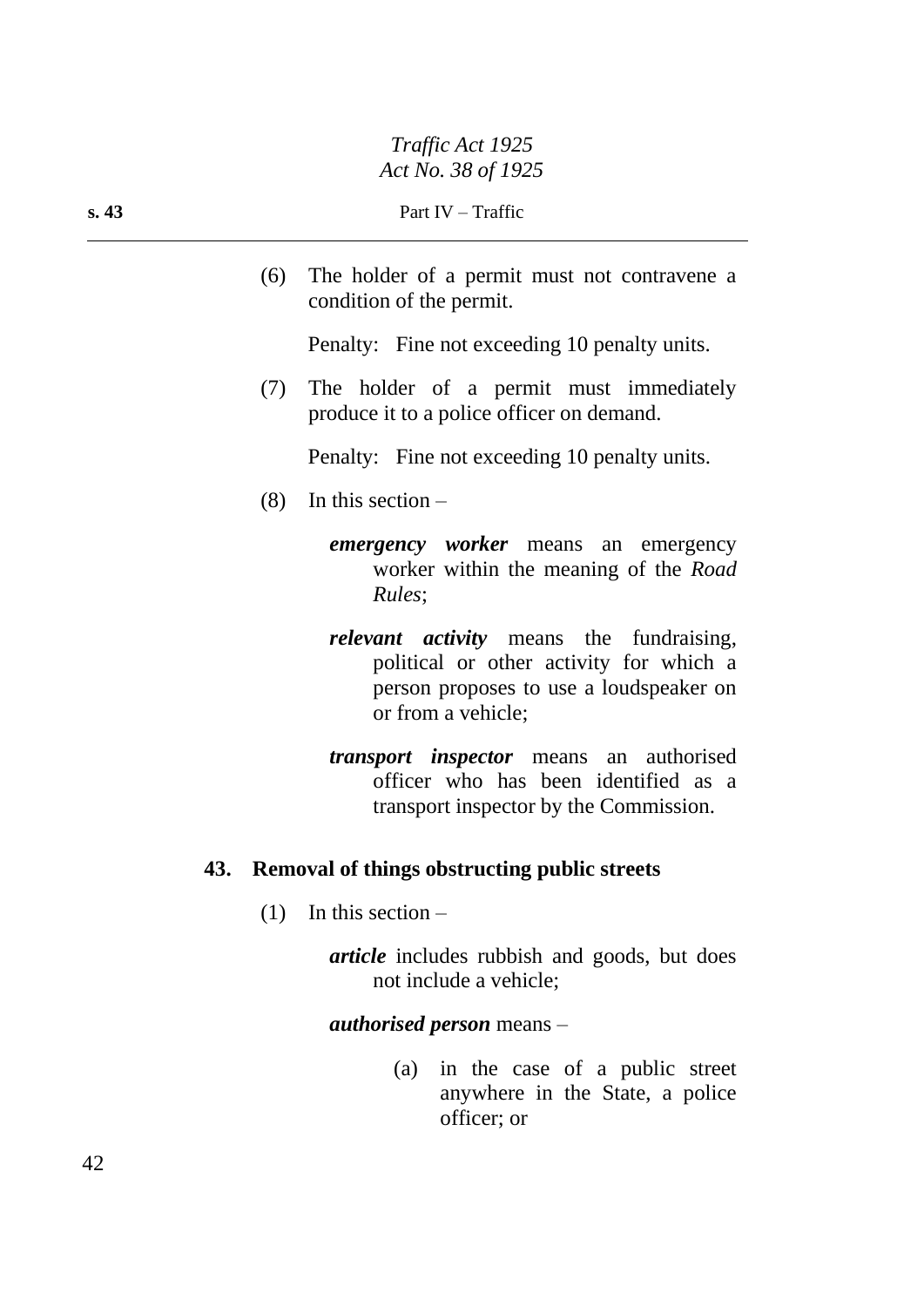(6) The holder of a permit must not contravene a condition of the permit.

Penalty: Fine not exceeding 10 penalty units.

(7) The holder of a permit must immediately produce it to a police officer on demand.

Penalty: Fine not exceeding 10 penalty units.

(8) In this section –

***emergency worker*** means an emergency worker within the meaning of the *Road Rules*;

***relevant activity*** means the fundraising, political or other activity for which a person proposes to use a loudspeaker on or from a vehicle;

***transport inspector*** means an authorised officer who has been identified as a transport inspector by the Commission.

## 43. Removal of things obstructing public streets

(1) In this section –

***article*** includes rubbish and goods, but does not include a vehicle;

***authorised person*** means –

(a) in the case of a public street anywhere in the State, a police officer; or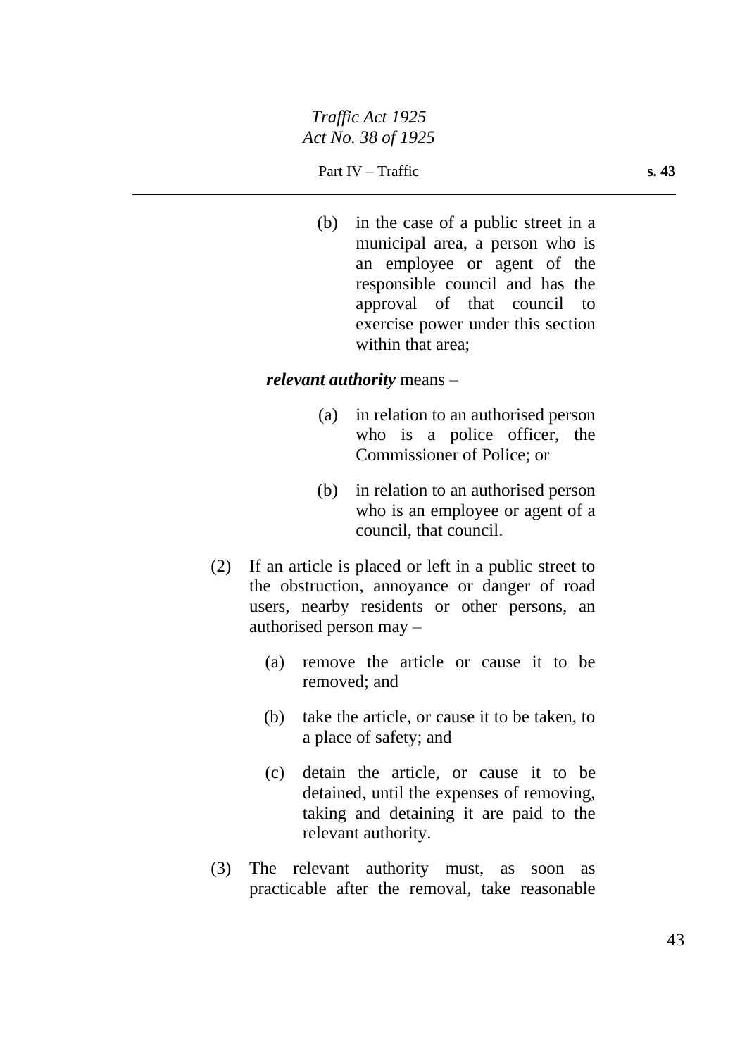(b) in the case of a public street in a municipal area, a person who is an employee or agent of the responsible council and has the approval of that council to exercise power under this section within that area;

***relevant authority*** means –

(a) in relation to an authorised person who is a police officer, the Commissioner of Police; or

(b) in relation to an authorised person who is an employee or agent of a council, that council.

(2) If an article is placed or left in a public street to the obstruction, annoyance or danger of road users, nearby residents or other persons, an authorised person may –

(a) remove the article or cause it to be removed; and

(b) take the article, or cause it to be taken, to a place of safety; and

(c) detain the article, or cause it to be detained, until the expenses of removing, taking and detaining it are paid to the relevant authority.

(3) The relevant authority must, as soon as practicable after the removal, take reasonable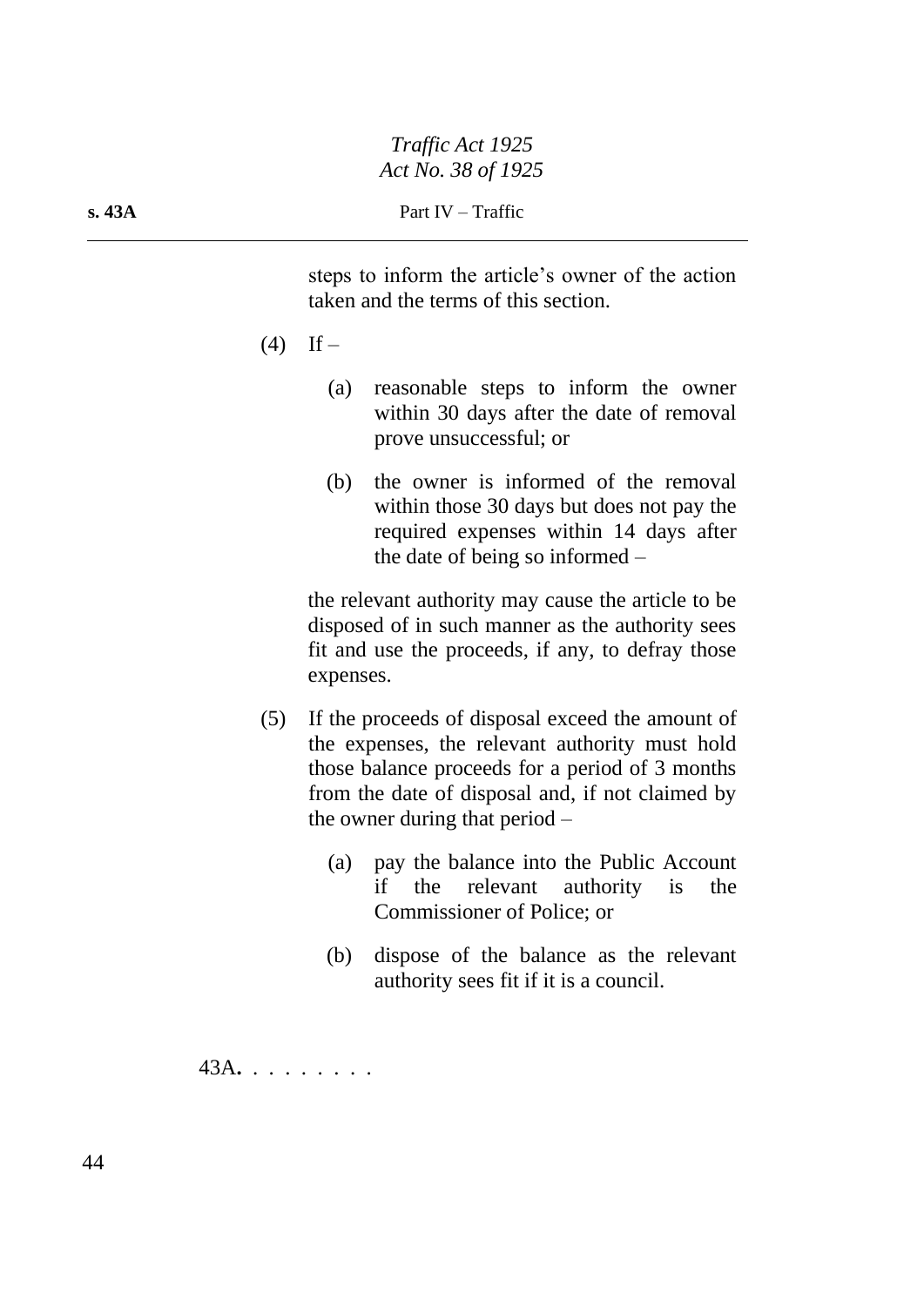steps to inform the article's owner of the action taken and the terms of this section.

(4) If –

(a) reasonable steps to inform the owner within 30 days after the date of removal prove unsuccessful; or

(b) the owner is informed of the removal within those 30 days but does not pay the required expenses within 14 days after the date of being so informed –

the relevant authority may cause the article to be disposed of in such manner as the authority sees fit and use the proceeds, if any, to defray those expenses.

(5) If the proceeds of disposal exceed the amount of the expenses, the relevant authority must hold those balance proceeds for a period of 3 months from the date of disposal and, if not claimed by the owner during that period –

(a) pay the balance into the Public Account if the relevant authority is the Commissioner of Police; or

(b) dispose of the balance as the relevant authority sees fit if it is a council.

43A. . . . . . . . .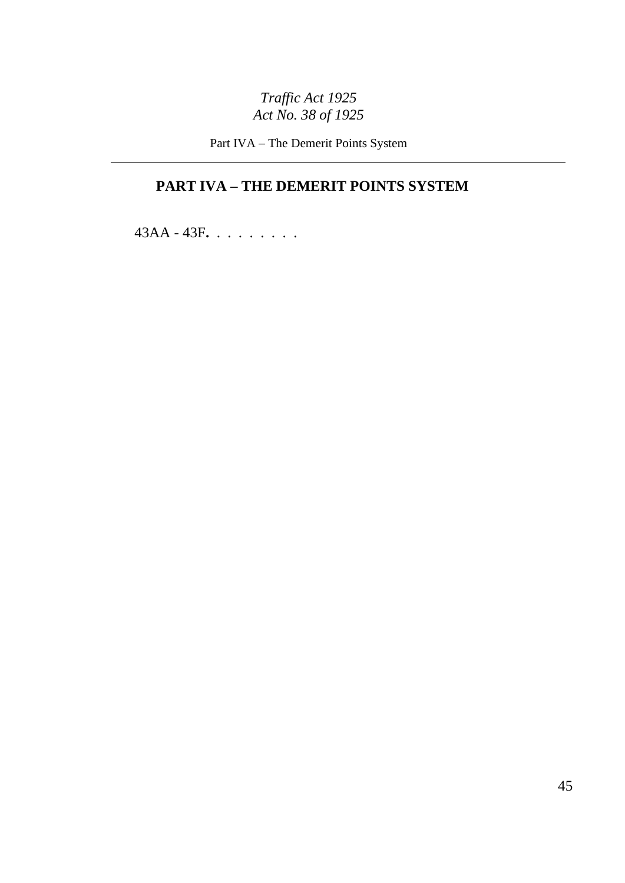# PART IVA – THE DEMERIT POINTS SYSTEM

43AA - 43F. . . . . . . . .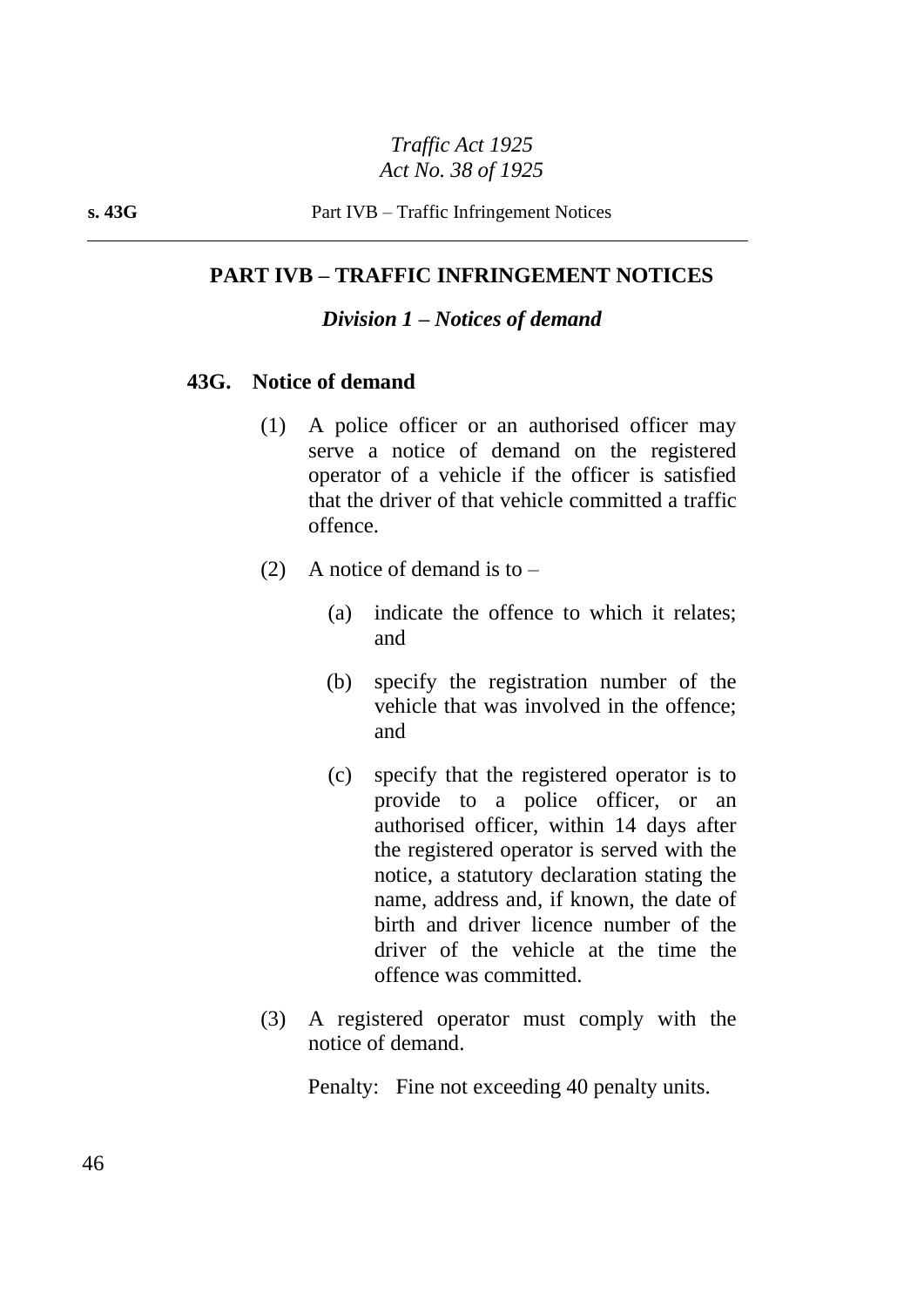## PART IVB – TRAFFIC INFRINGEMENT NOTICES

### *Division 1 – Notices of demand*

#### 43G. Notice of demand

(1) A police officer or an authorised officer may serve a notice of demand on the registered operator of a vehicle if the officer is satisfied that the driver of that vehicle committed a traffic offence.

(2) A notice of demand is to –

(a) indicate the offence to which it relates; and

(b) specify the registration number of the vehicle that was involved in the offence; and

(c) specify that the registered operator is to provide to a police officer, or an authorised officer, within 14 days after the registered operator is served with the notice, a statutory declaration stating the name, address and, if known, the date of birth and driver licence number of the driver of the vehicle at the time the offence was committed.

(3) A registered operator must comply with the notice of demand.

Penalty: Fine not exceeding 40 penalty units.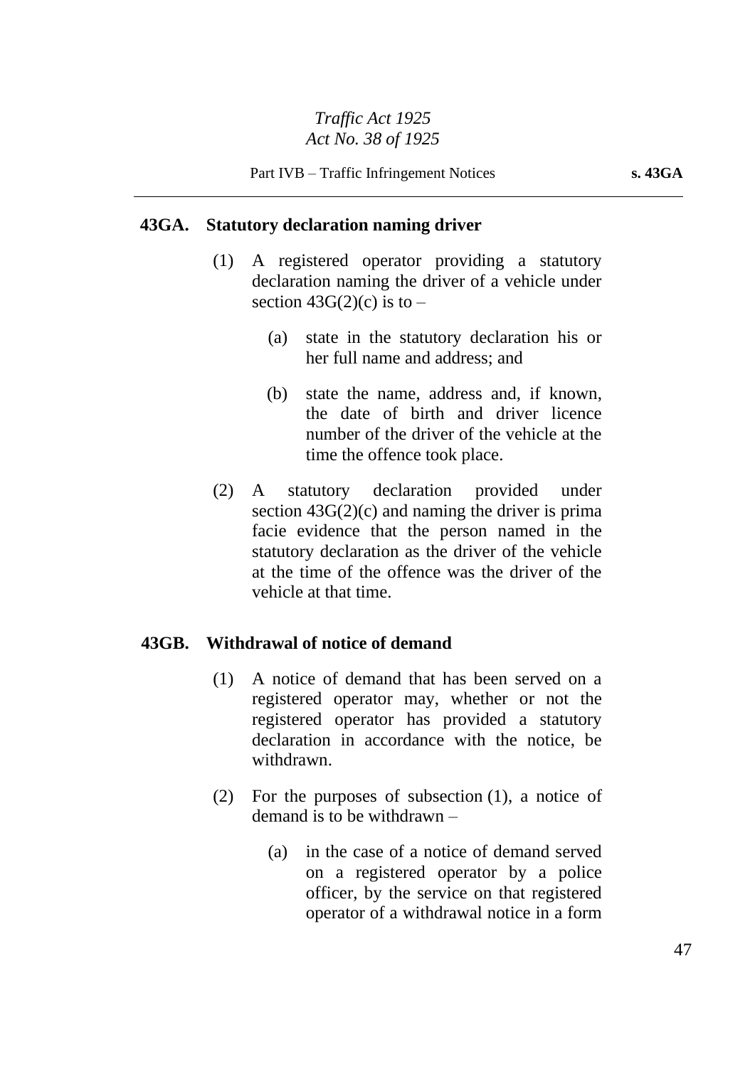### 43GA. Statutory declaration naming driver

(1) A registered operator providing a statutory declaration naming the driver of a vehicle under section 43G(2)(c) is to –

(a) state in the statutory declaration his or her full name and address; and

(b) state the name, address and, if known, the date of birth and driver licence number of the driver of the vehicle at the time the offence took place.

(2) A statutory declaration provided under section 43G(2)(c) and naming the driver is prima facie evidence that the person named in the statutory declaration as the driver of the vehicle at the time of the offence was the driver of the vehicle at that time.

### 43GB. Withdrawal of notice of demand

(1) A notice of demand that has been served on a registered operator may, whether or not the registered operator has provided a statutory declaration in accordance with the notice, be withdrawn.

(2) For the purposes of subsection (1), a notice of demand is to be withdrawn –

(a) in the case of a notice of demand served on a registered operator by a police officer, by the service on that registered operator of a withdrawal notice in a form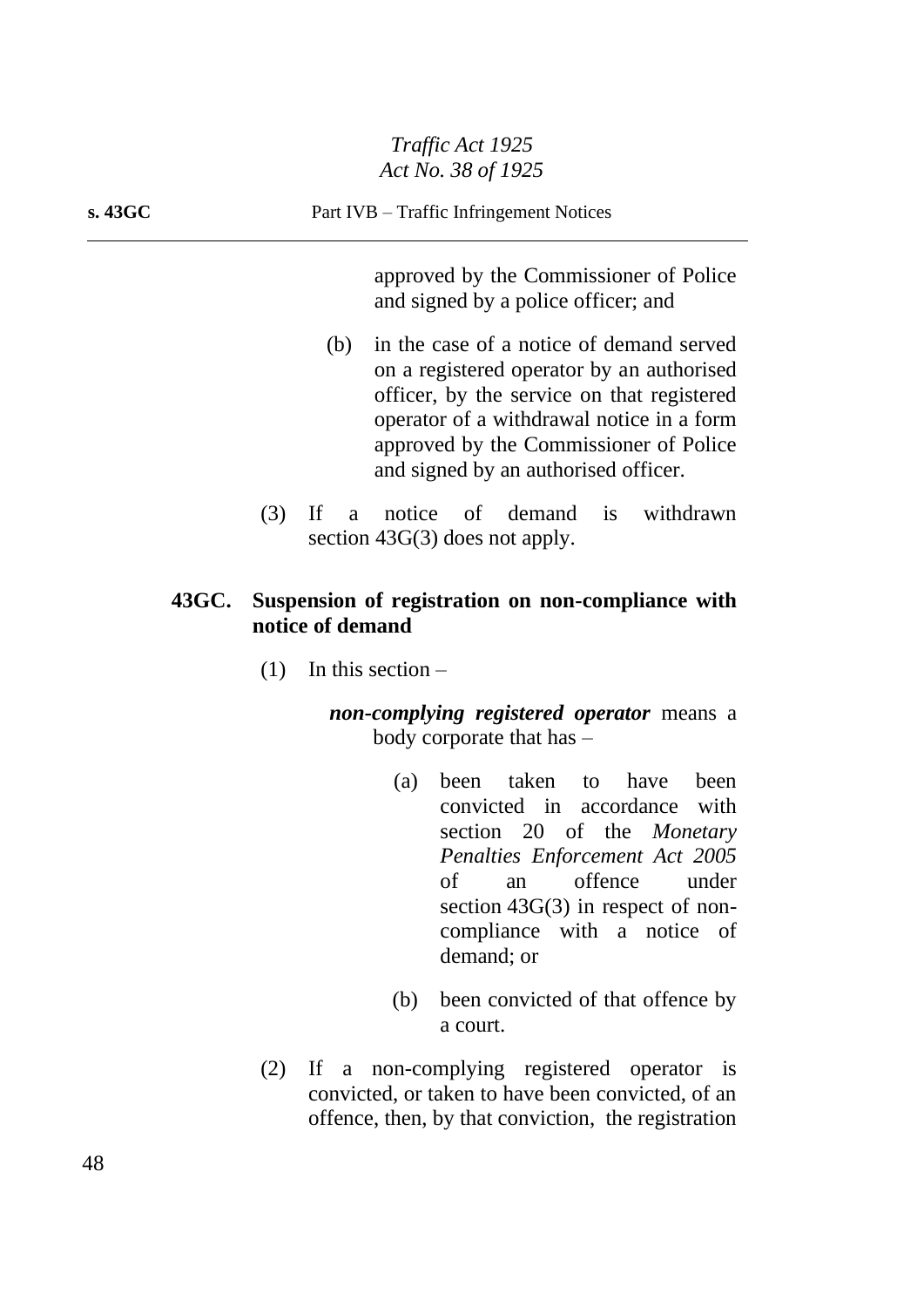approved by the Commissioner of Police and signed by a police officer; and

(b) in the case of a notice of demand served on a registered operator by an authorised officer, by the service on that registered operator of a withdrawal notice in a form approved by the Commissioner of Police and signed by an authorised officer.

(3) If a notice of demand is withdrawn section 43G(3) does not apply.

**43GC. Suspension of registration on non-compliance with notice of demand**

(1) In this section –

***non-complying registered operator*** means a body corporate that has –

(a) been taken to have been convicted in accordance with section 20 of the *Monetary Penalties Enforcement Act 2005* of an offence under section 43G(3) in respect of non-compliance with a notice of demand; or

(b) been convicted of that offence by a court.

(2) If a non-complying registered operator is convicted, or taken to have been convicted, of an offence, then, by that conviction, the registration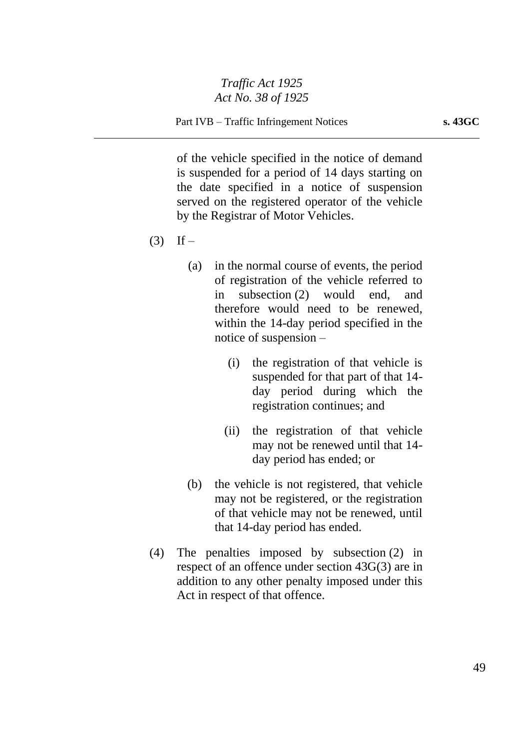of the vehicle specified in the notice of demand is suspended for a period of 14 days starting on the date specified in a notice of suspension served on the registered operator of the vehicle by the Registrar of Motor Vehicles.

(3) If –

(a) in the normal course of events, the period of registration of the vehicle referred to in subsection (2) would end, and therefore would need to be renewed, within the 14-day period specified in the notice of suspension –

(i) the registration of that vehicle is suspended for that part of that 14-day period during which the registration continues; and

(ii) the registration of that vehicle may not be renewed until that 14-day period has ended; or

(b) the vehicle is not registered, that vehicle may not be registered, or the registration of that vehicle may not be renewed, until that 14-day period has ended.

(4) The penalties imposed by subsection (2) in respect of an offence under section 43G(3) are in addition to any other penalty imposed under this Act in respect of that offence.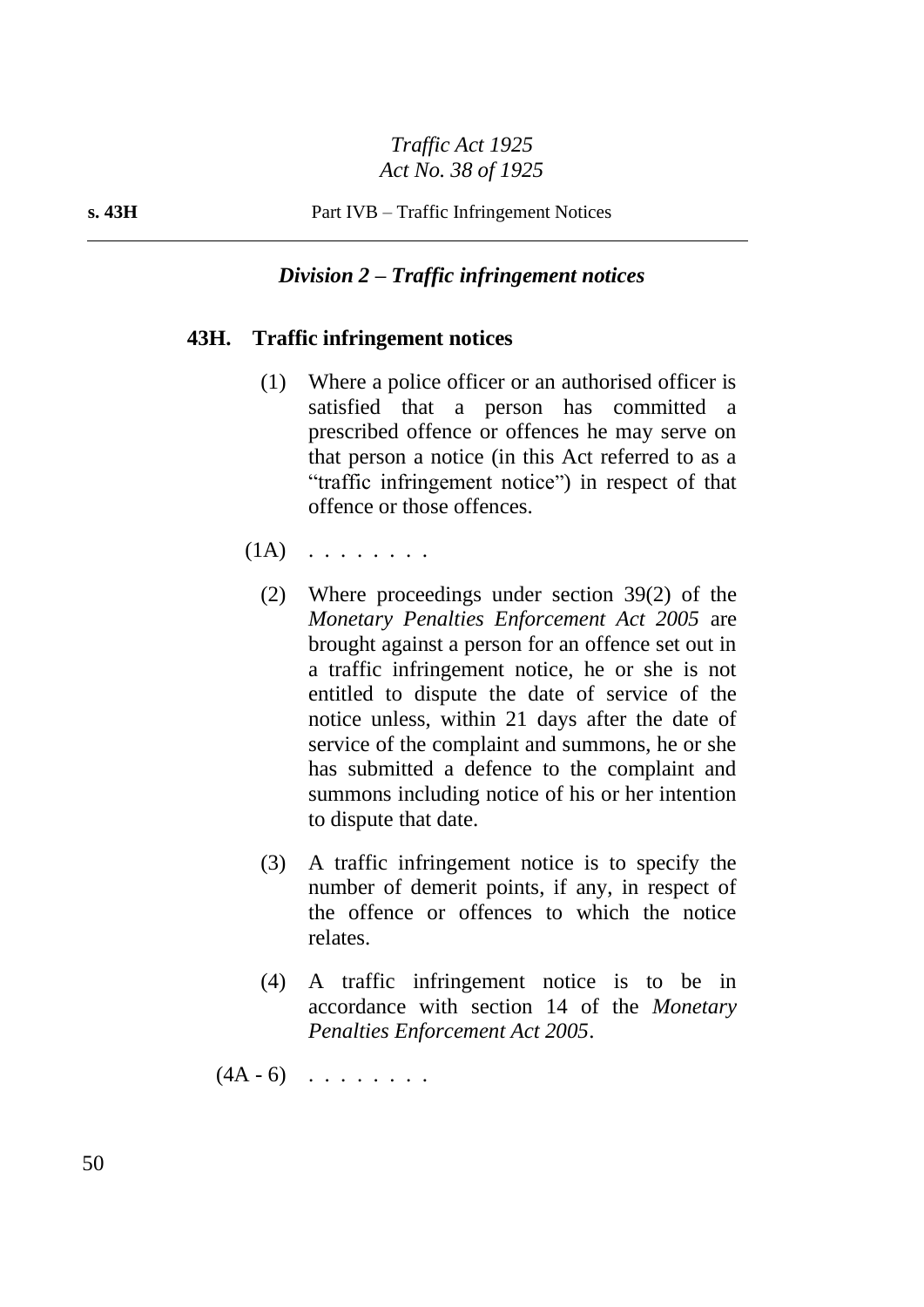### *Division 2 – Traffic infringement notices*

#### 43H. Traffic infringement notices

(1) Where a police officer or an authorised officer is satisfied that a person has committed a prescribed offence or offences he may serve on that person a notice (in this Act referred to as a "traffic infringement notice") in respect of that offence or those offences.

(1A) . . . . . . . .

(2) Where proceedings under section 39(2) of the *Monetary Penalties Enforcement Act 2005* are brought against a person for an offence set out in a traffic infringement notice, he or she is not entitled to dispute the date of service of the notice unless, within 21 days after the date of service of the complaint and summons, he or she has submitted a defence to the complaint and summons including notice of his or her intention to dispute that date.

(3) A traffic infringement notice is to specify the number of demerit points, if any, in respect of the offence or offences to which the notice relates.

(4) A traffic infringement notice is to be in accordance with section 14 of the *Monetary Penalties Enforcement Act 2005*.

(4A - 6) . . . . . . . .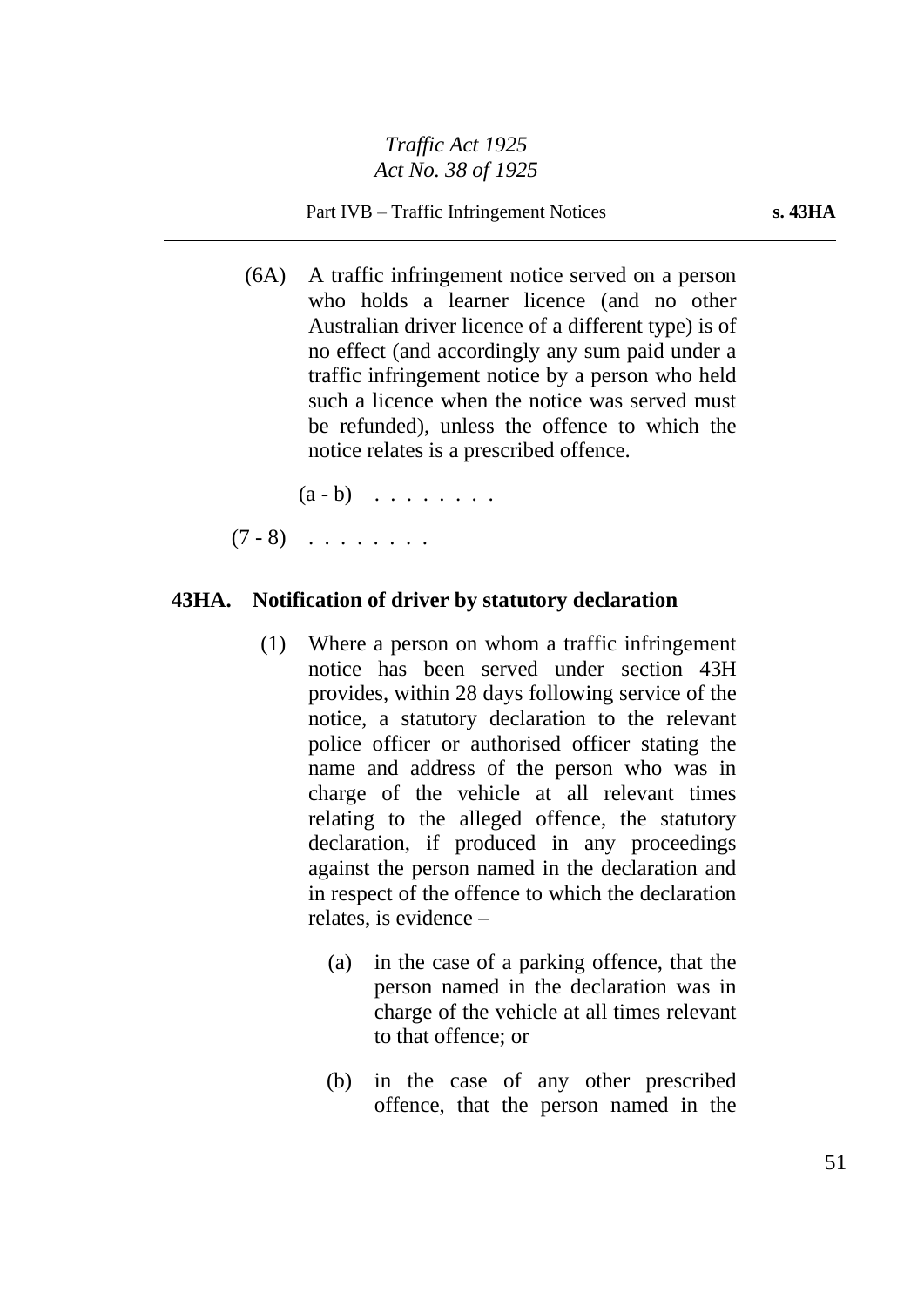(6A) A traffic infringement notice served on a person who holds a learner licence (and no other Australian driver licence of a different type) is of no effect (and accordingly any sum paid under a traffic infringement notice by a person who held such a licence when the notice was served must be refunded), unless the offence to which the notice relates is a prescribed offence.

(a - b) . . . . . . . .

(7 - 8) . . . . . . . .

### 43HA. Notification of driver by statutory declaration

(1) Where a person on whom a traffic infringement notice has been served under section 43H provides, within 28 days following service of the notice, a statutory declaration to the relevant police officer or authorised officer stating the name and address of the person who was in charge of the vehicle at all relevant times relating to the alleged offence, the statutory declaration, if produced in any proceedings against the person named in the declaration and in respect of the offence to which the declaration relates, is evidence –

(a) in the case of a parking offence, that the person named in the declaration was in charge of the vehicle at all times relevant to that offence; or

(b) in the case of any other prescribed offence, that the person named in the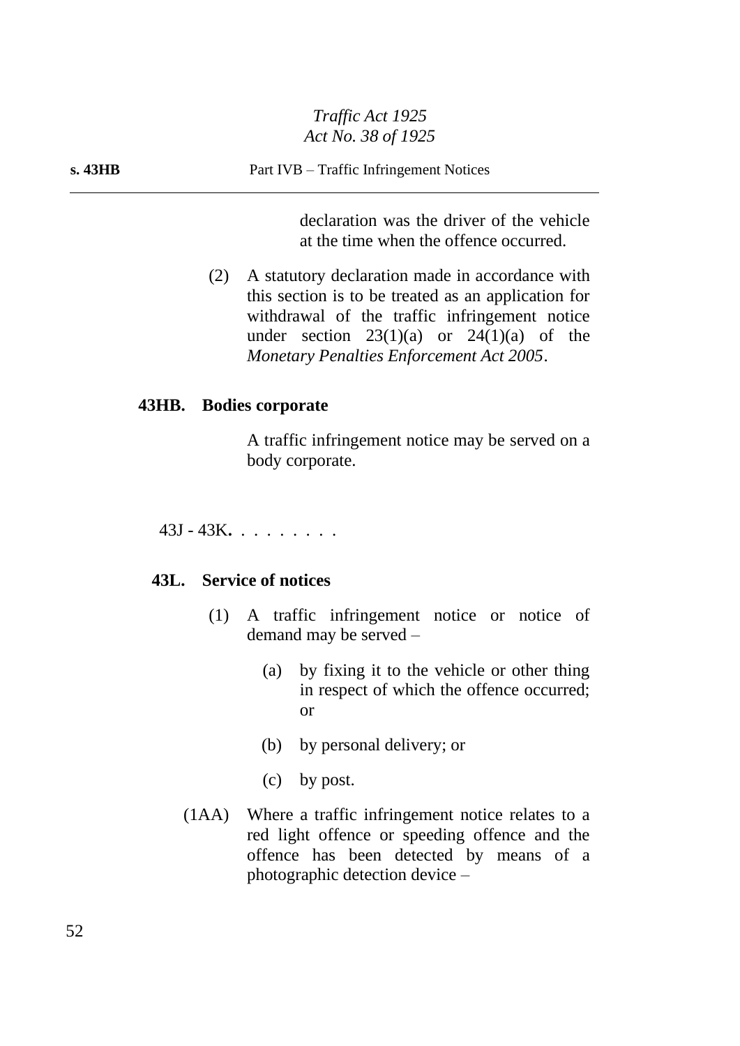declaration was the driver of the vehicle at the time when the offence occurred.

(2) A statutory declaration made in accordance with this section is to be treated as an application for withdrawal of the traffic infringement notice under section 23(1)(a) or 24(1)(a) of the *Monetary Penalties Enforcement Act 2005*.

**43HB. Bodies corporate**

A traffic infringement notice may be served on a body corporate.

43J - 43K. . . . . . . . .

**43L. Service of notices**

(1) A traffic infringement notice or notice of demand may be served –

(a) by fixing it to the vehicle or other thing in respect of which the offence occurred; or

(b) by personal delivery; or

(c) by post.

(1AA) Where a traffic infringement notice relates to a red light offence or speeding offence and the offence has been detected by means of a photographic detection device –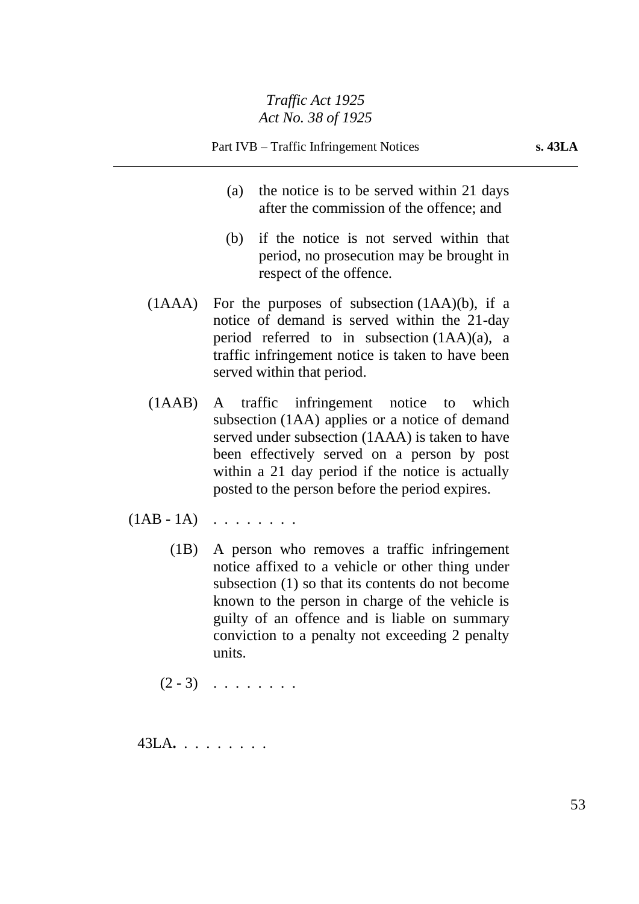(a) the notice is to be served within 21 days after the commission of the offence; and

(b) if the notice is not served within that period, no prosecution may be brought in respect of the offence.

(1AAA) For the purposes of subsection (1AA)(b), if a notice of demand is served within the 21-day period referred to in subsection (1AA)(a), a traffic infringement notice is taken to have been served within that period.

(1AAB) A traffic infringement notice to which subsection (1AA) applies or a notice of demand served under subsection (1AAA) is taken to have been effectively served on a person by post within a 21 day period if the notice is actually posted to the person before the period expires.

(1AB - 1A) . . . . . . . .

(1B) A person who removes a traffic infringement notice affixed to a vehicle or other thing under subsection (1) so that its contents do not become known to the person in charge of the vehicle is guilty of an offence and is liable on summary conviction to a penalty not exceeding 2 penalty units.

(2 - 3) . . . . . . . .

43LA**.** . . . . . . . .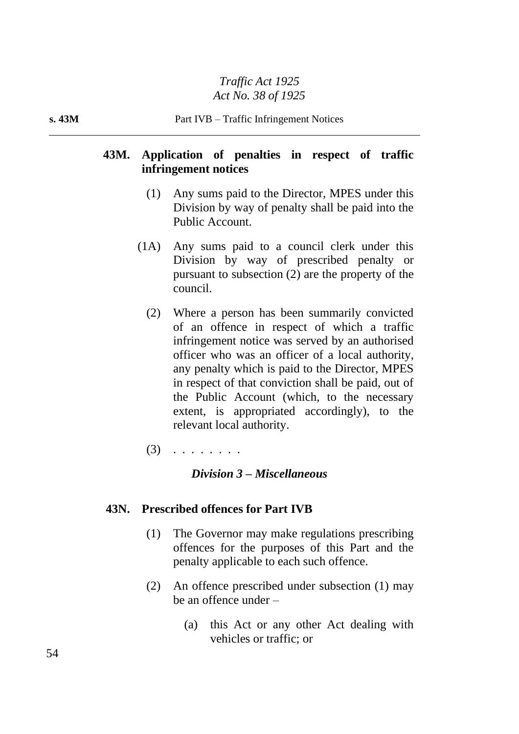## 43M. Application of penalties in respect of traffic infringement notices

(1) Any sums paid to the Director, MPES under this Division by way of penalty shall be paid into the Public Account.

(1A) Any sums paid to a council clerk under this Division by way of prescribed penalty or pursuant to subsection (2) are the property of the council.

(2) Where a person has been summarily convicted of an offence in respect of which a traffic infringement notice was served by an authorised officer who was an officer of a local authority, any penalty which is paid to the Director, MPES in respect of that conviction shall be paid, out of the Public Account (which, to the necessary extent, is appropriated accordingly), to the relevant local authority.

(3) . . . . . . . .

### *Division 3 – Miscellaneous*

## 43N. Prescribed offences for Part IVB

(1) The Governor may make regulations prescribing offences for the purposes of this Part and the penalty applicable to each such offence.

(2) An offence prescribed under subsection (1) may be an offence under –

(a) this Act or any other Act dealing with vehicles or traffic; or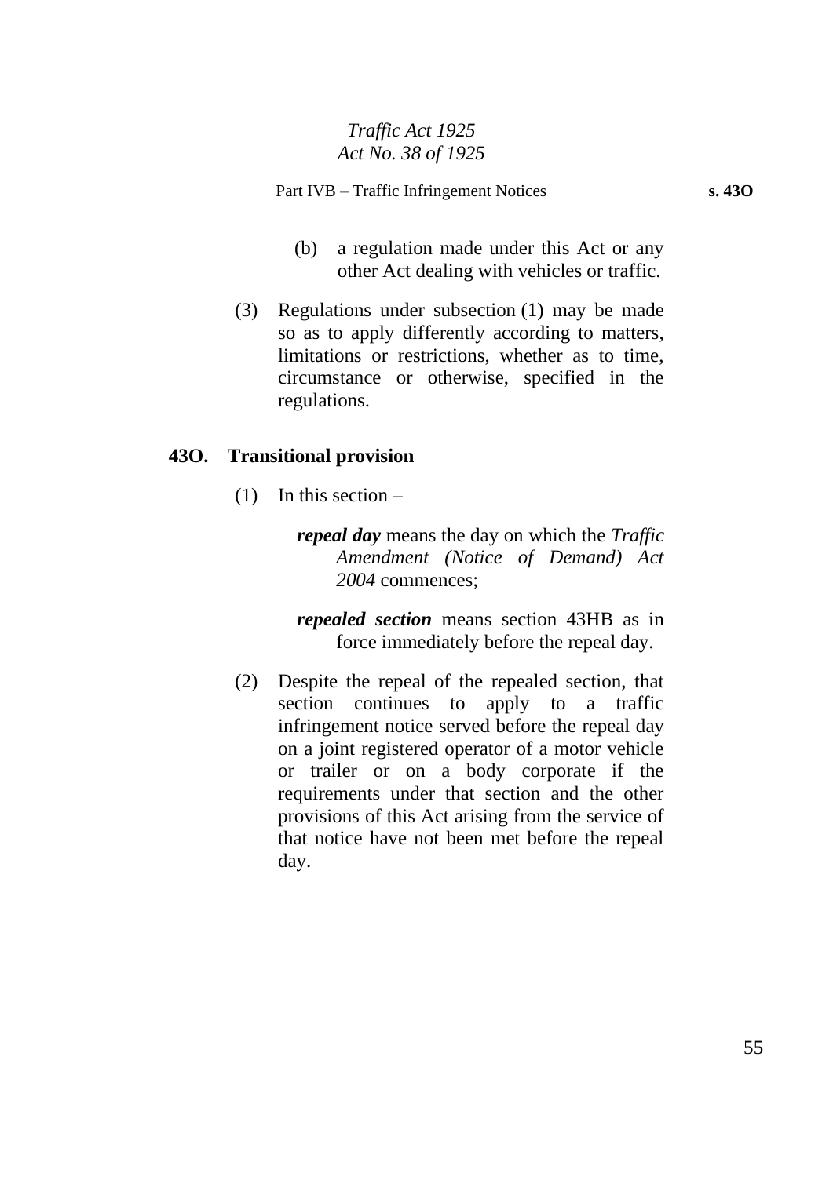(b) a regulation made under this Act or any other Act dealing with vehicles or traffic.

(3) Regulations under subsection (1) may be made so as to apply differently according to matters, limitations or restrictions, whether as to time, circumstance or otherwise, specified in the regulations.

## 43O. Transitional provision

(1) In this section –

***repeal day*** means the day on which the *Traffic Amendment (Notice of Demand) Act 2004* commences;

***repealed section*** means section 43HB as in force immediately before the repeal day.

(2) Despite the repeal of the repealed section, that section continues to apply to a traffic infringement notice served before the repeal day on a joint registered operator of a motor vehicle or trailer or on a body corporate if the requirements under that section and the other provisions of this Act arising from the service of that notice have not been met before the repeal day.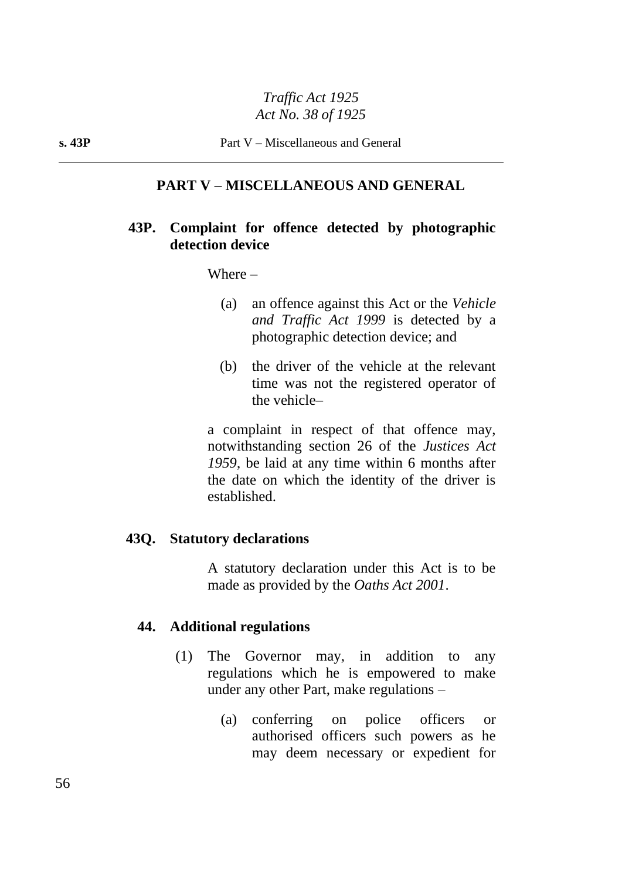## PART V – MISCELLANEOUS AND GENERAL

### 43P. Complaint for offence detected by photographic detection device

Where –

(a) an offence against this Act or the *Vehicle and Traffic Act 1999* is detected by a photographic detection device; and

(b) the driver of the vehicle at the relevant time was not the registered operator of the vehicle–

a complaint in respect of that offence may, notwithstanding section 26 of the *Justices Act 1959*, be laid at any time within 6 months after the date on which the identity of the driver is established.

### 43Q. Statutory declarations

A statutory declaration under this Act is to be made as provided by the *Oaths Act 2001*.

### 44. Additional regulations

(1) The Governor may, in addition to any regulations which he is empowered to make under any other Part, make regulations –

(a) conferring on police officers or authorised officers such powers as he may deem necessary or expedient for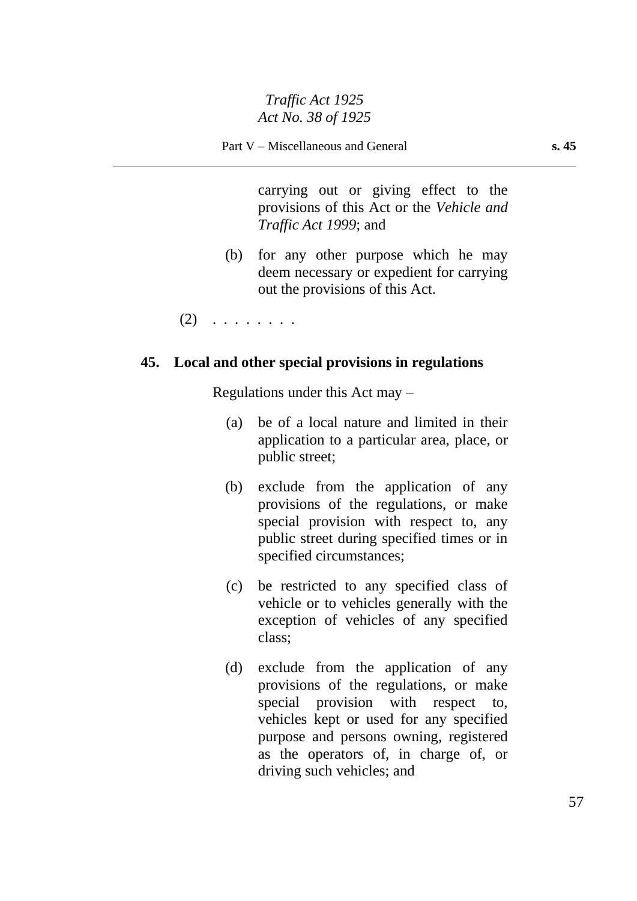carrying out or giving effect to the provisions of this Act or the *Vehicle and Traffic Act 1999*; and

(b) for any other purpose which he may deem necessary or expedient for carrying out the provisions of this Act.

(2) . . . . . . . .

### 45. Local and other special provisions in regulations

Regulations under this Act may –

(a) be of a local nature and limited in their application to a particular area, place, or public street;

(b) exclude from the application of any provisions of the regulations, or make special provision with respect to, any public street during specified times or in specified circumstances;

(c) be restricted to any specified class of vehicle or to vehicles generally with the exception of vehicles of any specified class;

(d) exclude from the application of any provisions of the regulations, or make special provision with respect to, vehicles kept or used for any specified purpose and persons owning, registered as the operators of, in charge of, or driving such vehicles; and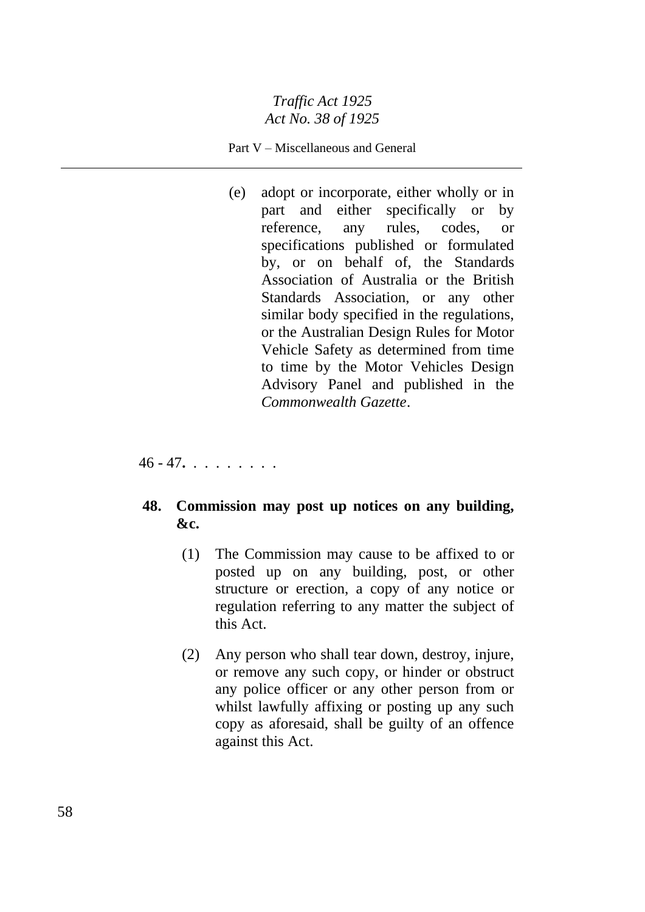(e) adopt or incorporate, either wholly or in part and either specifically or by reference, any rules, codes, or specifications published or formulated by, or on behalf of, the Standards Association of Australia or the British Standards Association, or any other similar body specified in the regulations, or the Australian Design Rules for Motor Vehicle Safety as determined from time to time by the Motor Vehicles Design Advisory Panel and published in the *Commonwealth Gazette*.

46 - 47**.** . . . . . . . .

**48. Commission may post up notices on any building, &c.**

(1) The Commission may cause to be affixed to or posted up on any building, post, or other structure or erection, a copy of any notice or regulation referring to any matter the subject of this Act.

(2) Any person who shall tear down, destroy, injure, or remove any such copy, or hinder or obstruct any police officer or any other person from or whilst lawfully affixing or posting up any such copy as aforesaid, shall be guilty of an offence against this Act.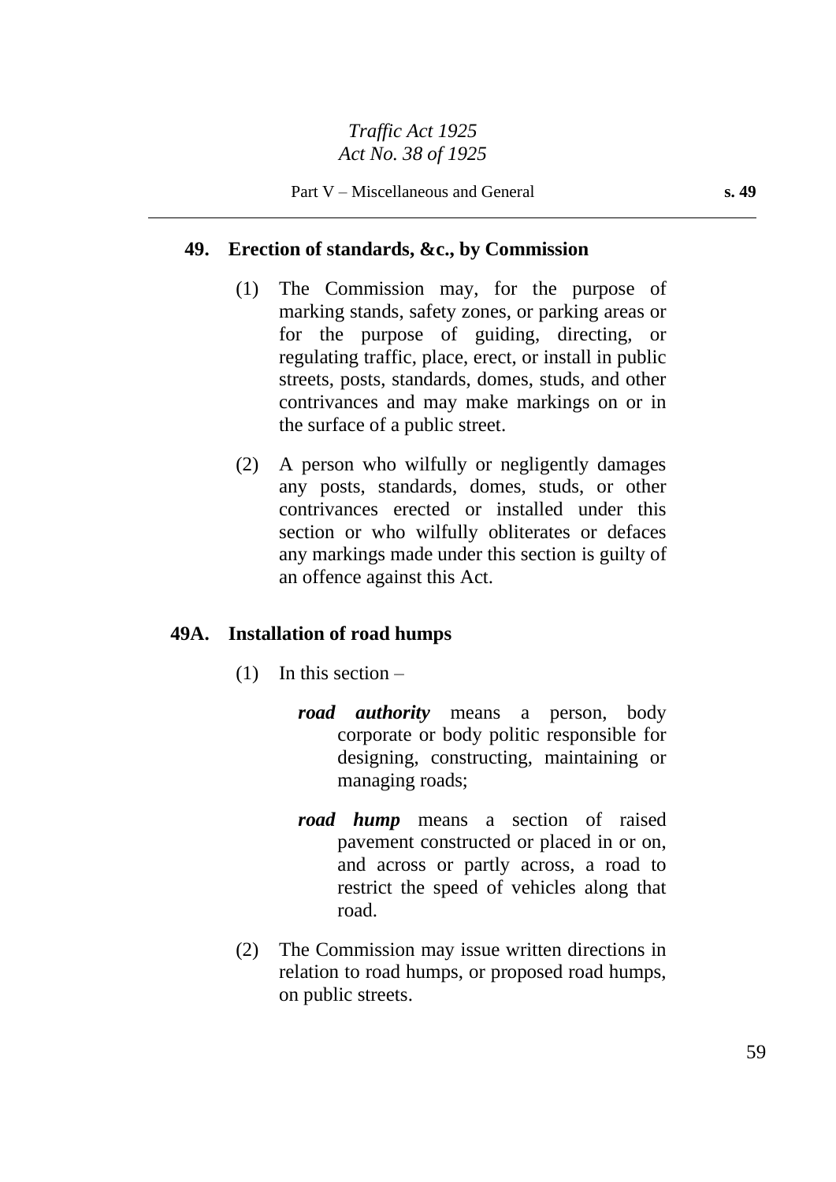### 49. Erection of standards, &c., by Commission

(1) The Commission may, for the purpose of marking stands, safety zones, or parking areas or for the purpose of guiding, directing, or regulating traffic, place, erect, or install in public streets, posts, standards, domes, studs, and other contrivances and may make markings on or in the surface of a public street.

(2) A person who wilfully or negligently damages any posts, standards, domes, studs, or other contrivances erected or installed under this section or who wilfully obliterates or defaces any markings made under this section is guilty of an offence against this Act.

### 49A. Installation of road humps

(1) In this section –

***road authority*** means a person, body corporate or body politic responsible for designing, constructing, maintaining or managing roads;

***road hump*** means a section of raised pavement constructed or placed in or on, and across or partly across, a road to restrict the speed of vehicles along that road.

(2) The Commission may issue written directions in relation to road humps, or proposed road humps, on public streets.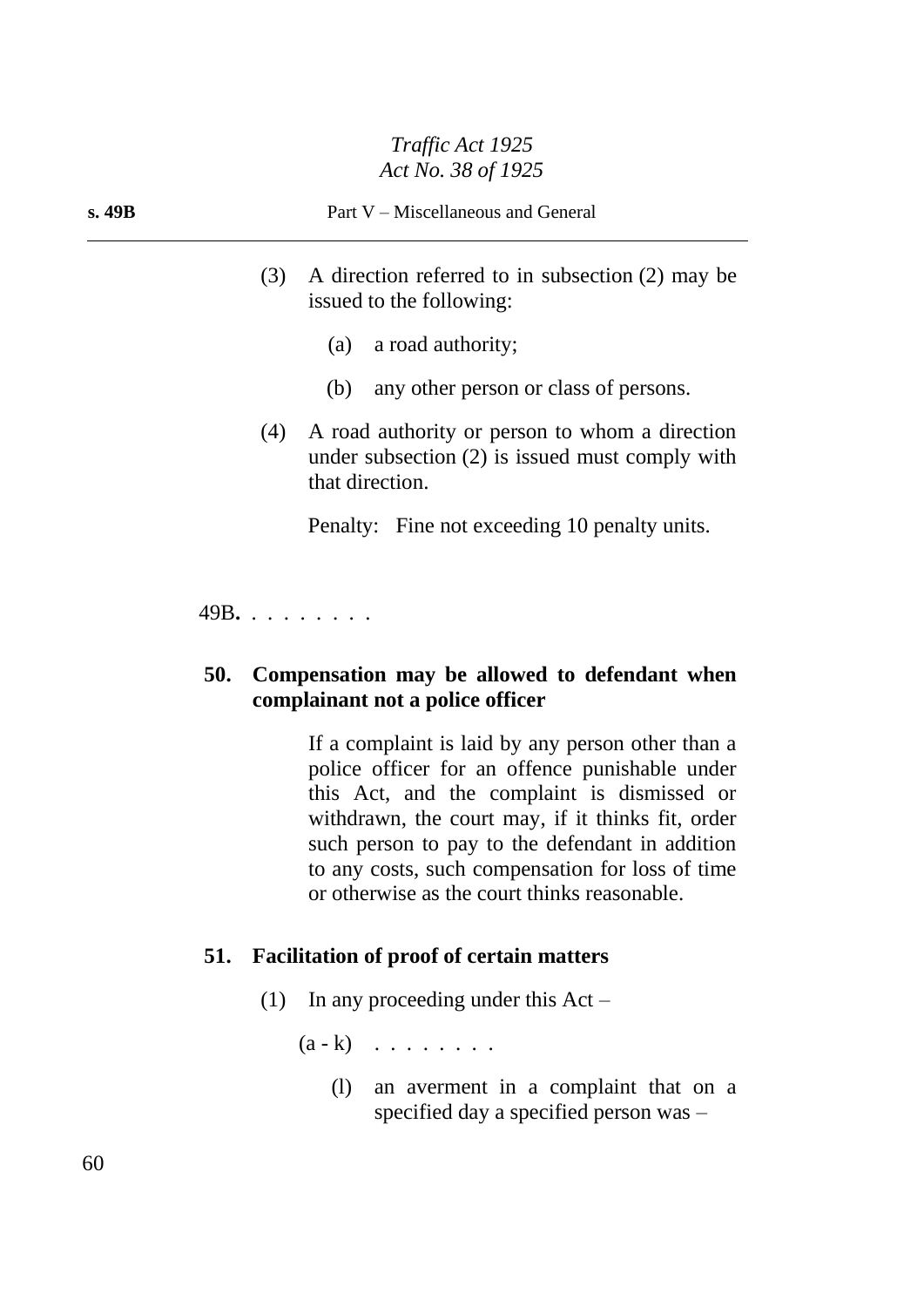(3) A direction referred to in subsection (2) may be issued to the following:

(a) a road authority;

(b) any other person or class of persons.

(4) A road authority or person to whom a direction under subsection (2) is issued must comply with that direction.

Penalty: Fine not exceeding 10 penalty units.

49B**.** . . . . . . . .

**50. Compensation may be allowed to defendant when complainant not a police officer**

If a complaint is laid by any person other than a police officer for an offence punishable under this Act, and the complaint is dismissed or withdrawn, the court may, if it thinks fit, order such person to pay to the defendant in addition to any costs, such compensation for loss of time or otherwise as the court thinks reasonable.

**51. Facilitation of proof of certain matters**

(1) In any proceeding under this Act –

(a - k) . . . . . . . .

(l) an averment in a complaint that on a specified day a specified person was –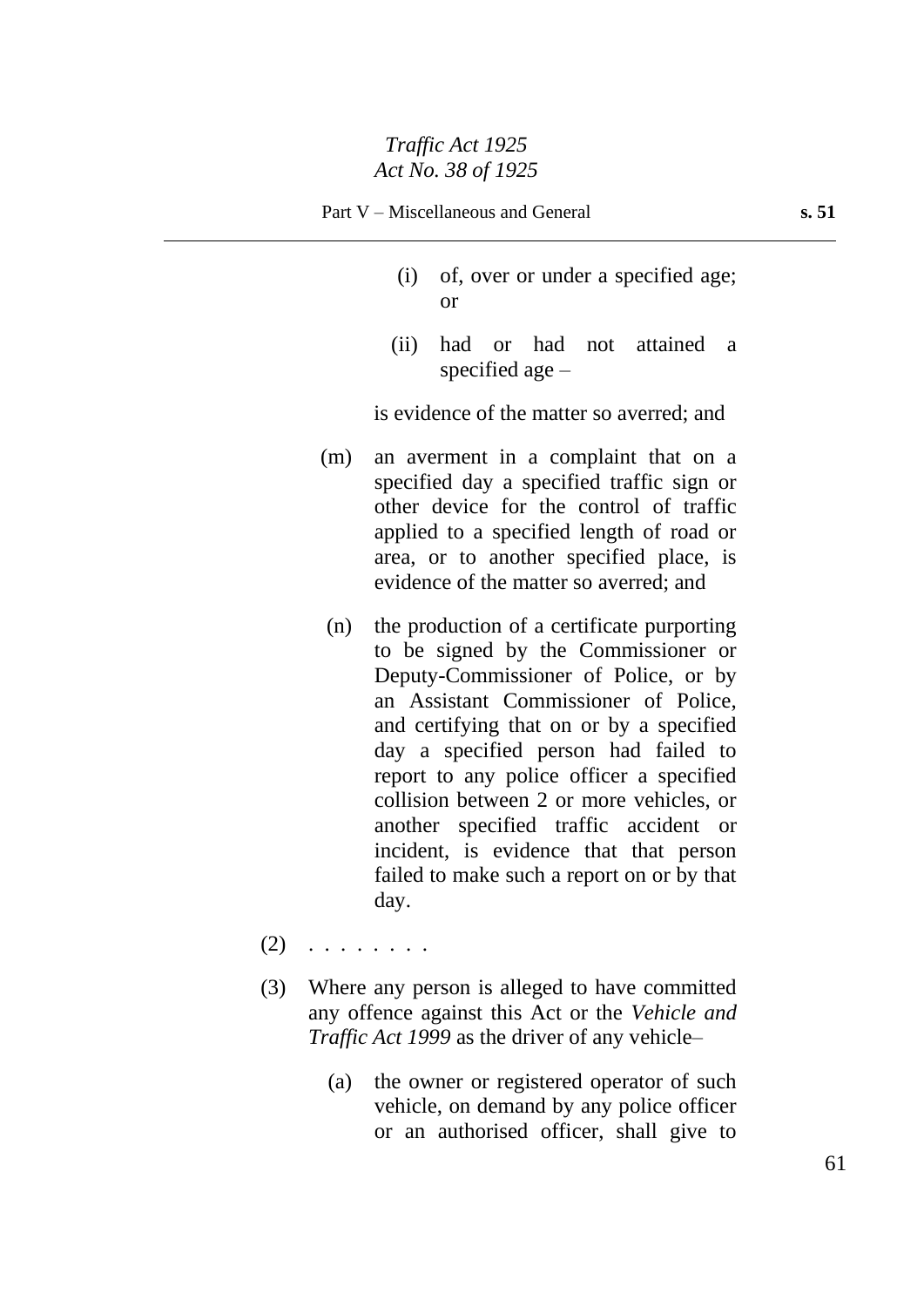(i) of, over or under a specified age; or

(ii) had or had not attained a specified age –

is evidence of the matter so averred; and

(m) an averment in a complaint that on a specified day a specified traffic sign or other device for the control of traffic applied to a specified length of road or area, or to another specified place, is evidence of the matter so averred; and

(n) the production of a certificate purporting to be signed by the Commissioner or Deputy-Commissioner of Police, or by an Assistant Commissioner of Police, and certifying that on or by a specified day a specified person had failed to report to any police officer a specified collision between 2 or more vehicles, or another specified traffic accident or incident, is evidence that that person failed to make such a report on or by that day.

(2) . . . . . . . .

(3) Where any person is alleged to have committed any offence against this Act or the *Vehicle and Traffic Act 1999* as the driver of any vehicle–

(a) the owner or registered operator of such vehicle, on demand by any police officer or an authorised officer, shall give to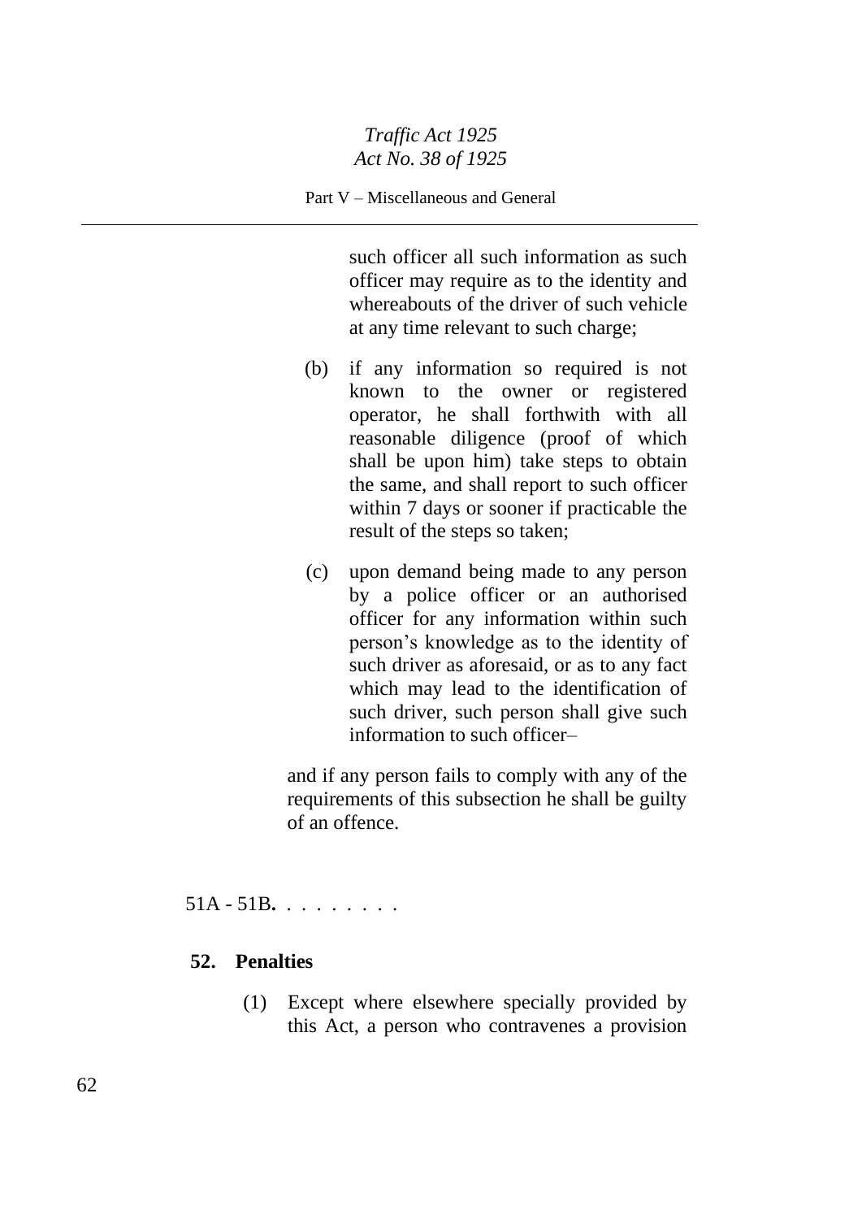such officer all such information as such officer may require as to the identity and whereabouts of the driver of such vehicle at any time relevant to such charge;

(b) if any information so required is not known to the owner or registered operator, he shall forthwith with all reasonable diligence (proof of which shall be upon him) take steps to obtain the same, and shall report to such officer within 7 days or sooner if practicable the result of the steps so taken;

(c) upon demand being made to any person by a police officer or an authorised officer for any information within such person's knowledge as to the identity of such driver as aforesaid, or as to any fact which may lead to the identification of such driver, such person shall give such information to such officer–

and if any person fails to comply with any of the requirements of this subsection he shall be guilty of an offence.

51A - 51B. . . . . . . . .

## 52. Penalties

(1) Except where elsewhere specially provided by this Act, a person who contravenes a provision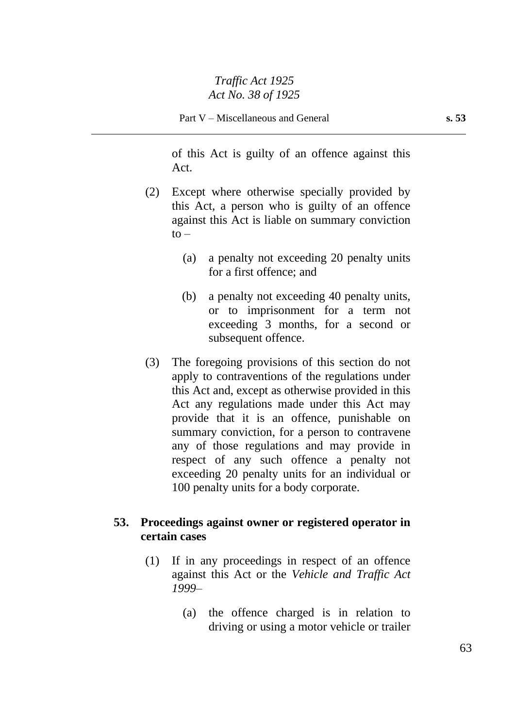of this Act is guilty of an offence against this Act.

(2) Except where otherwise specially provided by this Act, a person who is guilty of an offence against this Act is liable on summary conviction to –

(a) a penalty not exceeding 20 penalty units for a first offence; and

(b) a penalty not exceeding 40 penalty units, or to imprisonment for a term not exceeding 3 months, for a second or subsequent offence.

(3) The foregoing provisions of this section do not apply to contraventions of the regulations under this Act and, except as otherwise provided in this Act any regulations made under this Act may provide that it is an offence, punishable on summary conviction, for a person to contravene any of those regulations and may provide in respect of any such offence a penalty not exceeding 20 penalty units for an individual or 100 penalty units for a body corporate.

### 53. Proceedings against owner or registered operator in certain cases

(1) If in any proceedings in respect of an offence against this Act or the *Vehicle and Traffic Act 1999*–

(a) the offence charged is in relation to driving or using a motor vehicle or trailer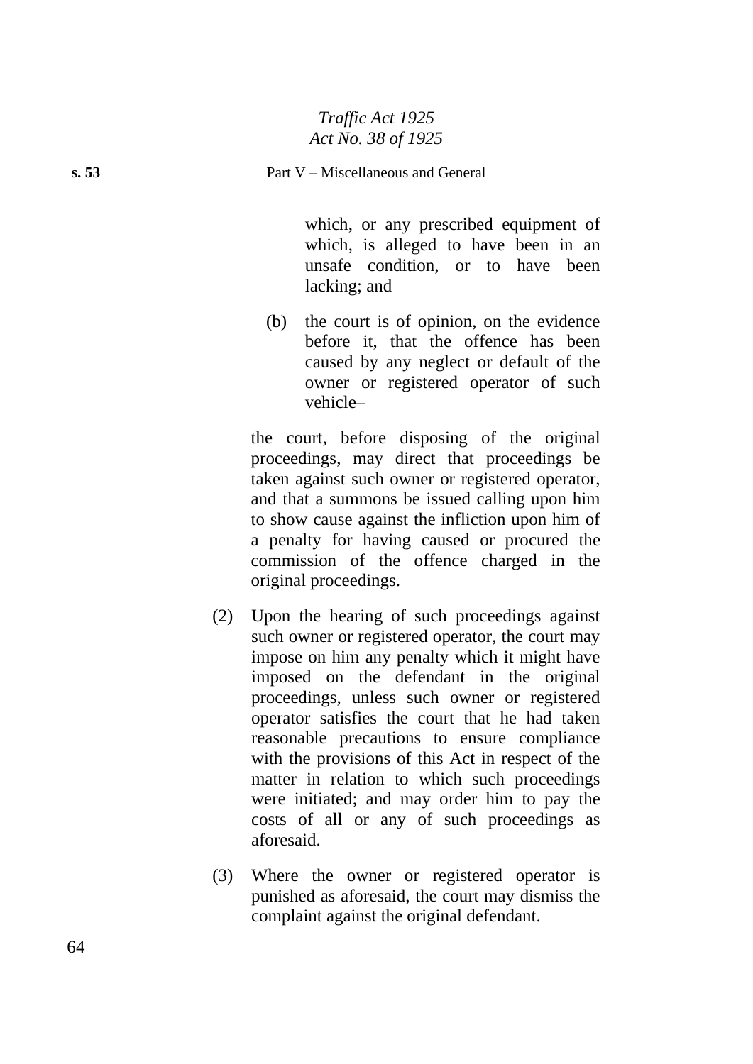which, or any prescribed equipment of which, is alleged to have been in an unsafe condition, or to have been lacking; and

(b) the court is of opinion, on the evidence before it, that the offence has been caused by any neglect or default of the owner or registered operator of such vehicle–

the court, before disposing of the original proceedings, may direct that proceedings be taken against such owner or registered operator, and that a summons be issued calling upon him to show cause against the infliction upon him of a penalty for having caused or procured the commission of the offence charged in the original proceedings.

(2) Upon the hearing of such proceedings against such owner or registered operator, the court may impose on him any penalty which it might have imposed on the defendant in the original proceedings, unless such owner or registered operator satisfies the court that he had taken reasonable precautions to ensure compliance with the provisions of this Act in respect of the matter in relation to which such proceedings were initiated; and may order him to pay the costs of all or any of such proceedings as aforesaid.

(3) Where the owner or registered operator is punished as aforesaid, the court may dismiss the complaint against the original defendant.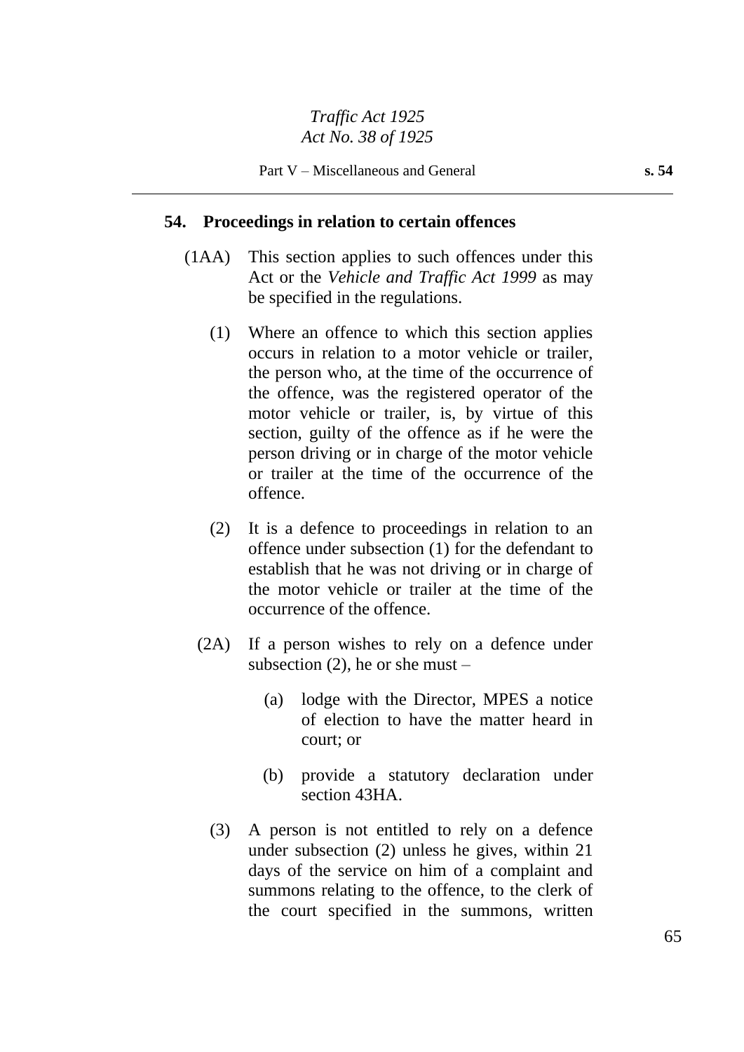## 54. Proceedings in relation to certain offences

(1AA) This section applies to such offences under this Act or the *Vehicle and Traffic Act 1999* as may be specified in the regulations.

(1) Where an offence to which this section applies occurs in relation to a motor vehicle or trailer, the person who, at the time of the occurrence of the offence, was the registered operator of the motor vehicle or trailer, is, by virtue of this section, guilty of the offence as if he were the person driving or in charge of the motor vehicle or trailer at the time of the occurrence of the offence.

(2) It is a defence to proceedings in relation to an offence under subsection (1) for the defendant to establish that he was not driving or in charge of the motor vehicle or trailer at the time of the occurrence of the offence.

(2A) If a person wishes to rely on a defence under subsection (2), he or she must –

(a) lodge with the Director, MPES a notice of election to have the matter heard in court; or

(b) provide a statutory declaration under section 43HA.

(3) A person is not entitled to rely on a defence under subsection (2) unless he gives, within 21 days of the service on him of a complaint and summons relating to the offence, to the clerk of the court specified in the summons, written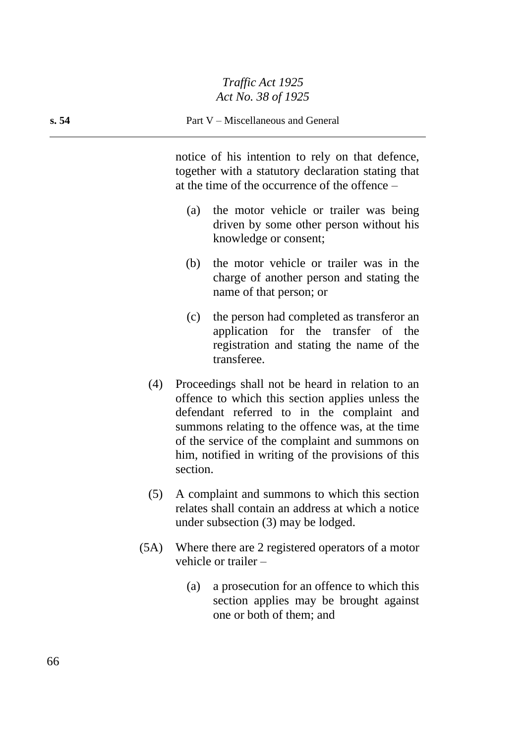notice of his intention to rely on that defence, together with a statutory declaration stating that at the time of the occurrence of the offence –

(a) the motor vehicle or trailer was being driven by some other person without his knowledge or consent;

(b) the motor vehicle or trailer was in the charge of another person and stating the name of that person; or

(c) the person had completed as transferor an application for the transfer of the registration and stating the name of the transferee.

(4) Proceedings shall not be heard in relation to an offence to which this section applies unless the defendant referred to in the complaint and summons relating to the offence was, at the time of the service of the complaint and summons on him, notified in writing of the provisions of this section.

(5) A complaint and summons to which this section relates shall contain an address at which a notice under subsection (3) may be lodged.

(5A) Where there are 2 registered operators of a motor vehicle or trailer –

(a) a prosecution for an offence to which this section applies may be brought against one or both of them; and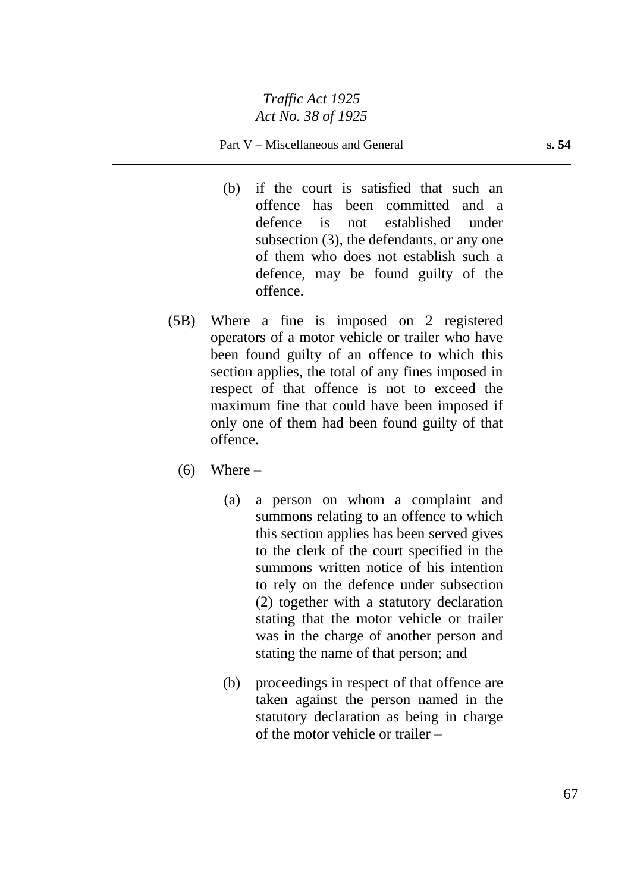(b) if the court is satisfied that such an offence has been committed and a defence is not established under subsection (3), the defendants, or any one of them who does not establish such a defence, may be found guilty of the offence.

(5B) Where a fine is imposed on 2 registered operators of a motor vehicle or trailer who have been found guilty of an offence to which this section applies, the total of any fines imposed in respect of that offence is not to exceed the maximum fine that could have been imposed if only one of them had been found guilty of that offence.

(6) Where –

(a) a person on whom a complaint and summons relating to an offence to which this section applies has been served gives to the clerk of the court specified in the summons written notice of his intention to rely on the defence under subsection (2) together with a statutory declaration stating that the motor vehicle or trailer was in the charge of another person and stating the name of that person; and

(b) proceedings in respect of that offence are taken against the person named in the statutory declaration as being in charge of the motor vehicle or trailer –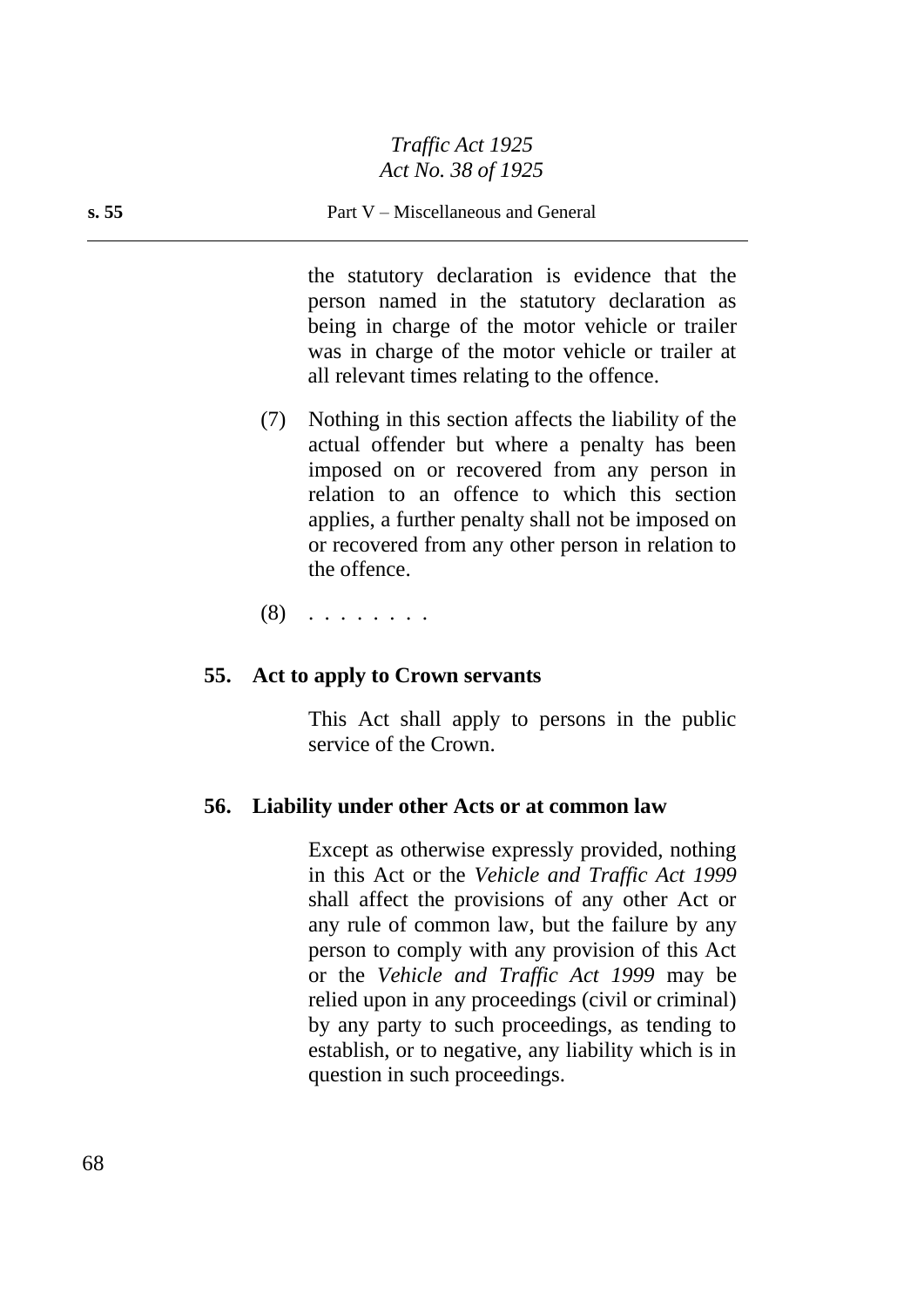the statutory declaration is evidence that the person named in the statutory declaration as being in charge of the motor vehicle or trailer was in charge of the motor vehicle or trailer at all relevant times relating to the offence.

(7) Nothing in this section affects the liability of the actual offender but where a penalty has been imposed on or recovered from any person in relation to an offence to which this section applies, a further penalty shall not be imposed on or recovered from any other person in relation to the offence.

(8) . . . . . . . .

## 55. Act to apply to Crown servants

This Act shall apply to persons in the public service of the Crown.

## 56. Liability under other Acts or at common law

Except as otherwise expressly provided, nothing in this Act or the *Vehicle and Traffic Act 1999* shall affect the provisions of any other Act or any rule of common law, but the failure by any person to comply with any provision of this Act or the *Vehicle and Traffic Act 1999* may be relied upon in any proceedings (civil or criminal) by any party to such proceedings, as tending to establish, or to negative, any liability which is in question in such proceedings.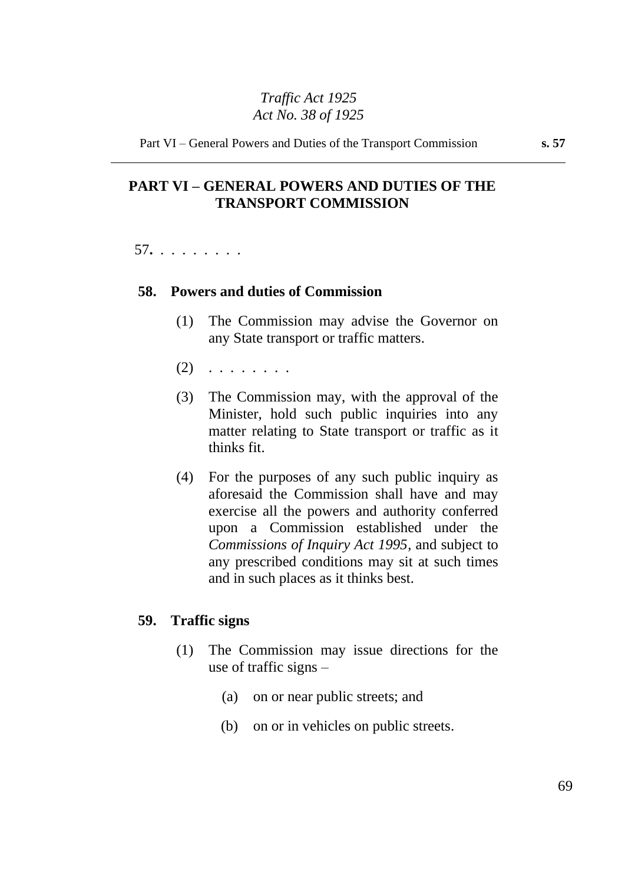## PART VI – GENERAL POWERS AND DUTIES OF THE TRANSPORT COMMISSION

57. . . . . . . . .

### 58. Powers and duties of Commission

(1) The Commission may advise the Governor on any State transport or traffic matters.

(2) . . . . . . . .

(3) The Commission may, with the approval of the Minister, hold such public inquiries into any matter relating to State transport or traffic as it thinks fit.

(4) For the purposes of any such public inquiry as aforesaid the Commission shall have and may exercise all the powers and authority conferred upon a Commission established under the *Commissions of Inquiry Act 1995*, and subject to any prescribed conditions may sit at such times and in such places as it thinks best.

### 59. Traffic signs

(1) The Commission may issue directions for the use of traffic signs –

(a) on or near public streets; and

(b) on or in vehicles on public streets.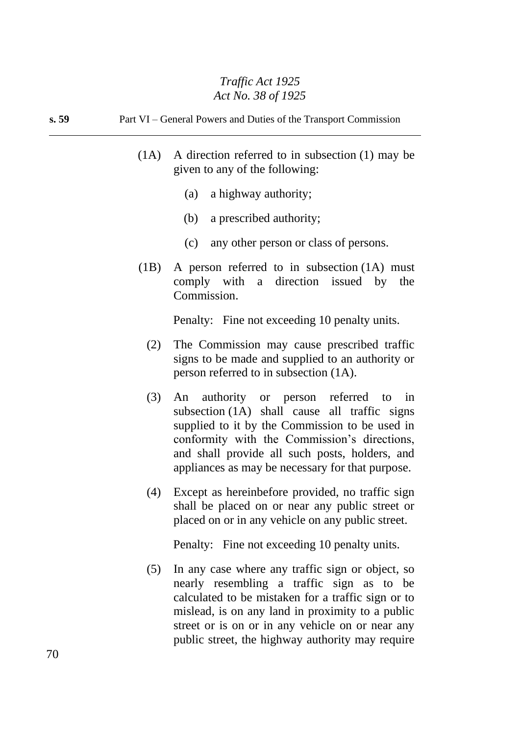(1A) A direction referred to in subsection (1) may be given to any of the following:

(a) a highway authority;

(b) a prescribed authority;

(c) any other person or class of persons.

(1B) A person referred to in subsection (1A) must comply with a direction issued by the Commission.

Penalty: Fine not exceeding 10 penalty units.

(2) The Commission may cause prescribed traffic signs to be made and supplied to an authority or person referred to in subsection (1A).

(3) An authority or person referred to in subsection (1A) shall cause all traffic signs supplied to it by the Commission to be used in conformity with the Commission's directions, and shall provide all such posts, holders, and appliances as may be necessary for that purpose.

(4) Except as hereinbefore provided, no traffic sign shall be placed on or near any public street or placed on or in any vehicle on any public street.

Penalty: Fine not exceeding 10 penalty units.

(5) In any case where any traffic sign or object, so nearly resembling a traffic sign as to be calculated to be mistaken for a traffic sign or to mislead, is on any land in proximity to a public street or is on or in any vehicle on or near any public street, the highway authority may require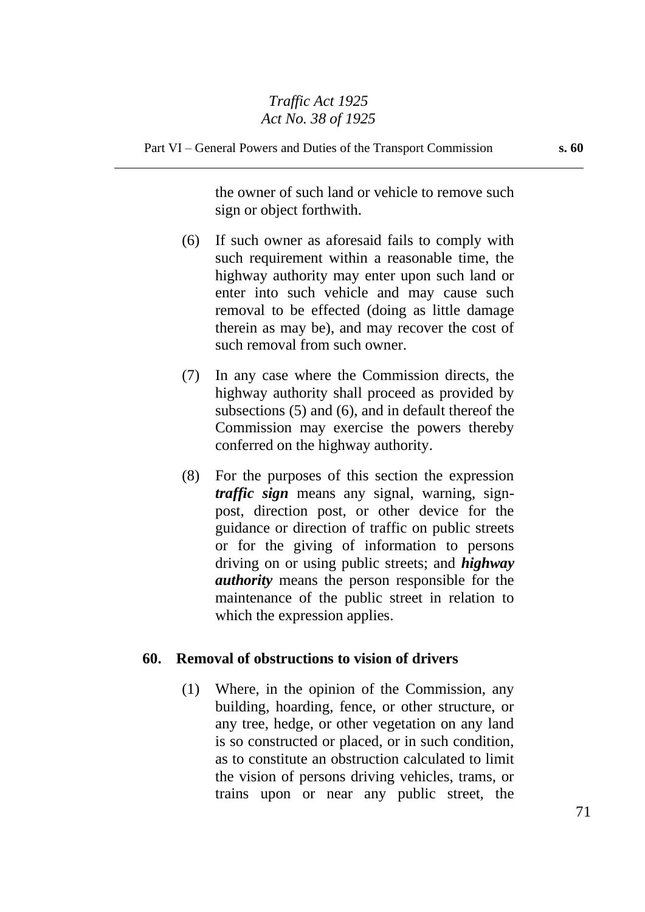the owner of such land or vehicle to remove such sign or object forthwith.

(6) If such owner as aforesaid fails to comply with such requirement within a reasonable time, the highway authority may enter upon such land or enter into such vehicle and may cause such removal to be effected (doing as little damage therein as may be), and may recover the cost of such removal from such owner.

(7) In any case where the Commission directs, the highway authority shall proceed as provided by subsections (5) and (6), and in default thereof the Commission may exercise the powers thereby conferred on the highway authority.

(8) For the purposes of this section the expression ***traffic sign*** means any signal, warning, sign-post, direction post, or other device for the guidance or direction of traffic on public streets or for the giving of information to persons driving on or using public streets; and ***highway authority*** means the person responsible for the maintenance of the public street in relation to which the expression applies.

## 60. Removal of obstructions to vision of drivers

(1) Where, in the opinion of the Commission, any building, hoarding, fence, or other structure, or any tree, hedge, or other vegetation on any land is so constructed or placed, or in such condition, as to constitute an obstruction calculated to limit the vision of persons driving vehicles, trams, or trains upon or near any public street, the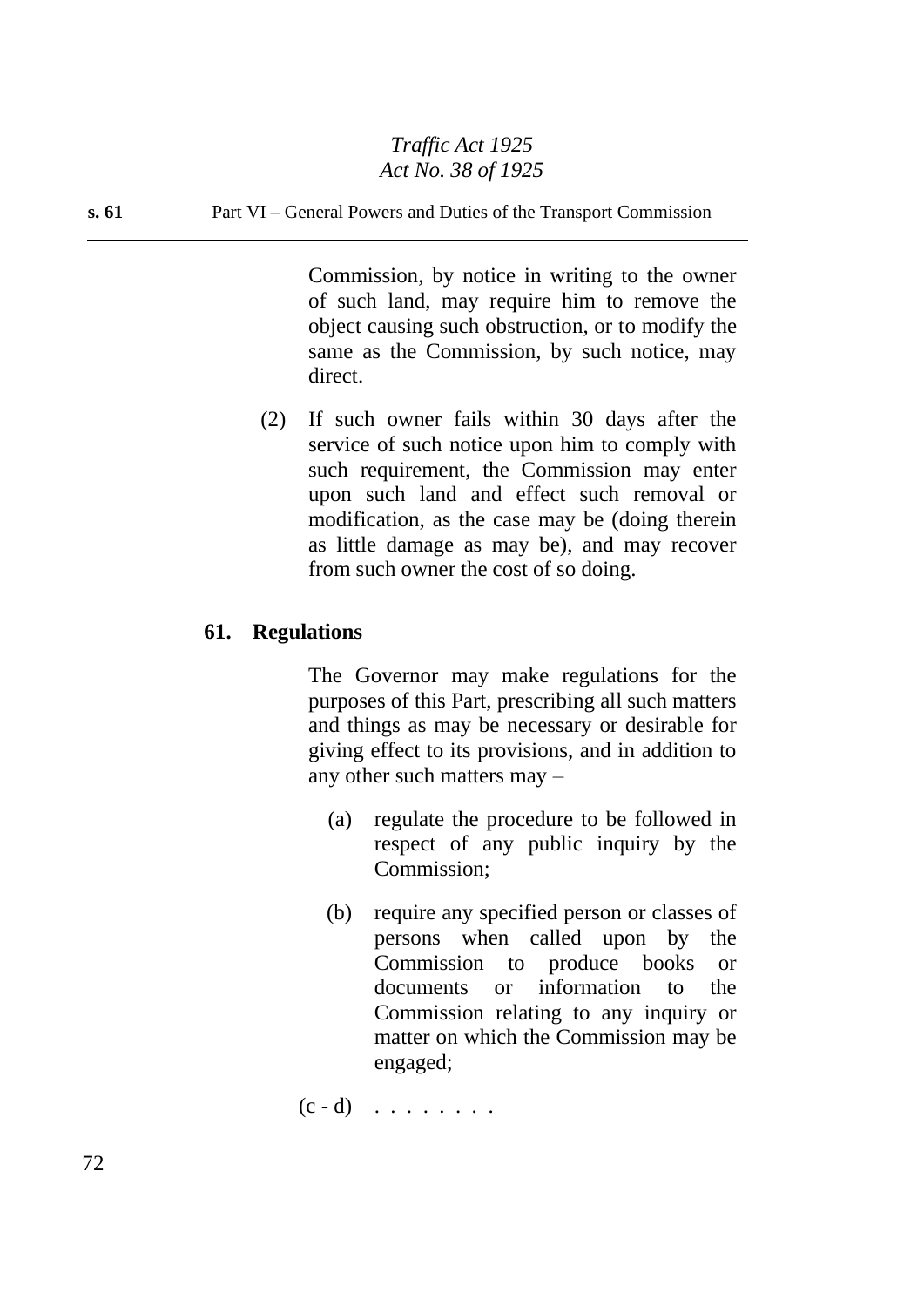Commission, by notice in writing to the owner of such land, may require him to remove the object causing such obstruction, or to modify the same as the Commission, by such notice, may direct.

(2) If such owner fails within 30 days after the service of such notice upon him to comply with such requirement, the Commission may enter upon such land and effect such removal or modification, as the case may be (doing therein as little damage as may be), and may recover from such owner the cost of so doing.

## 61. Regulations

The Governor may make regulations for the purposes of this Part, prescribing all such matters and things as may be necessary or desirable for giving effect to its provisions, and in addition to any other such matters may –

(a) regulate the procedure to be followed in respect of any public inquiry by the Commission;

(b) require any specified person or classes of persons when called upon by the Commission to produce books or documents or information to the Commission relating to any inquiry or matter on which the Commission may be engaged;

(c - d) . . . . . . . .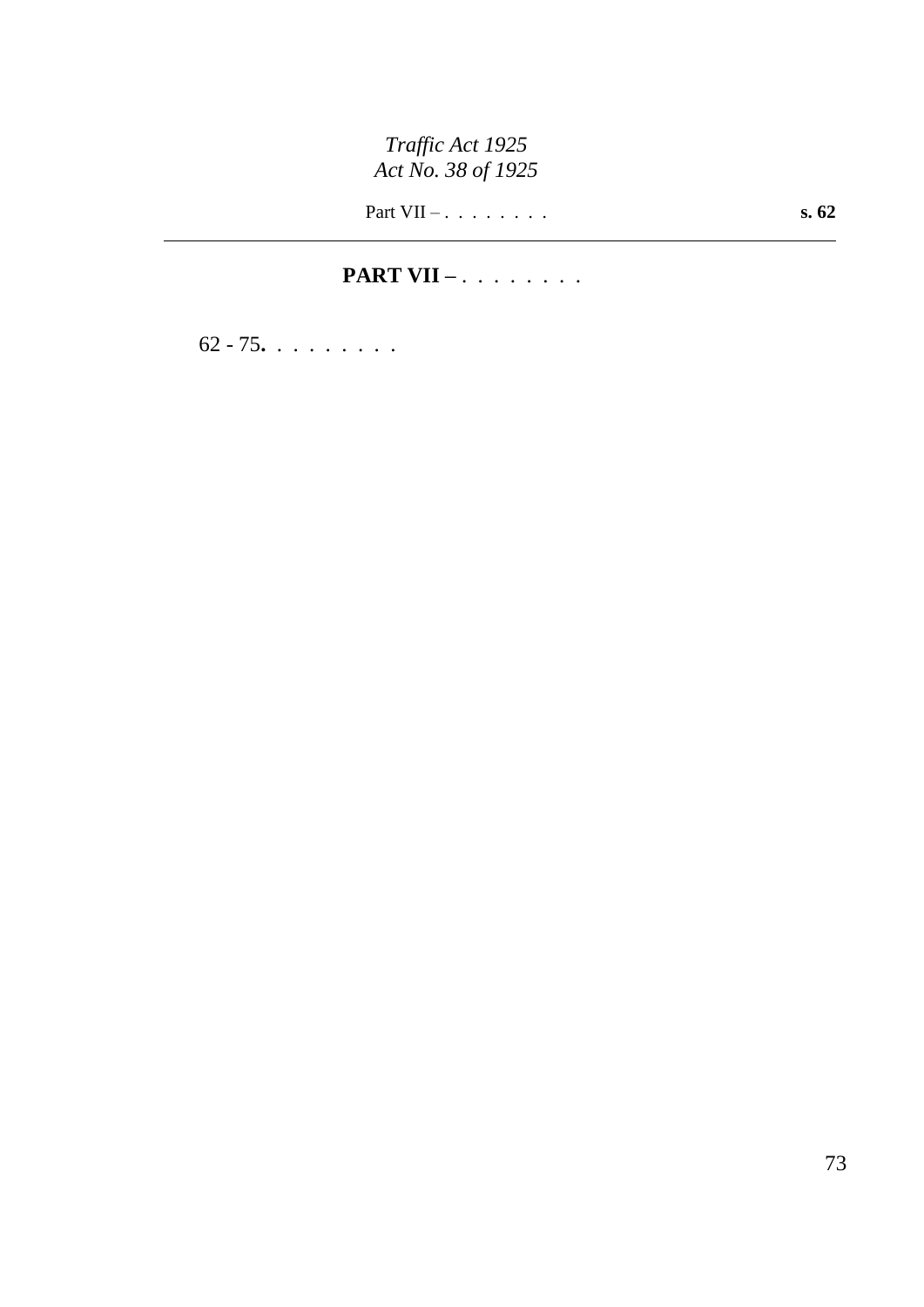## PART VII – . . . . . . . .

62 - 75**.** . . . . . . . .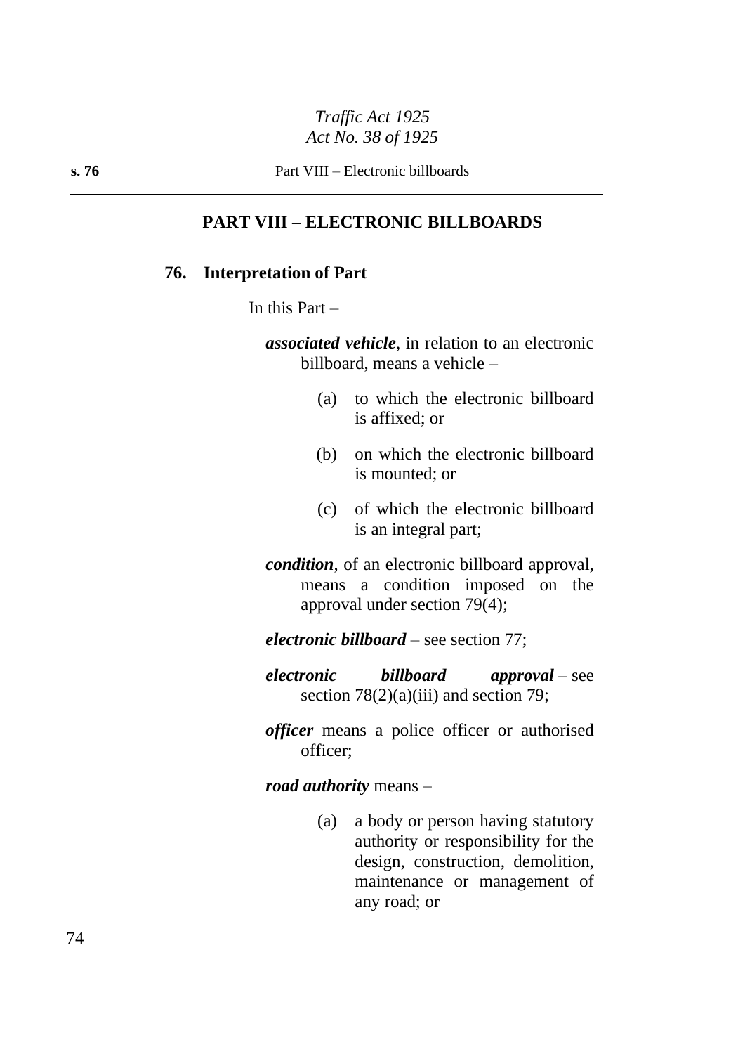## PART VIII – ELECTRONIC BILLBOARDS

### 76. Interpretation of Part

In this Part –

***associated vehicle***, in relation to an electronic billboard, means a vehicle –

(a) to which the electronic billboard is affixed; or

(b) on which the electronic billboard is mounted; or

(c) of which the electronic billboard is an integral part;

***condition***, of an electronic billboard approval, means a condition imposed on the approval under section 79(4);

***electronic billboard*** – see section 77;

***electronic billboard approval*** – see section 78(2)(a)(iii) and section 79;

***officer*** means a police officer or authorised officer;

***road authority*** means –

(a) a body or person having statutory authority or responsibility for the design, construction, demolition, maintenance or management of any road; or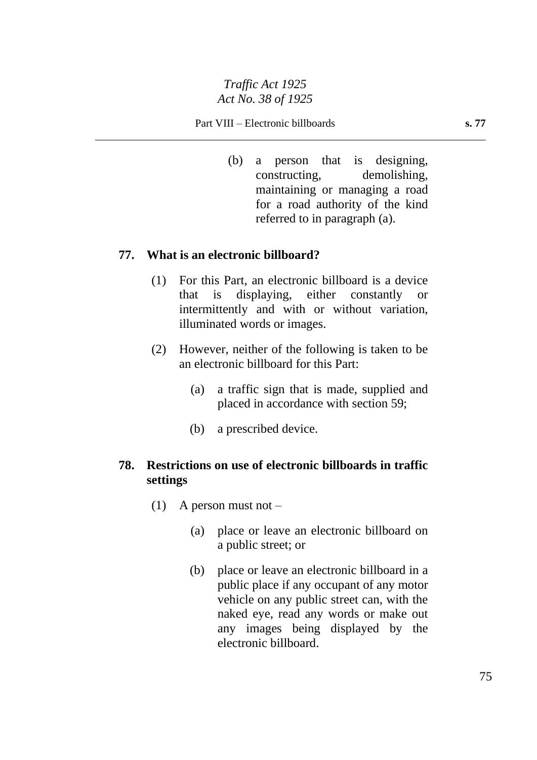(b) a person that is designing, constructing, demolishing, maintaining or managing a road for a road authority of the kind referred to in paragraph (a).

## 77. What is an electronic billboard?

(1) For this Part, an electronic billboard is a device that is displaying, either constantly or intermittently and with or without variation, illuminated words or images.

(2) However, neither of the following is taken to be an electronic billboard for this Part:

(a) a traffic sign that is made, supplied and placed in accordance with section 59;

(b) a prescribed device.

## 78. Restrictions on use of electronic billboards in traffic settings

(1) A person must not –

(a) place or leave an electronic billboard on a public street; or

(b) place or leave an electronic billboard in a public place if any occupant of any motor vehicle on any public street can, with the naked eye, read any words or make out any images being displayed by the electronic billboard.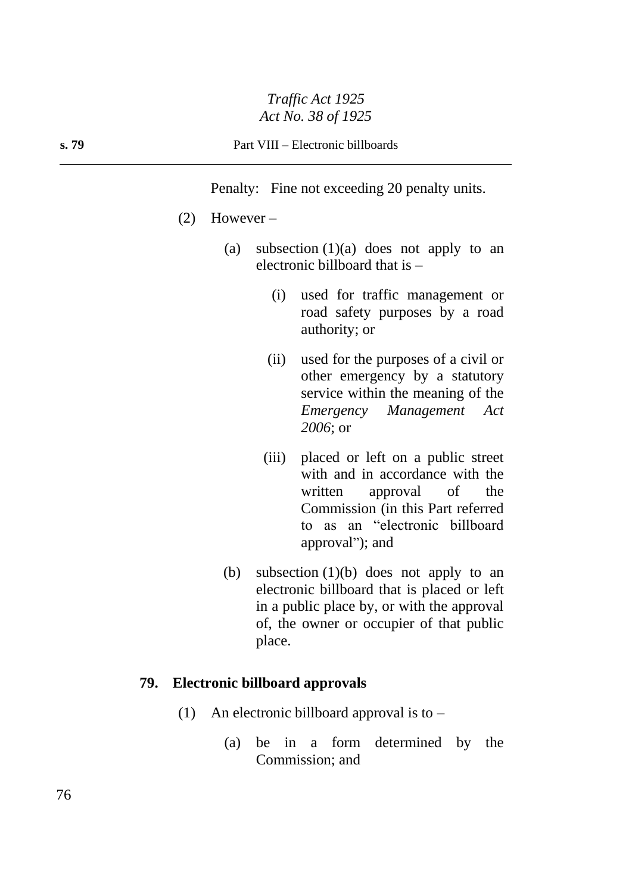Penalty: Fine not exceeding 20 penalty units.

(2) However –

(a) subsection (1)(a) does not apply to an electronic billboard that is –

(i) used for traffic management or road safety purposes by a road authority; or

(ii) used for the purposes of a civil or other emergency by a statutory service within the meaning of the *Emergency Management Act 2006*; or

(iii) placed or left on a public street with and in accordance with the written approval of the Commission (in this Part referred to as an "electronic billboard approval"); and

(b) subsection (1)(b) does not apply to an electronic billboard that is placed or left in a public place by, or with the approval of, the owner or occupier of that public place.

## 79. Electronic billboard approvals

(1) An electronic billboard approval is to –

(a) be in a form determined by the Commission; and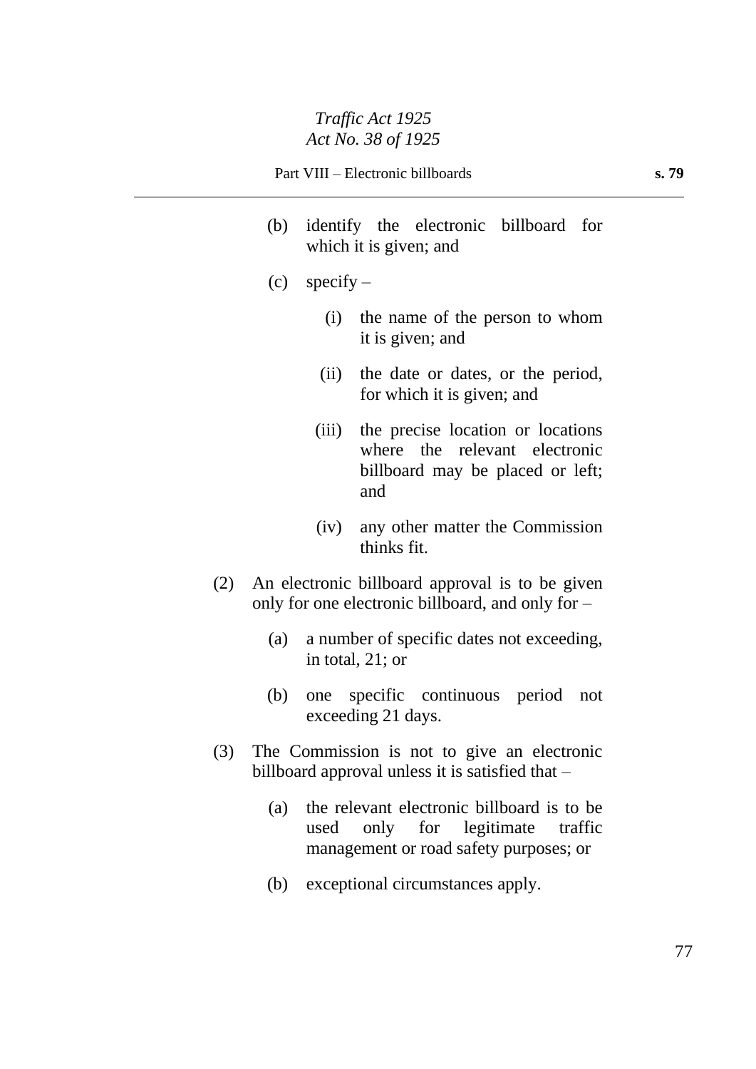(b) identify the electronic billboard for which it is given; and

(c) specify –

(i) the name of the person to whom it is given; and

(ii) the date or dates, or the period, for which it is given; and

(iii) the precise location or locations where the relevant electronic billboard may be placed or left; and

(iv) any other matter the Commission thinks fit.

(2) An electronic billboard approval is to be given only for one electronic billboard, and only for –

(a) a number of specific dates not exceeding, in total, 21; or

(b) one specific continuous period not exceeding 21 days.

(3) The Commission is not to give an electronic billboard approval unless it is satisfied that –

(a) the relevant electronic billboard is to be used only for legitimate traffic management or road safety purposes; or

(b) exceptional circumstances apply.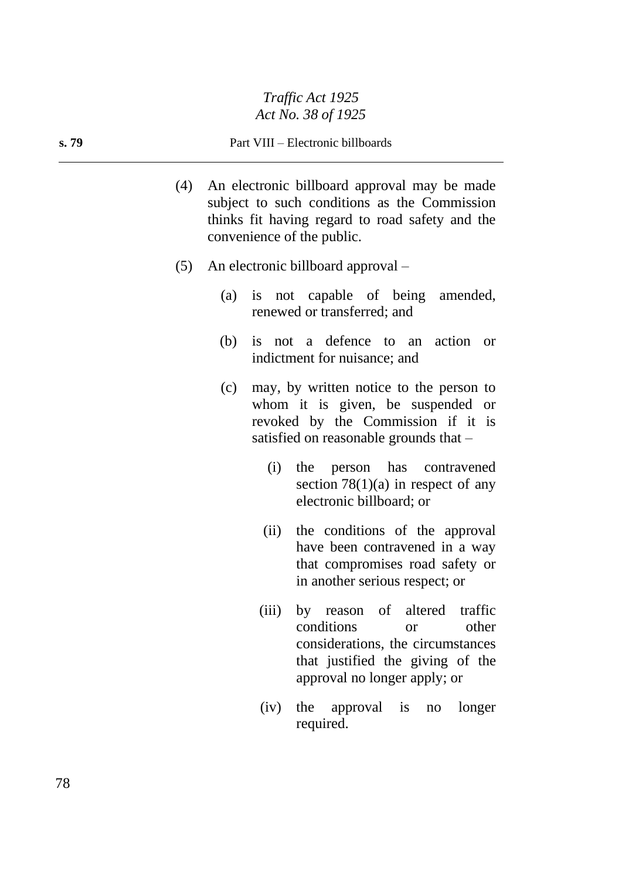(4) An electronic billboard approval may be made subject to such conditions as the Commission thinks fit having regard to road safety and the convenience of the public.

(5) An electronic billboard approval –

(a) is not capable of being amended, renewed or transferred; and

(b) is not a defence to an action or indictment for nuisance; and

(c) may, by written notice to the person to whom it is given, be suspended or revoked by the Commission if it is satisfied on reasonable grounds that –

(i) the person has contravened section 78(1)(a) in respect of any electronic billboard; or

(ii) the conditions of the approval have been contravened in a way that compromises road safety or in another serious respect; or

(iii) by reason of altered traffic conditions or other considerations, the circumstances that justified the giving of the approval no longer apply; or

(iv) the approval is no longer required.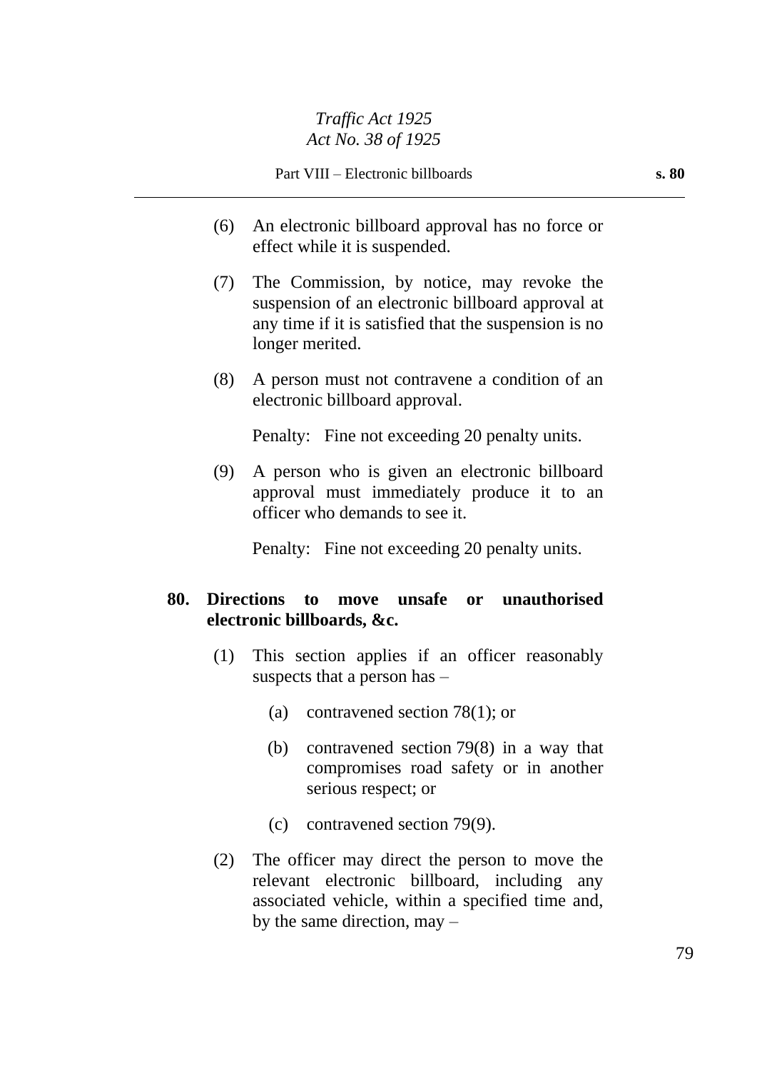(6) An electronic billboard approval has no force or effect while it is suspended.

(7) The Commission, by notice, may revoke the suspension of an electronic billboard approval at any time if it is satisfied that the suspension is no longer merited.

(8) A person must not contravene a condition of an electronic billboard approval.

Penalty: Fine not exceeding 20 penalty units.

(9) A person who is given an electronic billboard approval must immediately produce it to an officer who demands to see it.

Penalty: Fine not exceeding 20 penalty units.

**80. Directions to move unsafe or unauthorised electronic billboards, &c.**

(1) This section applies if an officer reasonably suspects that a person has –

(a) contravened section 78(1); or

(b) contravened section 79(8) in a way that compromises road safety or in another serious respect; or

(c) contravened section 79(9).

(2) The officer may direct the person to move the relevant electronic billboard, including any associated vehicle, within a specified time and, by the same direction, may –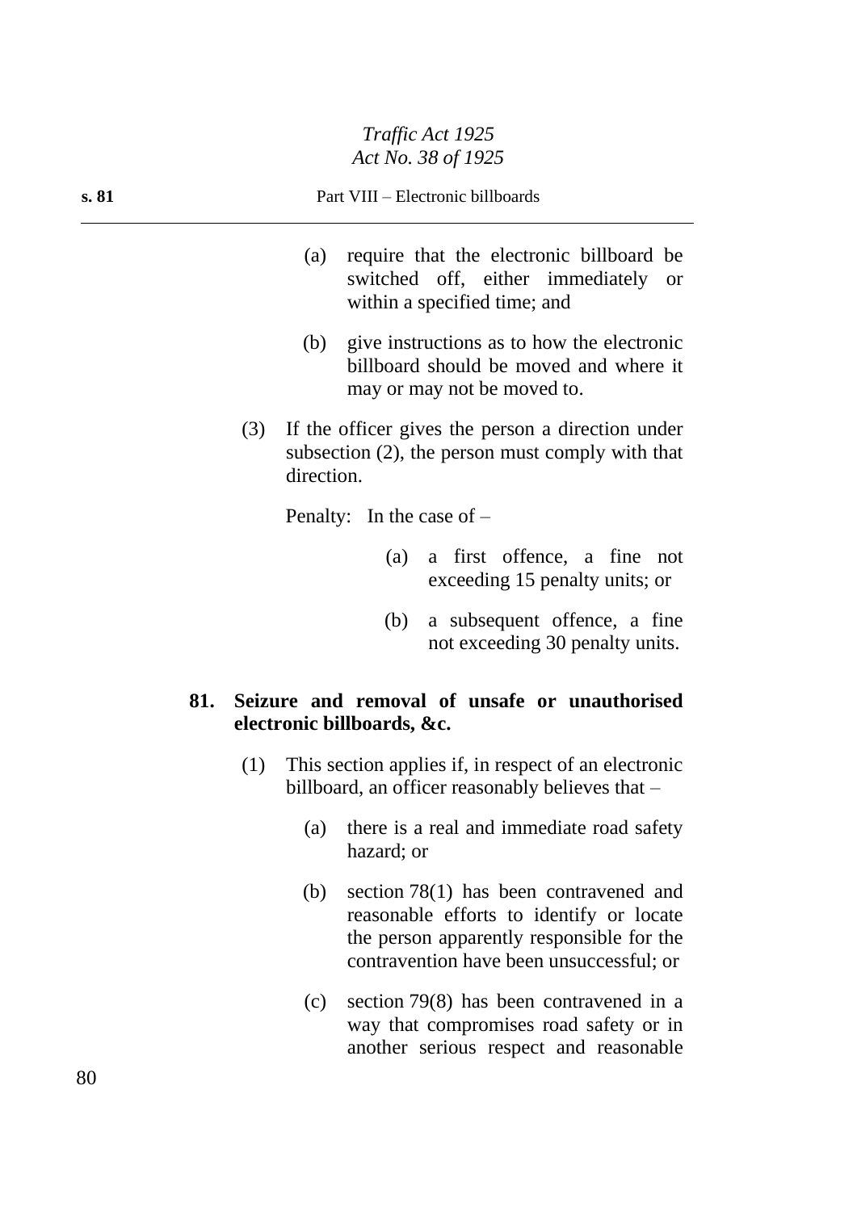(a) require that the electronic billboard be switched off, either immediately or within a specified time; and

(b) give instructions as to how the electronic billboard should be moved and where it may or may not be moved to.

(3) If the officer gives the person a direction under subsection (2), the person must comply with that direction.

Penalty: In the case of –

(a) a first offence, a fine not exceeding 15 penalty units; or

(b) a subsequent offence, a fine not exceeding 30 penalty units.

**81. Seizure and removal of unsafe or unauthorised electronic billboards, &c.**

(1) This section applies if, in respect of an electronic billboard, an officer reasonably believes that –

(a) there is a real and immediate road safety hazard; or

(b) section 78(1) has been contravened and reasonable efforts to identify or locate the person apparently responsible for the contravention have been unsuccessful; or

(c) section 79(8) has been contravened in a way that compromises road safety or in another serious respect and reasonable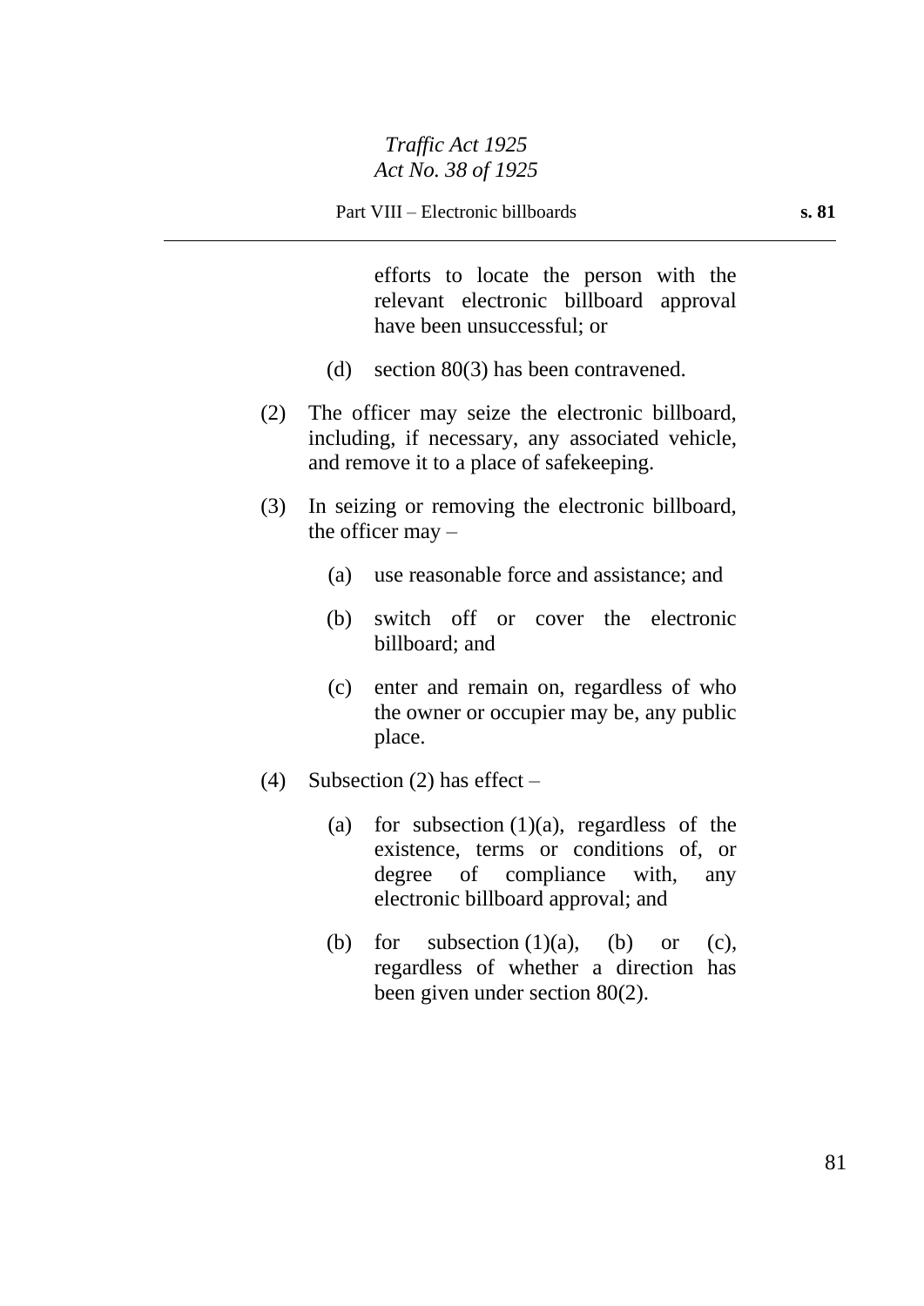efforts to locate the person with the relevant electronic billboard approval have been unsuccessful; or

(d) section 80(3) has been contravened.

(2) The officer may seize the electronic billboard, including, if necessary, any associated vehicle, and remove it to a place of safekeeping.

(3) In seizing or removing the electronic billboard, the officer may –

(a) use reasonable force and assistance; and

(b) switch off or cover the electronic billboard; and

(c) enter and remain on, regardless of who the owner or occupier may be, any public place.

(4) Subsection (2) has effect –

(a) for subsection (1)(a), regardless of the existence, terms or conditions of, or degree of compliance with, any electronic billboard approval; and

(b) for subsection (1)(a), (b) or (c), regardless of whether a direction has been given under section 80(2).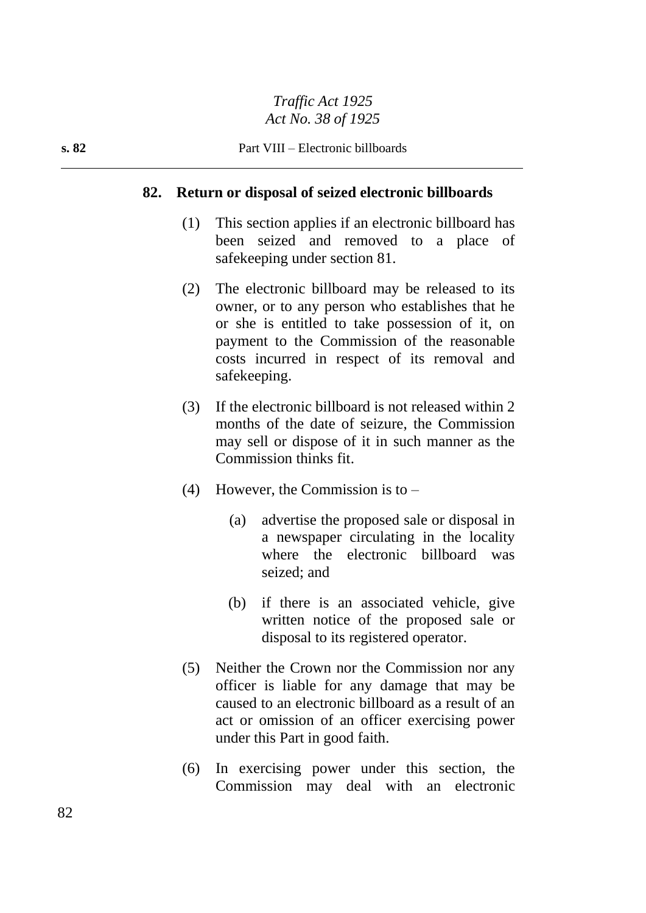## 82. Return or disposal of seized electronic billboards

(1) This section applies if an electronic billboard has been seized and removed to a place of safekeeping under section 81.

(2) The electronic billboard may be released to its owner, or to any person who establishes that he or she is entitled to take possession of it, on payment to the Commission of the reasonable costs incurred in respect of its removal and safekeeping.

(3) If the electronic billboard is not released within 2 months of the date of seizure, the Commission may sell or dispose of it in such manner as the Commission thinks fit.

(4) However, the Commission is to –

(a) advertise the proposed sale or disposal in a newspaper circulating in the locality where the electronic billboard was seized; and

(b) if there is an associated vehicle, give written notice of the proposed sale or disposal to its registered operator.

(5) Neither the Crown nor the Commission nor any officer is liable for any damage that may be caused to an electronic billboard as a result of an act or omission of an officer exercising power under this Part in good faith.

(6) In exercising power under this section, the Commission may deal with an electronic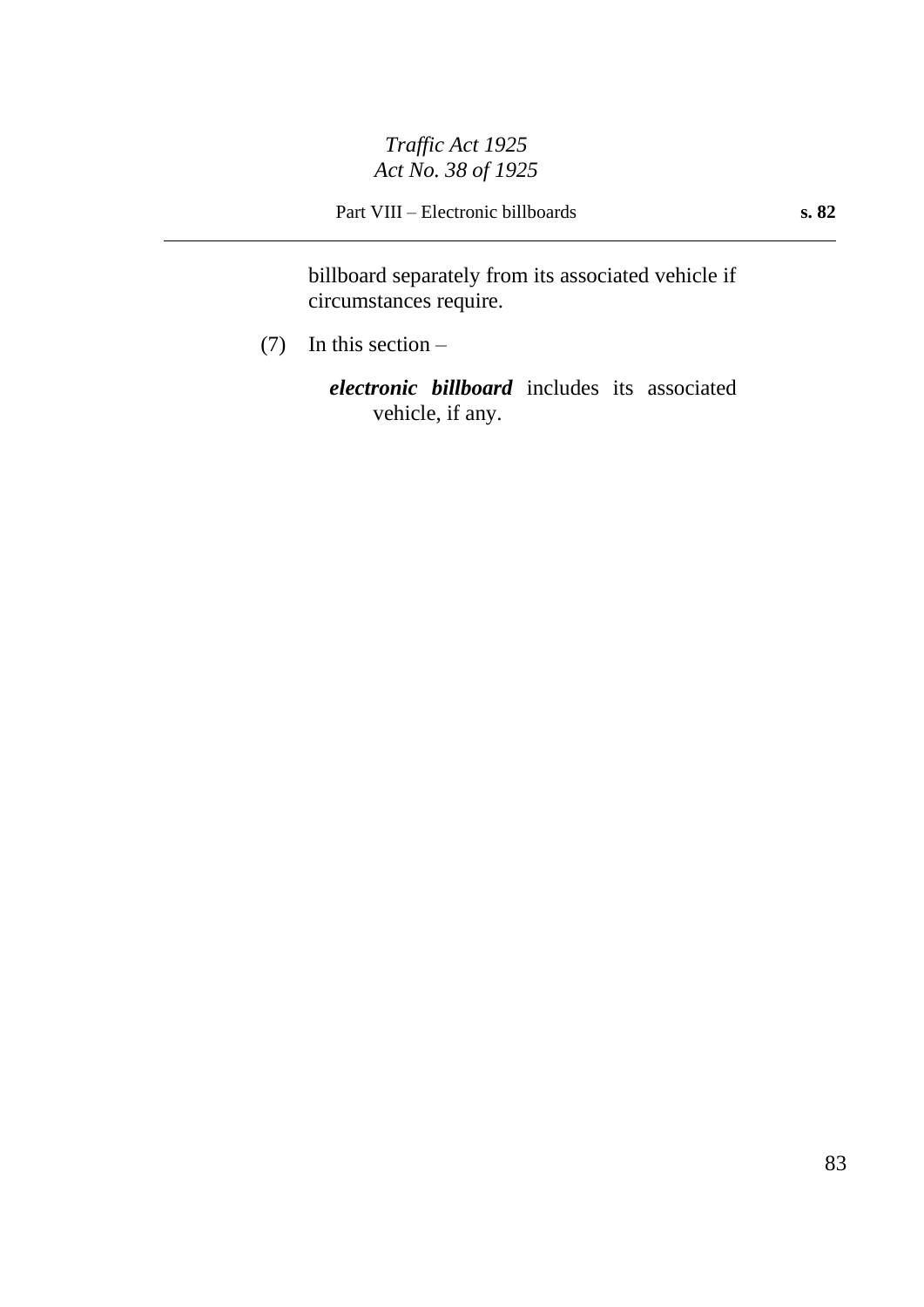billboard separately from its associated vehicle if circumstances require.

(7) In this section –

***electronic billboard*** includes its associated vehicle, if any.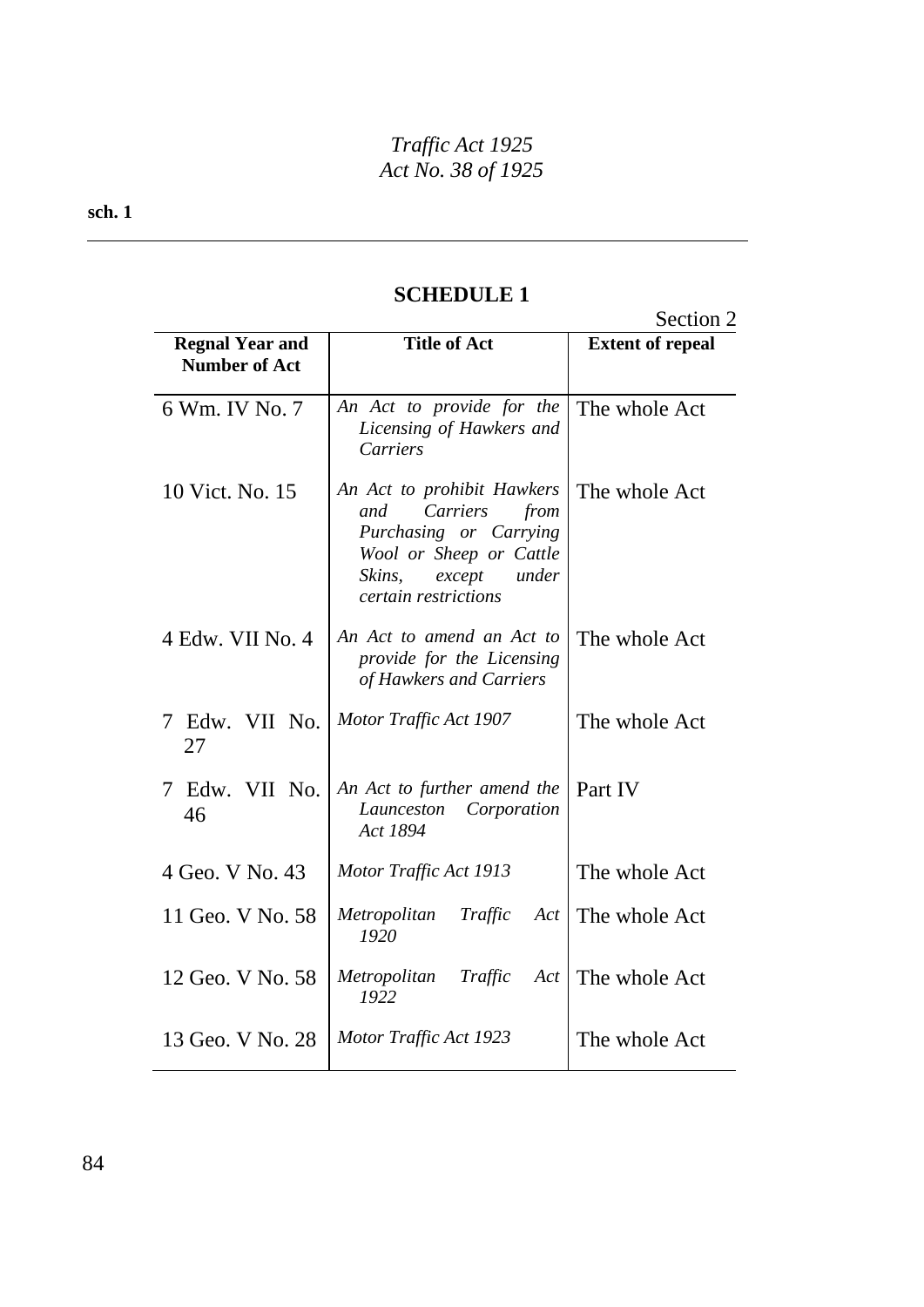## SCHEDULE 1

Section 2

| Regnal Year and Number of Act | Title of Act | Extent of repeal |
|---|---|---|
| 6 Wm. IV No. 7 | *An Act to provide for the Licensing of Hawkers and Carriers* | The whole Act |
| 10 Vict. No. 15 | *An Act to prohibit Hawkers and Carriers from Purchasing or Carrying Wool or Sheep or Cattle Skins, except under certain restrictions* | The whole Act |
| 4 Edw. VII No. 4 | *An Act to amend an Act to provide for the Licensing of Hawkers and Carriers* | The whole Act |
| 7 Edw. VII No. 27 | *Motor Traffic Act 1907* | The whole Act |
| 7 Edw. VII No. 46 | *An Act to further amend the Launceston Corporation Act 1894* | Part IV |
| 4 Geo. V No. 43 | *Motor Traffic Act 1913* | The whole Act |
| 11 Geo. V No. 58 | *Metropolitan Traffic Act 1920* | The whole Act |
| 12 Geo. V No. 58 | *Metropolitan Traffic Act 1922* | The whole Act |
| 13 Geo. V No. 28 | *Motor Traffic Act 1923* | The whole Act |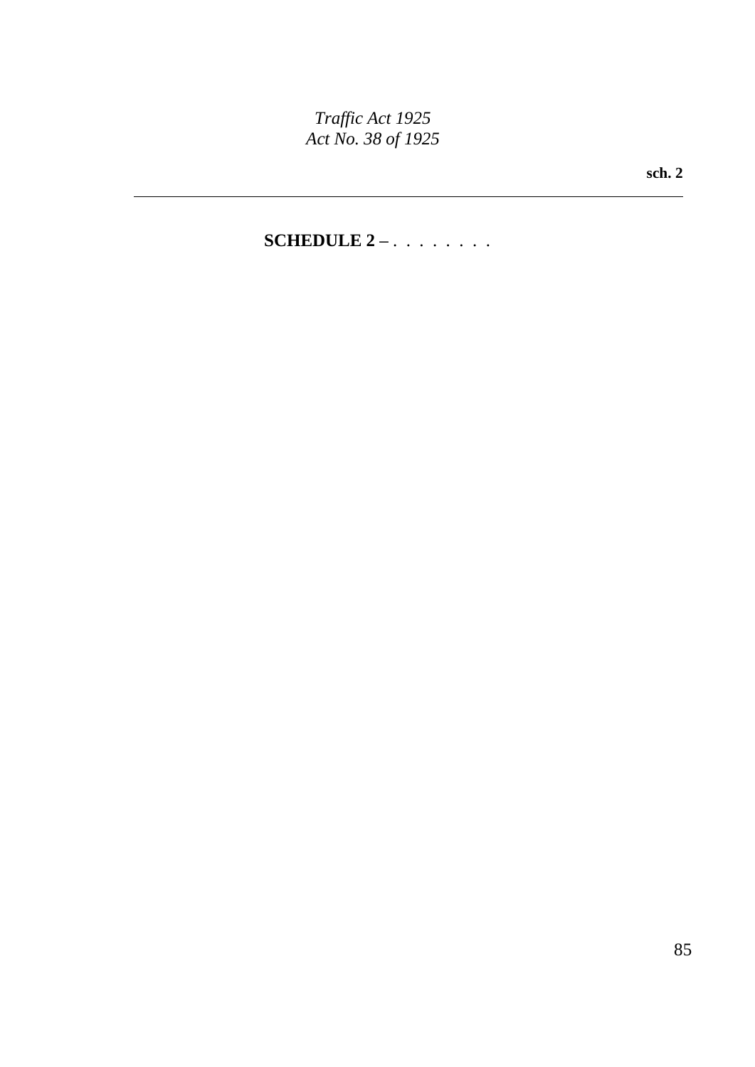## SCHEDULE 2 – . . . . . . . .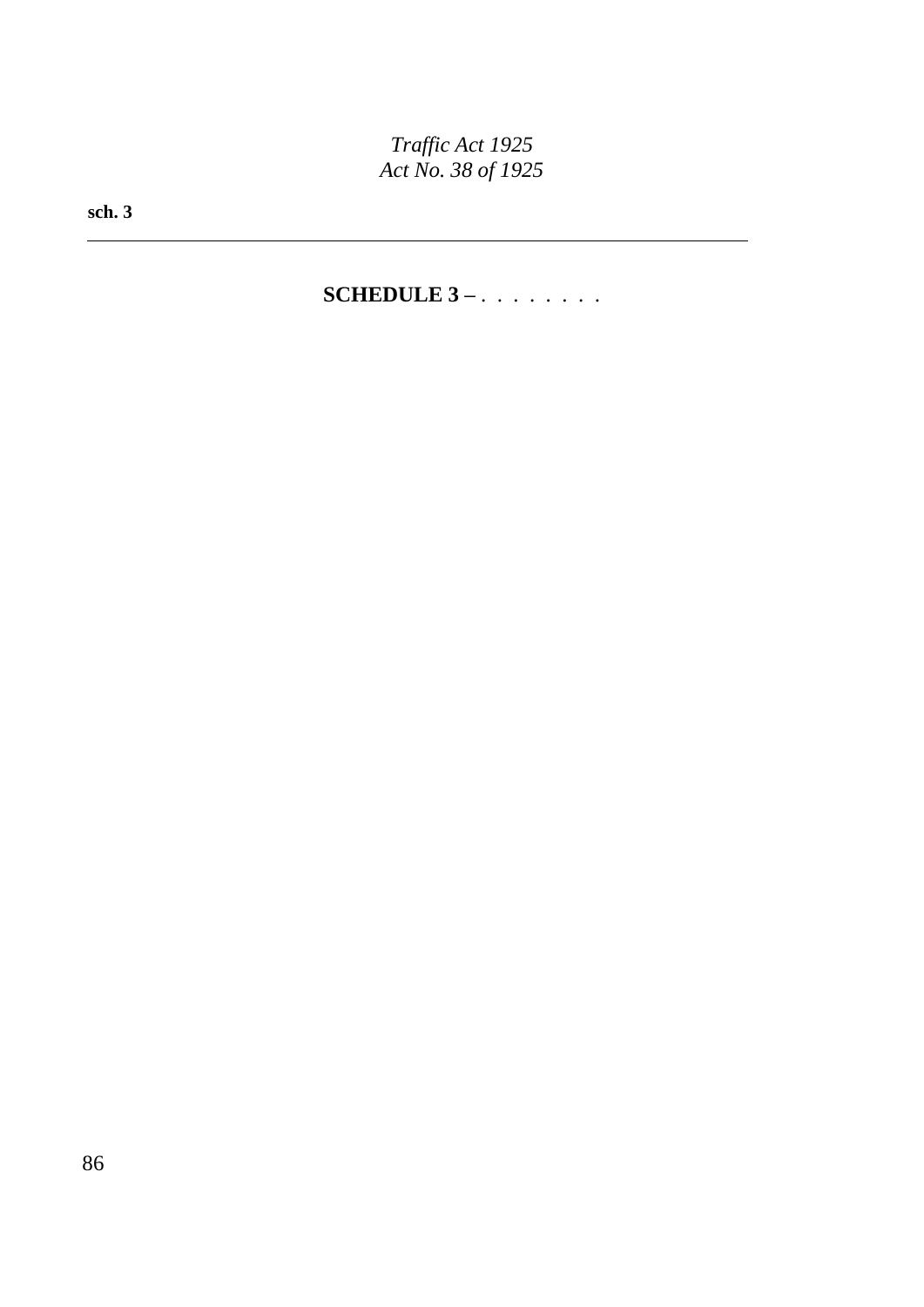## SCHEDULE 3 – . . . . . . . .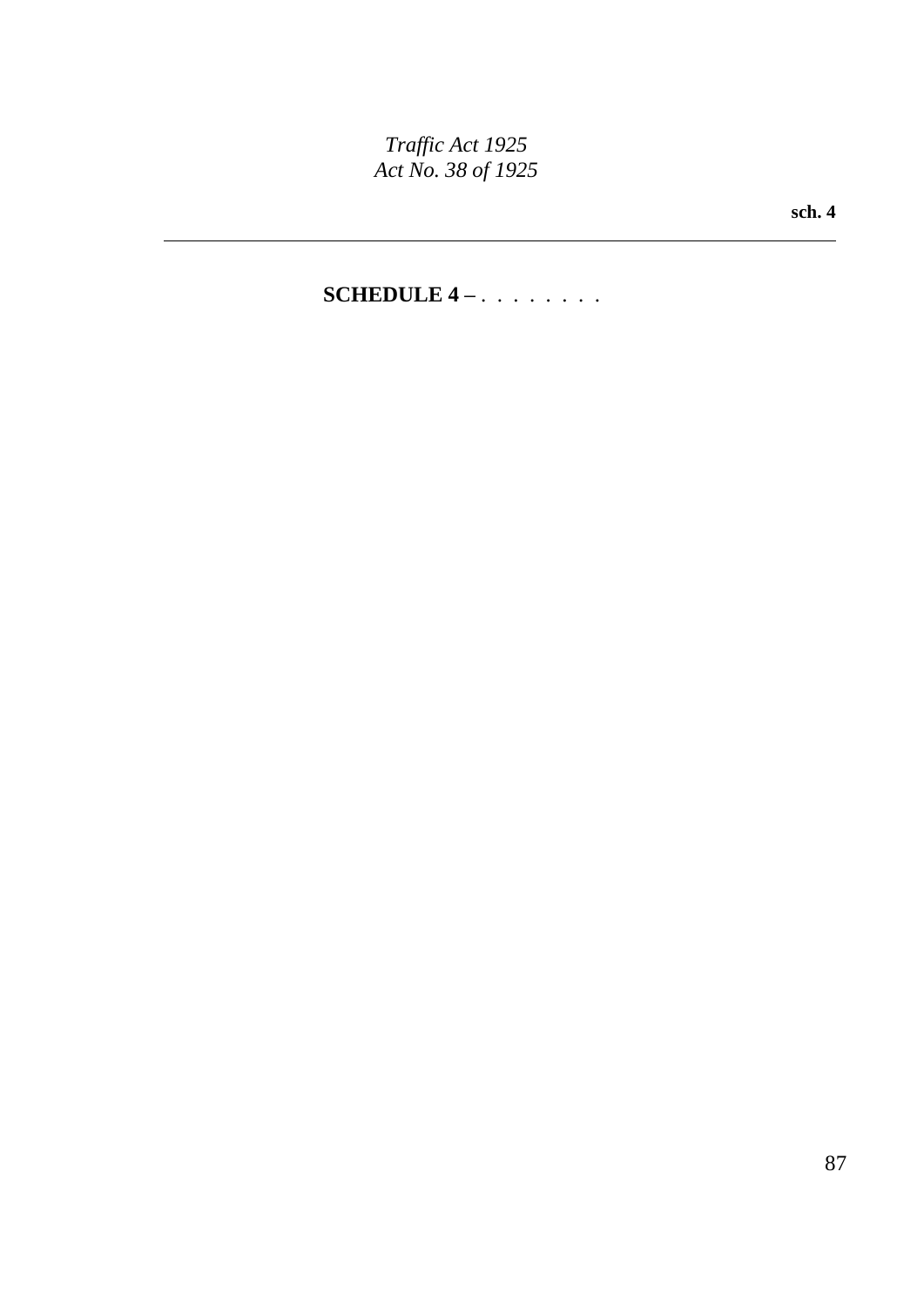## SCHEDULE 4 – . . . . . . . .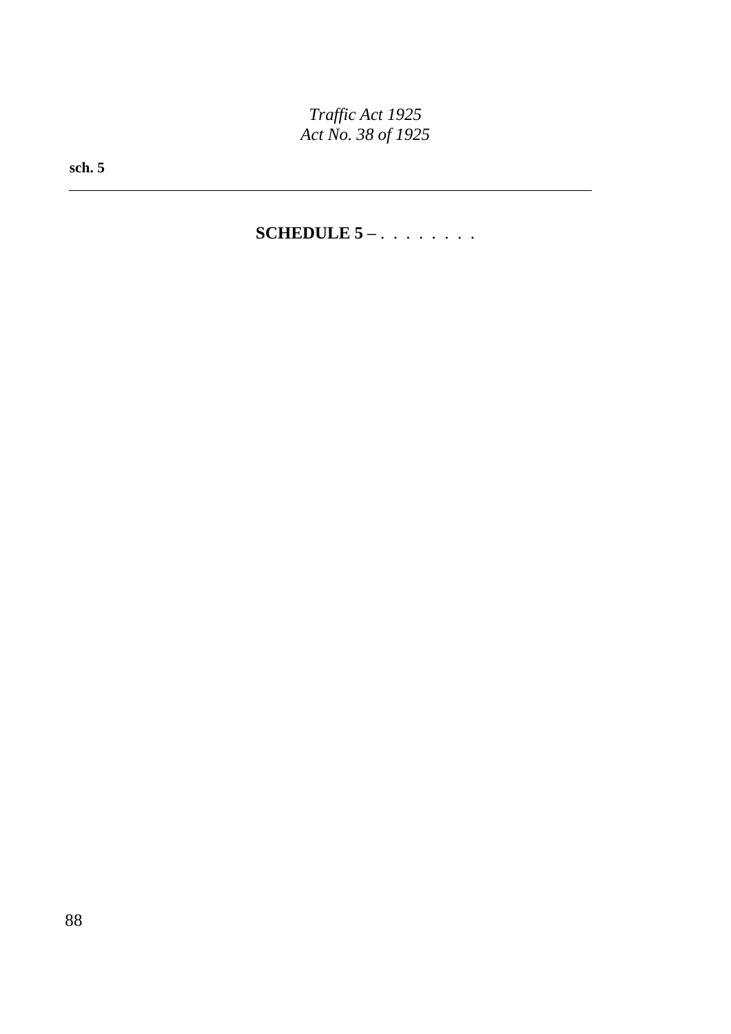## SCHEDULE 5 – . . . . . . . .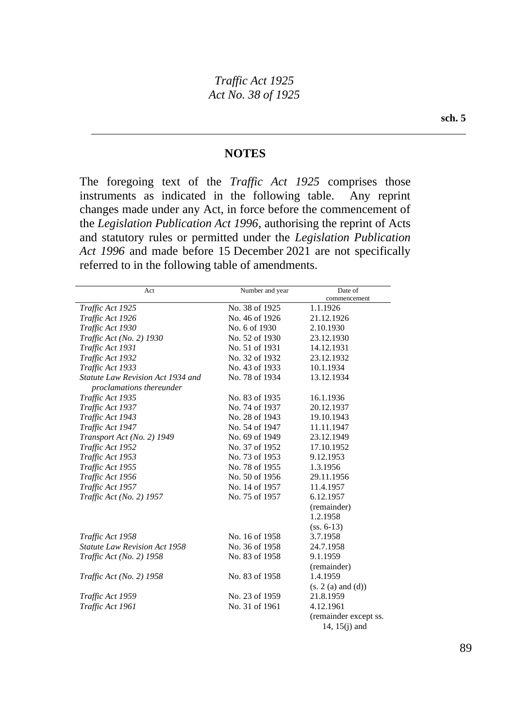## NOTES

The foregoing text of the *Traffic Act 1925* comprises those instruments as indicated in the following table. Any reprint changes made under any Act, in force before the commencement of the *Legislation Publication Act 1996*, authorising the reprint of Acts and statutory rules or permitted under the *Legislation Publication Act 1996* and made before 15 December 2021 are not specifically referred to in the following table of amendments.

| Act | Number and year | Date of commencement |
|---|---|---|
| *Traffic Act 1925* | No. 38 of 1925 | 1.1.1926 |
| *Traffic Act 1926* | No. 46 of 1926 | 21.12.1926 |
| *Traffic Act 1930* | No. 6 of 1930 | 2.10.1930 |
| *Traffic Act (No. 2) 1930* | No. 52 of 1930 | 23.12.1930 |
| *Traffic Act 1931* | No. 51 of 1931 | 14.12.1931 |
| *Traffic Act 1932* | No. 32 of 1932 | 23.12.1932 |
| *Traffic Act 1933* | No. 43 of 1933 | 10.1.1934 |
| *Statute Law Revision Act 1934 and proclamations thereunder* | No. 78 of 1934 | 13.12.1934 |
| *Traffic Act 1935* | No. 83 of 1935 | 16.1.1936 |
| *Traffic Act 1937* | No. 74 of 1937 | 20.12.1937 |
| *Traffic Act 1943* | No. 28 of 1943 | 19.10.1943 |
| *Traffic Act 1947* | No. 54 of 1947 | 11.11.1947 |
| *Transport Act (No. 2) 1949* | No. 69 of 1949 | 23.12.1949 |
| *Traffic Act 1952* | No. 37 of 1952 | 17.10.1952 |
| *Traffic Act 1953* | No. 73 of 1953 | 9.12.1953 |
| *Traffic Act 1955* | No. 78 of 1955 | 1.3.1956 |
| *Traffic Act 1956* | No. 50 of 1956 | 29.11.1956 |
| *Traffic Act 1957* | No. 14 of 1957 | 11.4.1957 |
| *Traffic Act (No. 2) 1957* | No. 75 of 1957 | 6.12.1957 (remainder)<br>1.2.1958 (ss. 6-13) |
| *Traffic Act 1958* | No. 16 of 1958 | 3.7.1958 |
| *Statute Law Revision Act 1958* | No. 36 of 1958 | 24.7.1958 |
| *Traffic Act (No. 2) 1958* | No. 83 of 1958 | 9.1.1959 (remainder) |
| *Traffic Act (No. 2) 1958* | No. 83 of 1958 | 1.4.1959 (s. 2 (a) and (d)) |
| *Traffic Act 1959* | No. 23 of 1959 | 21.8.1959 |
| *Traffic Act 1961* | No. 31 of 1961 | 4.12.1961 (remainder except ss. 14, 15(j) and |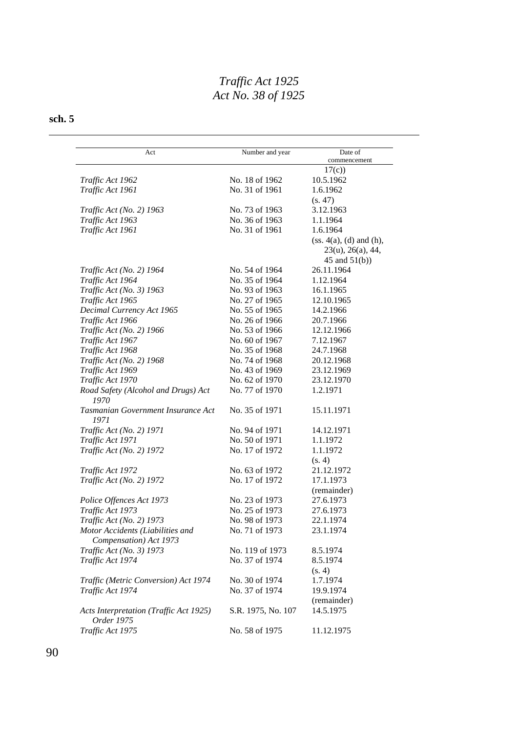| Act | Number and year | Date of commencement |
|---|---|---|
| | | 17(c)) |
| *Traffic Act 1962* | No. 18 of 1962 | 10.5.1962 |
| *Traffic Act 1961* | No. 31 of 1961 | 1.6.1962 (s. 47) |
| *Traffic Act (No. 2) 1963* | No. 73 of 1963 | 3.12.1963 |
| *Traffic Act 1963* | No. 36 of 1963 | 1.1.1964 |
| *Traffic Act 1961* | No. 31 of 1961 | 1.6.1964 (ss. 4(a), (d) and (h), 23(u), 26(a), 44, 45 and 51(b)) |
| *Traffic Act (No. 2) 1964* | No. 54 of 1964 | 26.11.1964 |
| *Traffic Act 1964* | No. 35 of 1964 | 1.12.1964 |
| *Traffic Act (No. 3) 1963* | No. 93 of 1963 | 16.1.1965 |
| *Traffic Act 1965* | No. 27 of 1965 | 12.10.1965 |
| *Decimal Currency Act 1965* | No. 55 of 1965 | 14.2.1966 |
| *Traffic Act 1966* | No. 26 of 1966 | 20.7.1966 |
| *Traffic Act (No. 2) 1966* | No. 53 of 1966 | 12.12.1966 |
| *Traffic Act 1967* | No. 60 of 1967 | 7.12.1967 |
| *Traffic Act 1968* | No. 35 of 1968 | 24.7.1968 |
| *Traffic Act (No. 2) 1968* | No. 74 of 1968 | 20.12.1968 |
| *Traffic Act 1969* | No. 43 of 1969 | 23.12.1969 |
| *Traffic Act 1970* | No. 62 of 1970 | 23.12.1970 |
| *Road Safety (Alcohol and Drugs) Act 1970* | No. 77 of 1970 | 1.2.1971 |
| *Tasmanian Government Insurance Act 1971* | No. 35 of 1971 | 15.11.1971 |
| *Traffic Act (No. 2) 1971* | No. 94 of 1971 | 14.12.1971 |
| *Traffic Act 1971* | No. 50 of 1971 | 1.1.1972 |
| *Traffic Act (No. 2) 1972* | No. 17 of 1972 | 1.1.1972 (s. 4) |
| *Traffic Act 1972* | No. 63 of 1972 | 21.12.1972 |
| *Traffic Act (No. 2) 1972* | No. 17 of 1972 | 17.1.1973 (remainder) |
| *Police Offences Act 1973* | No. 23 of 1973 | 27.6.1973 |
| *Traffic Act 1973* | No. 25 of 1973 | 27.6.1973 |
| *Traffic Act (No. 2) 1973* | No. 98 of 1973 | 22.1.1974 |
| *Motor Accidents (Liabilities and Compensation) Act 1973* | No. 71 of 1973 | 23.1.1974 |
| *Traffic Act (No. 3) 1973* | No. 119 of 1973 | 8.5.1974 |
| *Traffic Act 1974* | No. 37 of 1974 | 8.5.1974 (s. 4) |
| *Traffic (Metric Conversion) Act 1974* | No. 30 of 1974 | 1.7.1974 |
| *Traffic Act 1974* | No. 37 of 1974 | 19.9.1974 (remainder) |
| *Acts Interpretation (Traffic Act 1925) Order 1975* | S.R. 1975, No. 107 | 14.5.1975 |
| *Traffic Act 1975* | No. 58 of 1975 | 11.12.1975 |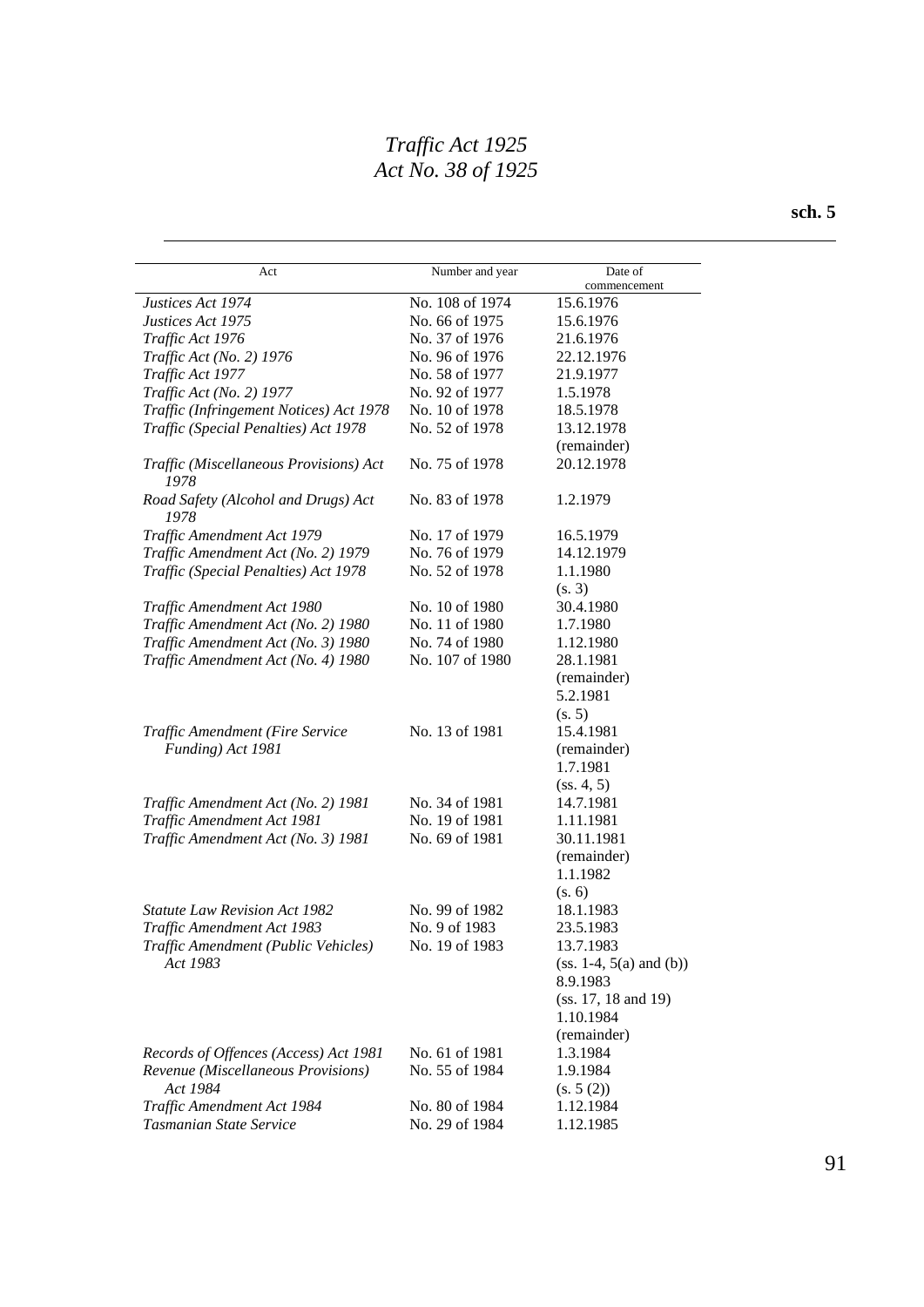| Act | Number and year | Date of commencement |
|---|---|---|
| *Justices Act 1974* | No. 108 of 1974 | 15.6.1976 |
| *Justices Act 1975* | No. 66 of 1975 | 15.6.1976 |
| *Traffic Act 1976* | No. 37 of 1976 | 21.6.1976 |
| *Traffic Act (No. 2) 1976* | No. 96 of 1976 | 22.12.1976 |
| *Traffic Act 1977* | No. 58 of 1977 | 21.9.1977 |
| *Traffic Act (No. 2) 1977* | No. 92 of 1977 | 1.5.1978 |
| *Traffic (Infringement Notices) Act 1978* | No. 10 of 1978 | 18.5.1978 |
| *Traffic (Special Penalties) Act 1978* | No. 52 of 1978 | 13.12.1978 (remainder) |
| *Traffic (Miscellaneous Provisions) Act 1978* | No. 75 of 1978 | 20.12.1978 |
| *Road Safety (Alcohol and Drugs) Act 1978* | No. 83 of 1978 | 1.2.1979 |
| *Traffic Amendment Act 1979* | No. 17 of 1979 | 16.5.1979 |
| *Traffic Amendment Act (No. 2) 1979* | No. 76 of 1979 | 14.12.1979 |
| *Traffic (Special Penalties) Act 1978* | No. 52 of 1978 | 1.1.1980 (s. 3) |
| *Traffic Amendment Act 1980* | No. 10 of 1980 | 30.4.1980 |
| *Traffic Amendment Act (No. 2) 1980* | No. 11 of 1980 | 1.7.1980 |
| *Traffic Amendment Act (No. 3) 1980* | No. 74 of 1980 | 1.12.1980 |
| *Traffic Amendment Act (No. 4) 1980* | No. 107 of 1980 | 28.1.1981 (remainder) 5.2.1981 (s. 5) |
| *Traffic Amendment (Fire Service Funding) Act 1981* | No. 13 of 1981 | 15.4.1981 (remainder) 1.7.1981 (ss. 4, 5) |
| *Traffic Amendment Act (No. 2) 1981* | No. 34 of 1981 | 14.7.1981 |
| *Traffic Amendment Act 1981* | No. 19 of 1981 | 1.11.1981 |
| *Traffic Amendment Act (No. 3) 1981* | No. 69 of 1981 | 30.11.1981 (remainder) 1.1.1982 (s. 6) |
| *Statute Law Revision Act 1982* | No. 99 of 1982 | 18.1.1983 |
| *Traffic Amendment Act 1983* | No. 9 of 1983 | 23.5.1983 |
| *Traffic Amendment (Public Vehicles) Act 1983* | No. 19 of 1983 | 13.7.1983 (ss. 1-4, 5(a) and (b)) 8.9.1983 (ss. 17, 18 and 19) 1.10.1984 (remainder) |
| *Records of Offences (Access) Act 1981* | No. 61 of 1981 | 1.3.1984 |
| *Revenue (Miscellaneous Provisions) Act 1984* | No. 55 of 1984 | 1.9.1984 (s. 5 (2)) |
| *Traffic Amendment Act 1984* | No. 80 of 1984 | 1.12.1984 |
| *Tasmanian State Service* | No. 29 of 1984 | 1.12.1985 |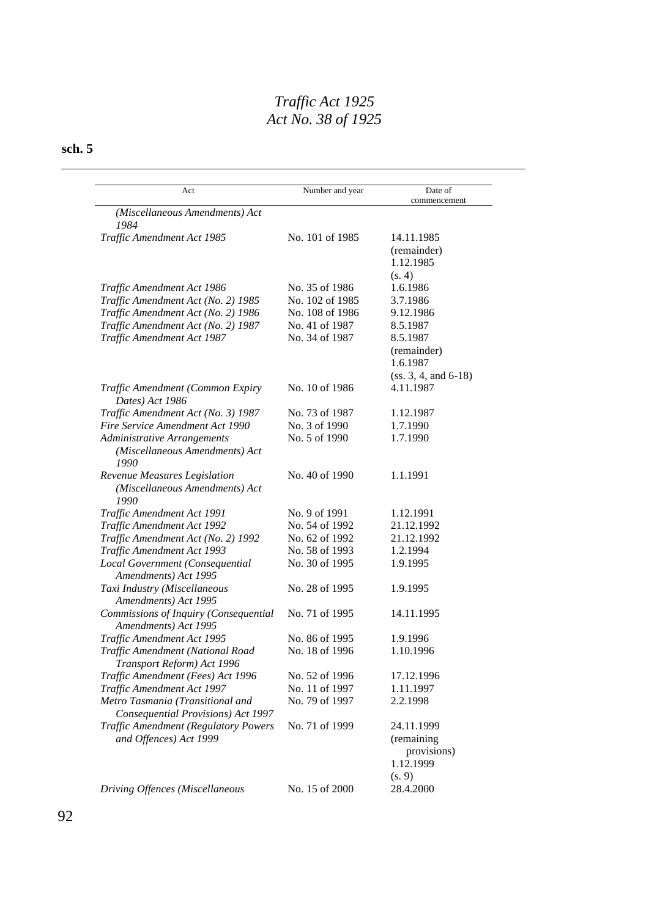| Act | Number and year | Date of commencement |
|---|---|---|
| *(Miscellaneous Amendments) Act 1984* | | |
| *Traffic Amendment Act 1985* | No. 101 of 1985 | 14.11.1985 (remainder) 1.12.1985 (s. 4) |
| *Traffic Amendment Act 1986* | No. 35 of 1986 | 1.6.1986 |
| *Traffic Amendment Act (No. 2) 1985* | No. 102 of 1985 | 3.7.1986 |
| *Traffic Amendment Act (No. 2) 1986* | No. 108 of 1986 | 9.12.1986 |
| *Traffic Amendment Act (No. 2) 1987* | No. 41 of 1987 | 8.5.1987 |
| *Traffic Amendment Act 1987* | No. 34 of 1987 | 8.5.1987 (remainder) 1.6.1987 (ss. 3, 4, and 6-18) |
| *Traffic Amendment (Common Expiry Dates) Act 1986* | No. 10 of 1986 | 4.11.1987 |
| *Traffic Amendment Act (No. 3) 1987* | No. 73 of 1987 | 1.12.1987 |
| *Fire Service Amendment Act 1990* | No. 3 of 1990 | 1.7.1990 |
| *Administrative Arrangements (Miscellaneous Amendments) Act 1990* | No. 5 of 1990 | 1.7.1990 |
| *Revenue Measures Legislation (Miscellaneous Amendments) Act 1990* | No. 40 of 1990 | 1.1.1991 |
| *Traffic Amendment Act 1991* | No. 9 of 1991 | 1.12.1991 |
| *Traffic Amendment Act 1992* | No. 54 of 1992 | 21.12.1992 |
| *Traffic Amendment Act (No. 2) 1992* | No. 62 of 1992 | 21.12.1992 |
| *Traffic Amendment Act 1993* | No. 58 of 1993 | 1.2.1994 |
| *Local Government (Consequential Amendments) Act 1995* | No. 30 of 1995 | 1.9.1995 |
| *Taxi Industry (Miscellaneous Amendments) Act 1995* | No. 28 of 1995 | 1.9.1995 |
| *Commissions of Inquiry (Consequential Amendments) Act 1995* | No. 71 of 1995 | 14.11.1995 |
| *Traffic Amendment Act 1995* | No. 86 of 1995 | 1.9.1996 |
| *Traffic Amendment (National Road Transport Reform) Act 1996* | No. 18 of 1996 | 1.10.1996 |
| *Traffic Amendment (Fees) Act 1996* | No. 52 of 1996 | 17.12.1996 |
| *Traffic Amendment Act 1997* | No. 11 of 1997 | 1.11.1997 |
| *Metro Tasmania (Transitional and Consequential Provisions) Act 1997* | No. 79 of 1997 | 2.2.1998 |
| *Traffic Amendment (Regulatory Powers and Offences) Act 1999* | No. 71 of 1999 | 24.11.1999 (remaining provisions) 1.12.1999 (s. 9) |
| *Driving Offences (Miscellaneous* | No. 15 of 2000 | 28.4.2000 |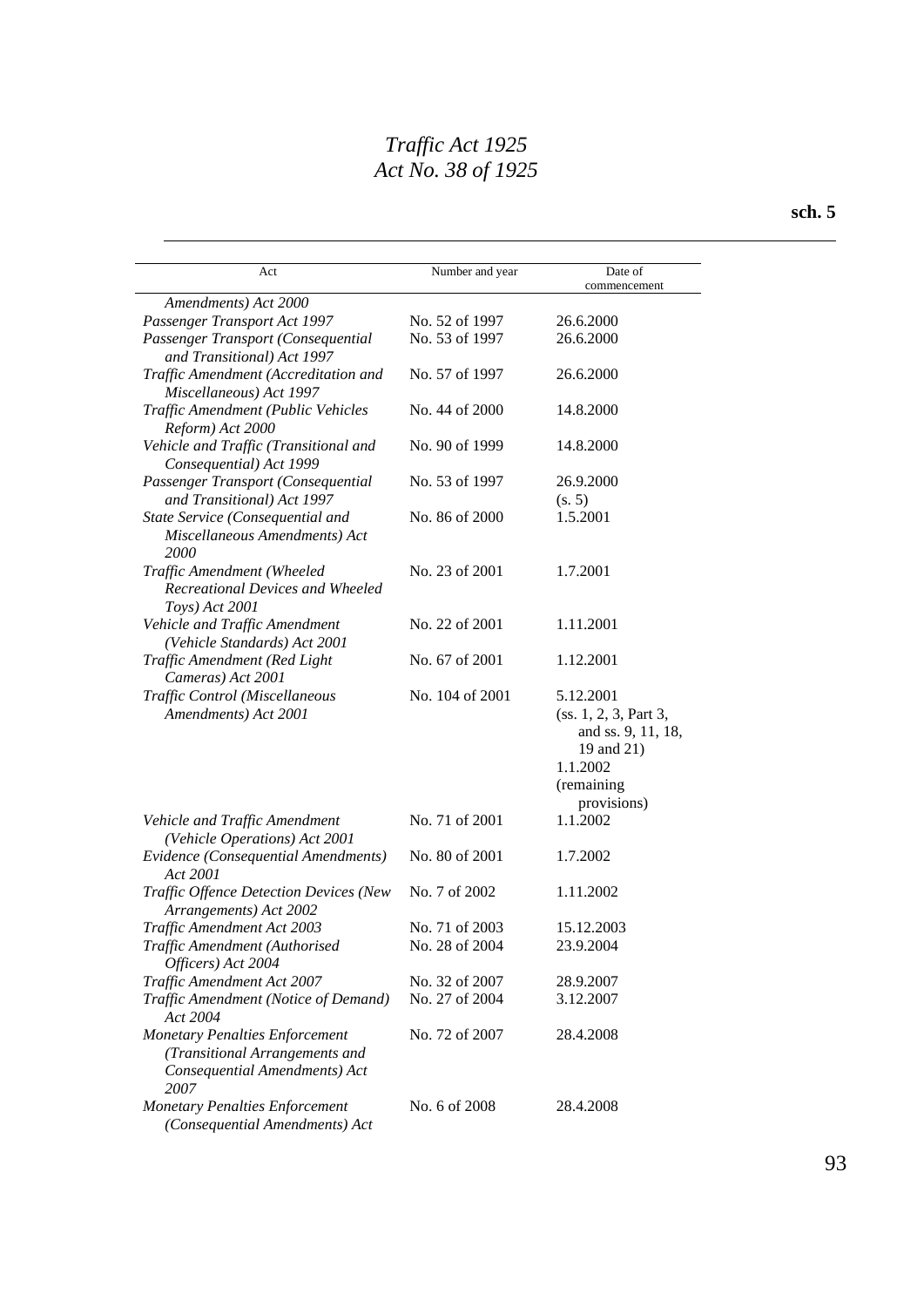| Act | Number and year | Date of commencement |
|---|---|---|
| *Amendments) Act 2000* | | |
| *Passenger Transport Act 1997* | No. 52 of 1997 | 26.6.2000 |
| *Passenger Transport (Consequential and Transitional) Act 1997* | No. 53 of 1997 | 26.6.2000 |
| *Traffic Amendment (Accreditation and Miscellaneous) Act 1997* | No. 57 of 1997 | 26.6.2000 |
| *Traffic Amendment (Public Vehicles Reform) Act 2000* | No. 44 of 2000 | 14.8.2000 |
| *Vehicle and Traffic (Transitional and Consequential) Act 1999* | No. 90 of 1999 | 14.8.2000 |
| *Passenger Transport (Consequential and Transitional) Act 1997* | No. 53 of 1997 | 26.9.2000 (s. 5) |
| *State Service (Consequential and Miscellaneous Amendments) Act 2000* | No. 86 of 2000 | 1.5.2001 |
| *Traffic Amendment (Wheeled Recreational Devices and Wheeled Toys) Act 2001* | No. 23 of 2001 | 1.7.2001 |
| *Vehicle and Traffic Amendment (Vehicle Standards) Act 2001* | No. 22 of 2001 | 1.11.2001 |
| *Traffic Amendment (Red Light Cameras) Act 2001* | No. 67 of 2001 | 1.12.2001 |
| *Traffic Control (Miscellaneous Amendments) Act 2001* | No. 104 of 2001 | 5.12.2001 (ss. 1, 2, 3, Part 3, and ss. 9, 11, 18, 19 and 21) 1.1.2002 (remaining provisions) |
| *Vehicle and Traffic Amendment (Vehicle Operations) Act 2001* | No. 71 of 2001 | 1.1.2002 |
| *Evidence (Consequential Amendments) Act 2001* | No. 80 of 2001 | 1.7.2002 |
| *Traffic Offence Detection Devices (New Arrangements) Act 2002* | No. 7 of 2002 | 1.11.2002 |
| *Traffic Amendment Act 2003* | No. 71 of 2003 | 15.12.2003 |
| *Traffic Amendment (Authorised Officers) Act 2004* | No. 28 of 2004 | 23.9.2004 |
| *Traffic Amendment Act 2007* | No. 32 of 2007 | 28.9.2007 |
| *Traffic Amendment (Notice of Demand) Act 2004* | No. 27 of 2004 | 3.12.2007 |
| *Monetary Penalties Enforcement (Transitional Arrangements and Consequential Amendments) Act 2007* | No. 72 of 2007 | 28.4.2008 |
| *Monetary Penalties Enforcement (Consequential Amendments) Act* | No. 6 of 2008 | 28.4.2008 |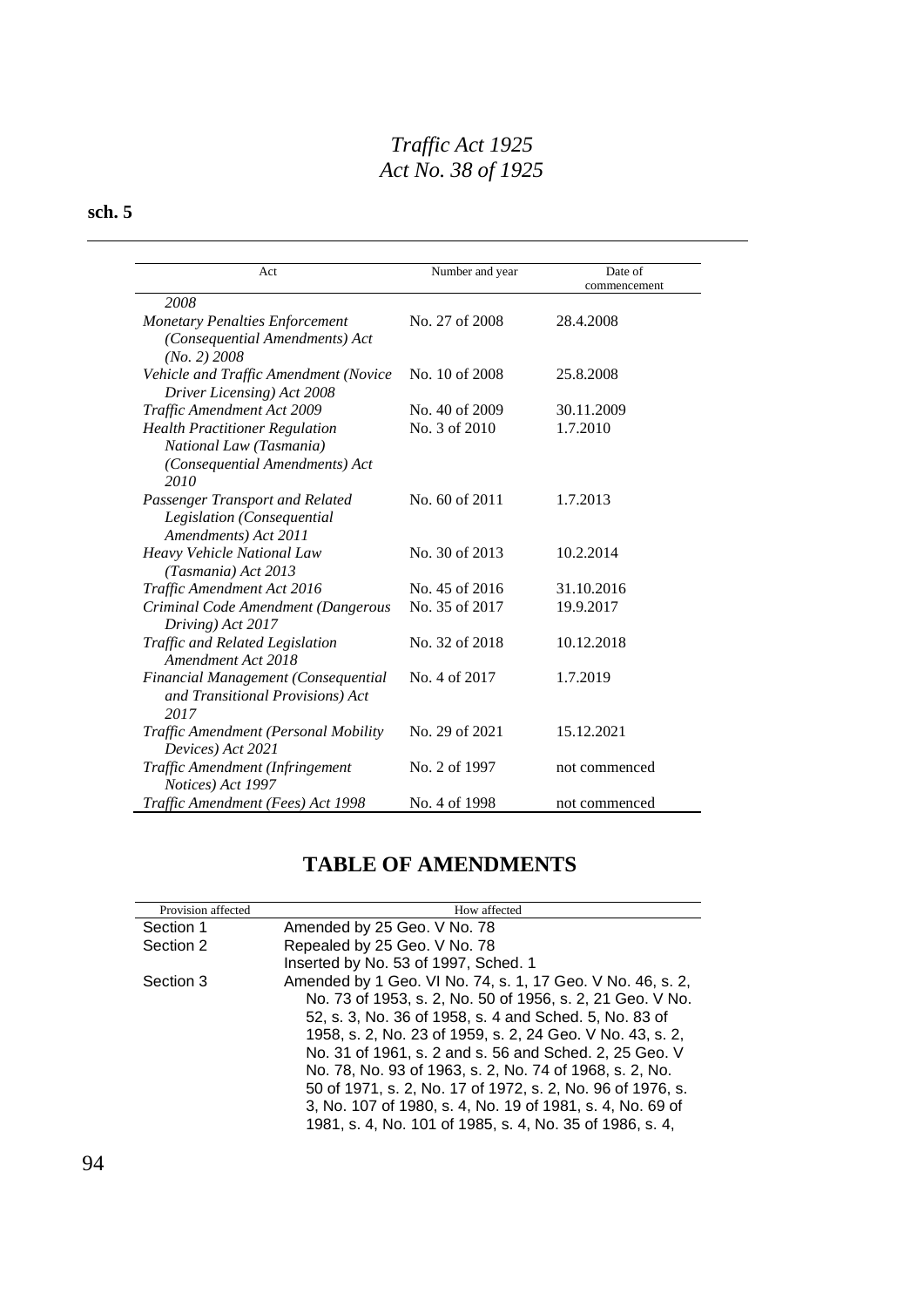| Act | Number and year | Date of commencement |
|---|---|---|
| *2008* | | |
| *Monetary Penalties Enforcement (Consequential Amendments) Act (No. 2) 2008* | No. 27 of 2008 | 28.4.2008 |
| *Vehicle and Traffic Amendment (Novice Driver Licensing) Act 2008* | No. 10 of 2008 | 25.8.2008 |
| *Traffic Amendment Act 2009* | No. 40 of 2009 | 30.11.2009 |
| *Health Practitioner Regulation National Law (Tasmania) (Consequential Amendments) Act 2010* | No. 3 of 2010 | 1.7.2010 |
| *Passenger Transport and Related Legislation (Consequential Amendments) Act 2011* | No. 60 of 2011 | 1.7.2013 |
| *Heavy Vehicle National Law (Tasmania) Act 2013* | No. 30 of 2013 | 10.2.2014 |
| *Traffic Amendment Act 2016* | No. 45 of 2016 | 31.10.2016 |
| *Criminal Code Amendment (Dangerous Driving) Act 2017* | No. 35 of 2017 | 19.9.2017 |
| *Traffic and Related Legislation Amendment Act 2018* | No. 32 of 2018 | 10.12.2018 |
| *Financial Management (Consequential and Transitional Provisions) Act 2017* | No. 4 of 2017 | 1.7.2019 |
| *Traffic Amendment (Personal Mobility Devices) Act 2021* | No. 29 of 2021 | 15.12.2021 |
| *Traffic Amendment (Infringement Notices) Act 1997* | No. 2 of 1997 | not commenced |
| *Traffic Amendment (Fees) Act 1998* | No. 4 of 1998 | not commenced |

## TABLE OF AMENDMENTS

| Provision affected | How affected |
|---|---|
| Section 1 | Amended by 25 Geo. V No. 78 |
| Section 2 | Repealed by 25 Geo. V No. 78 |
| | Inserted by No. 53 of 1997, Sched. 1 |
| Section 3 | Amended by 1 Geo. VI No. 74, s. 1, 17 Geo. V No. 46, s. 2, No. 73 of 1953, s. 2, No. 50 of 1956, s. 2, 21 Geo. V No. 52, s. 3, No. 36 of 1958, s. 4 and Sched. 5, No. 83 of 1958, s. 2, No. 23 of 1959, s. 2, 24 Geo. V No. 43, s. 2, No. 31 of 1961, s. 2 and s. 56 and Sched. 2, 25 Geo. V No. 78, No. 93 of 1963, s. 2, No. 74 of 1968, s. 2, No. 50 of 1971, s. 2, No. 17 of 1972, s. 2, No. 96 of 1976, s. 3, No. 107 of 1980, s. 4, No. 19 of 1981, s. 4, No. 69 of 1981, s. 4, No. 101 of 1985, s. 4, No. 35 of 1986, s. 4, |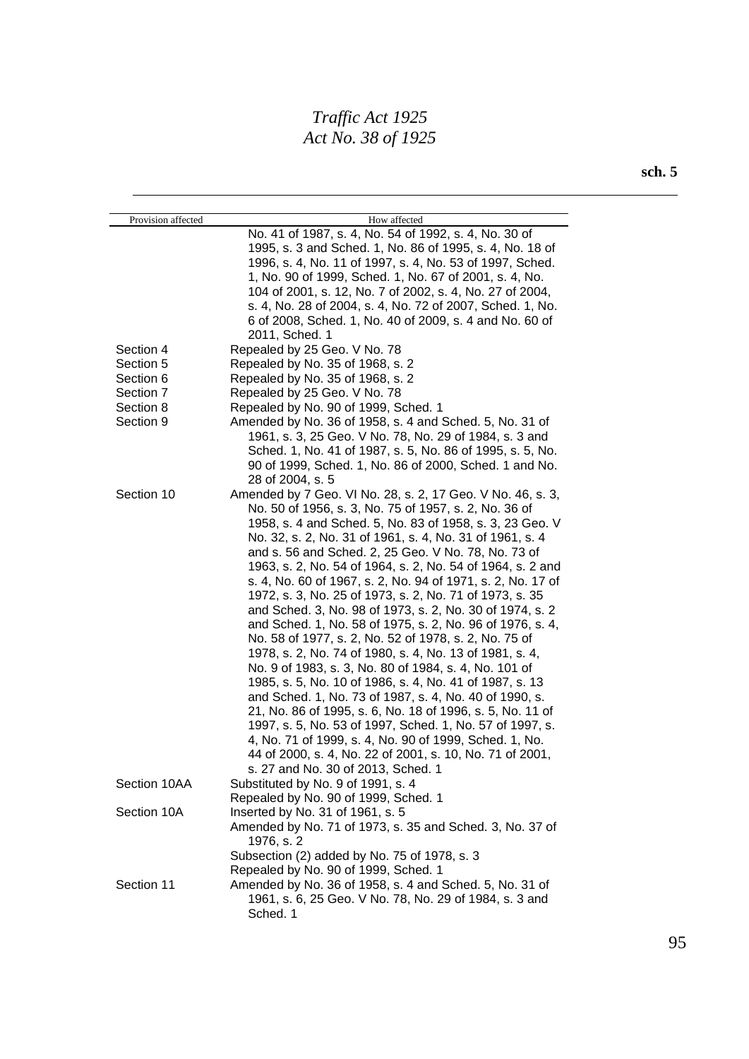| Provision affected | How affected |
|---|---|
| | No. 41 of 1987, s. 4, No. 54 of 1992, s. 4, No. 30 of 1995, s. 3 and Sched. 1, No. 86 of 1995, s. 4, No. 18 of 1996, s. 4, No. 11 of 1997, s. 4, No. 53 of 1997, Sched. 1, No. 90 of 1999, Sched. 1, No. 67 of 2001, s. 4, No. 104 of 2001, s. 12, No. 7 of 2002, s. 4, No. 27 of 2004, s. 4, No. 28 of 2004, s. 4, No. 72 of 2007, Sched. 1, No. 6 of 2008, Sched. 1, No. 40 of 2009, s. 4 and No. 60 of 2011, Sched. 1 |
| Section 4 | Repealed by 25 Geo. V No. 78 |
| Section 5 | Repealed by No. 35 of 1968, s. 2 |
| Section 6 | Repealed by No. 35 of 1968, s. 2 |
| Section 7 | Repealed by 25 Geo. V No. 78 |
| Section 8 | Repealed by No. 90 of 1999, Sched. 1 |
| Section 9 | Amended by No. 36 of 1958, s. 4 and Sched. 5, No. 31 of 1961, s. 3, 25 Geo. V No. 78, No. 29 of 1984, s. 3 and Sched. 1, No. 41 of 1987, s. 5, No. 86 of 1995, s. 5, No. 90 of 1999, Sched. 1, No. 86 of 2000, Sched. 1 and No. 28 of 2004, s. 5 |
| Section 10 | Amended by 7 Geo. VI No. 28, s. 2, 17 Geo. V No. 46, s. 3, No. 50 of 1956, s. 3, No. 75 of 1957, s. 2, No. 36 of 1958, s. 4 and Sched. 5, No. 83 of 1958, s. 3, 23 Geo. V No. 32, s. 2, No. 31 of 1961, s. 4, No. 31 of 1961, s. 4 and s. 56 and Sched. 2, 25 Geo. V No. 78, No. 73 of 1963, s. 2, No. 54 of 1964, s. 2, No. 54 of 1964, s. 2 and s. 4, No. 60 of 1967, s. 2, No. 94 of 1971, s. 2, No. 17 of 1972, s. 3, No. 25 of 1973, s. 2, No. 71 of 1973, s. 35 and Sched. 3, No. 98 of 1973, s. 2, No. 30 of 1974, s. 2 and Sched. 1, No. 58 of 1975, s. 2, No. 96 of 1976, s. 4, No. 58 of 1977, s. 2, No. 52 of 1978, s. 2, No. 75 of 1978, s. 2, No. 74 of 1980, s. 4, No. 13 of 1981, s. 4, No. 9 of 1983, s. 3, No. 80 of 1984, s. 4, No. 101 of 1985, s. 5, No. 10 of 1986, s. 4, No. 41 of 1987, s. 13 and Sched. 1, No. 73 of 1987, s. 4, No. 40 of 1990, s. 21, No. 86 of 1995, s. 6, No. 18 of 1996, s. 5, No. 11 of 1997, s. 5, No. 53 of 1997, Sched. 1, No. 57 of 1997, s. 4, No. 71 of 1999, s. 4, No. 90 of 1999, Sched. 1, No. 44 of 2000, s. 4, No. 22 of 2001, s. 10, No. 71 of 2001, s. 27 and No. 30 of 2013, Sched. 1 |
| Section 10AA | Substituted by No. 9 of 1991, s. 4<br>Repealed by No. 90 of 1999, Sched. 1 |
| Section 10A | Inserted by No. 31 of 1961, s. 5<br>Amended by No. 71 of 1973, s. 35 and Sched. 3, No. 37 of 1976, s. 2<br>Subsection (2) added by No. 75 of 1978, s. 3<br>Repealed by No. 90 of 1999, Sched. 1 |
| Section 11 | Amended by No. 36 of 1958, s. 4 and Sched. 5, No. 31 of 1961, s. 6, 25 Geo. V No. 78, No. 29 of 1984, s. 3 and Sched. 1 |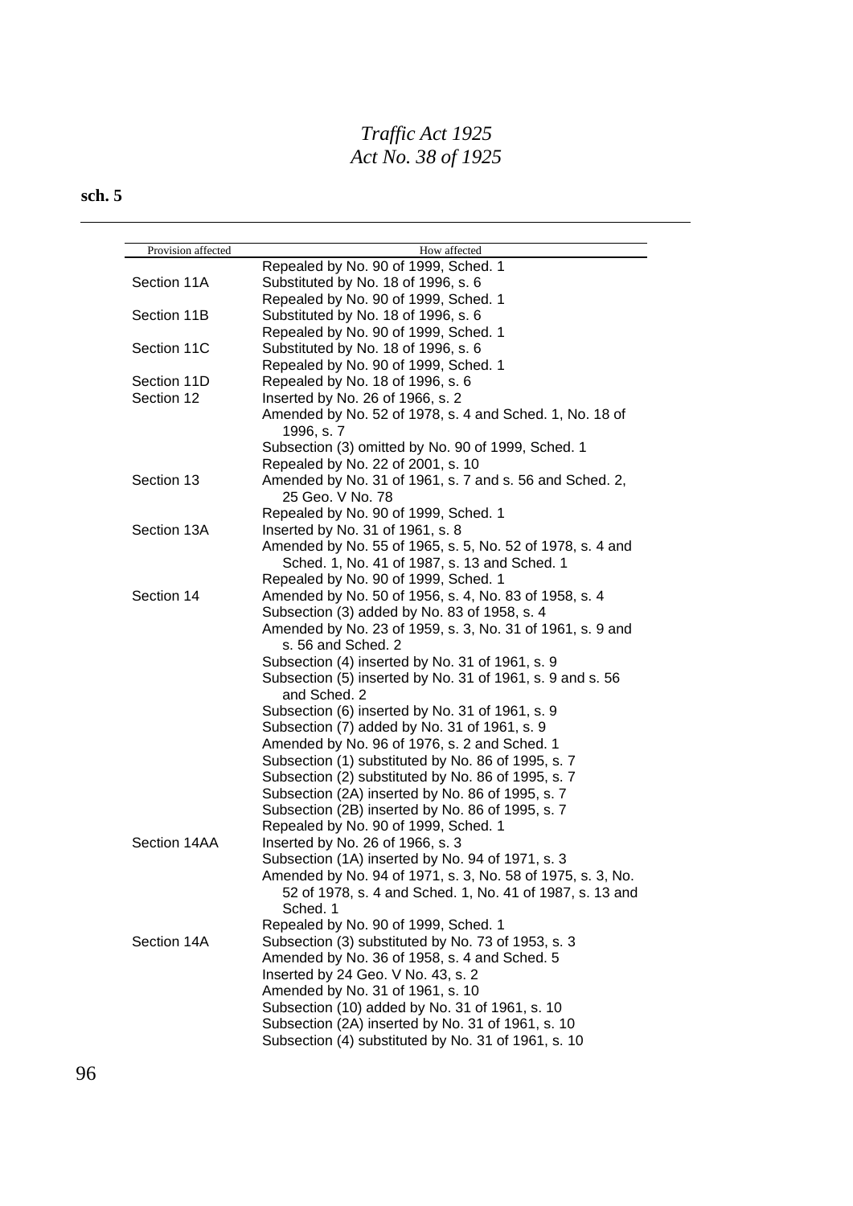| Provision affected | How affected |
|---|---|
| | Repealed by No. 90 of 1999, Sched. 1 |
| Section 11A | Substituted by No. 18 of 1996, s. 6 |
| | Repealed by No. 90 of 1999, Sched. 1 |
| Section 11B | Substituted by No. 18 of 1996, s. 6 |
| | Repealed by No. 90 of 1999, Sched. 1 |
| Section 11C | Substituted by No. 18 of 1996, s. 6 |
| | Repealed by No. 90 of 1999, Sched. 1 |
| Section 11D | Repealed by No. 18 of 1996, s. 6 |
| Section 12 | Inserted by No. 26 of 1966, s. 2 |
| | Amended by No. 52 of 1978, s. 4 and Sched. 1, No. 18 of 1996, s. 7 |
| | Subsection (3) omitted by No. 90 of 1999, Sched. 1 |
| | Repealed by No. 22 of 2001, s. 10 |
| Section 13 | Amended by No. 31 of 1961, s. 7 and s. 56 and Sched. 2, 25 Geo. V No. 78 |
| | Repealed by No. 90 of 1999, Sched. 1 |
| Section 13A | Inserted by No. 31 of 1961, s. 8 |
| | Amended by No. 55 of 1965, s. 5, No. 52 of 1978, s. 4 and Sched. 1, No. 41 of 1987, s. 13 and Sched. 1 |
| | Repealed by No. 90 of 1999, Sched. 1 |
| Section 14 | Amended by No. 50 of 1956, s. 4, No. 83 of 1958, s. 4 |
| | Subsection (3) added by No. 83 of 1958, s. 4 |
| | Amended by No. 23 of 1959, s. 3, No. 31 of 1961, s. 9 and s. 56 and Sched. 2 |
| | Subsection (4) inserted by No. 31 of 1961, s. 9 |
| | Subsection (5) inserted by No. 31 of 1961, s. 9 and s. 56 and Sched. 2 |
| | Subsection (6) inserted by No. 31 of 1961, s. 9 |
| | Subsection (7) added by No. 31 of 1961, s. 9 |
| | Amended by No. 96 of 1976, s. 2 and Sched. 1 |
| | Subsection (1) substituted by No. 86 of 1995, s. 7 |
| | Subsection (2) substituted by No. 86 of 1995, s. 7 |
| | Subsection (2A) inserted by No. 86 of 1995, s. 7 |
| | Subsection (2B) inserted by No. 86 of 1995, s. 7 |
| | Repealed by No. 90 of 1999, Sched. 1 |
| Section 14AA | Inserted by No. 26 of 1966, s. 3 |
| | Subsection (1A) inserted by No. 94 of 1971, s. 3 |
| | Amended by No. 94 of 1971, s. 3, No. 58 of 1975, s. 3, No. 52 of 1978, s. 4 and Sched. 1, No. 41 of 1987, s. 13 and Sched. 1 |
| | Repealed by No. 90 of 1999, Sched. 1 |
| Section 14A | Subsection (3) substituted by No. 73 of 1953, s. 3 |
| | Amended by No. 36 of 1958, s. 4 and Sched. 5 |
| | Inserted by 24 Geo. V No. 43, s. 2 |
| | Amended by No. 31 of 1961, s. 10 |
| | Subsection (10) added by No. 31 of 1961, s. 10 |
| | Subsection (2A) inserted by No. 31 of 1961, s. 10 |
| | Subsection (4) substituted by No. 31 of 1961, s. 10 |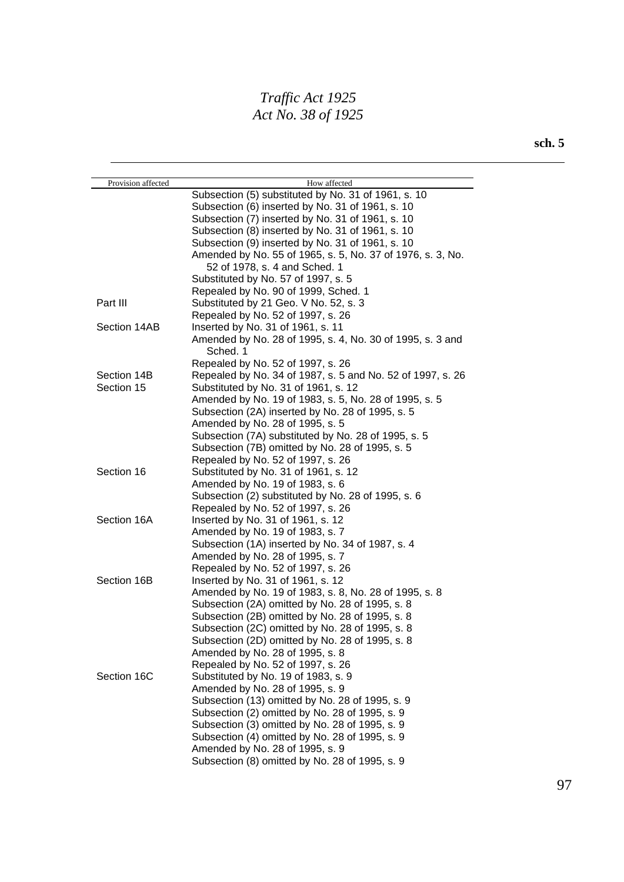| Provision affected | How affected |
|---|---|
| | Subsection (5) substituted by No. 31 of 1961, s. 10 |
| | Subsection (6) inserted by No. 31 of 1961, s. 10 |
| | Subsection (7) inserted by No. 31 of 1961, s. 10 |
| | Subsection (8) inserted by No. 31 of 1961, s. 10 |
| | Subsection (9) inserted by No. 31 of 1961, s. 10 |
| | Amended by No. 55 of 1965, s. 5, No. 37 of 1976, s. 3, No. 52 of 1978, s. 4 and Sched. 1 |
| | Substituted by No. 57 of 1997, s. 5 |
| | Repealed by No. 90 of 1999, Sched. 1 |
| Part III | Substituted by 21 Geo. V No. 52, s. 3 |
| | Repealed by No. 52 of 1997, s. 26 |
| Section 14AB | Inserted by No. 31 of 1961, s. 11 |
| | Amended by No. 28 of 1995, s. 4, No. 30 of 1995, s. 3 and Sched. 1 |
| | Repealed by No. 52 of 1997, s. 26 |
| Section 14B | Repealed by No. 34 of 1987, s. 5 and No. 52 of 1997, s. 26 |
| Section 15 | Substituted by No. 31 of 1961, s. 12 |
| | Amended by No. 19 of 1983, s. 5, No. 28 of 1995, s. 5 |
| | Subsection (2A) inserted by No. 28 of 1995, s. 5 |
| | Amended by No. 28 of 1995, s. 5 |
| | Subsection (7A) substituted by No. 28 of 1995, s. 5 |
| | Subsection (7B) omitted by No. 28 of 1995, s. 5 |
| | Repealed by No. 52 of 1997, s. 26 |
| Section 16 | Substituted by No. 31 of 1961, s. 12 |
| | Amended by No. 19 of 1983, s. 6 |
| | Subsection (2) substituted by No. 28 of 1995, s. 6 |
| | Repealed by No. 52 of 1997, s. 26 |
| Section 16A | Inserted by No. 31 of 1961, s. 12 |
| | Amended by No. 19 of 1983, s. 7 |
| | Subsection (1A) inserted by No. 34 of 1987, s. 4 |
| | Amended by No. 28 of 1995, s. 7 |
| | Repealed by No. 52 of 1997, s. 26 |
| Section 16B | Inserted by No. 31 of 1961, s. 12 |
| | Amended by No. 19 of 1983, s. 8, No. 28 of 1995, s. 8 |
| | Subsection (2A) omitted by No. 28 of 1995, s. 8 |
| | Subsection (2B) omitted by No. 28 of 1995, s. 8 |
| | Subsection (2C) omitted by No. 28 of 1995, s. 8 |
| | Subsection (2D) omitted by No. 28 of 1995, s. 8 |
| | Amended by No. 28 of 1995, s. 8 |
| | Repealed by No. 52 of 1997, s. 26 |
| Section 16C | Substituted by No. 19 of 1983, s. 9 |
| | Amended by No. 28 of 1995, s. 9 |
| | Subsection (13) omitted by No. 28 of 1995, s. 9 |
| | Subsection (2) omitted by No. 28 of 1995, s. 9 |
| | Subsection (3) omitted by No. 28 of 1995, s. 9 |
| | Subsection (4) omitted by No. 28 of 1995, s. 9 |
| | Amended by No. 28 of 1995, s. 9 |
| | Subsection (8) omitted by No. 28 of 1995, s. 9 |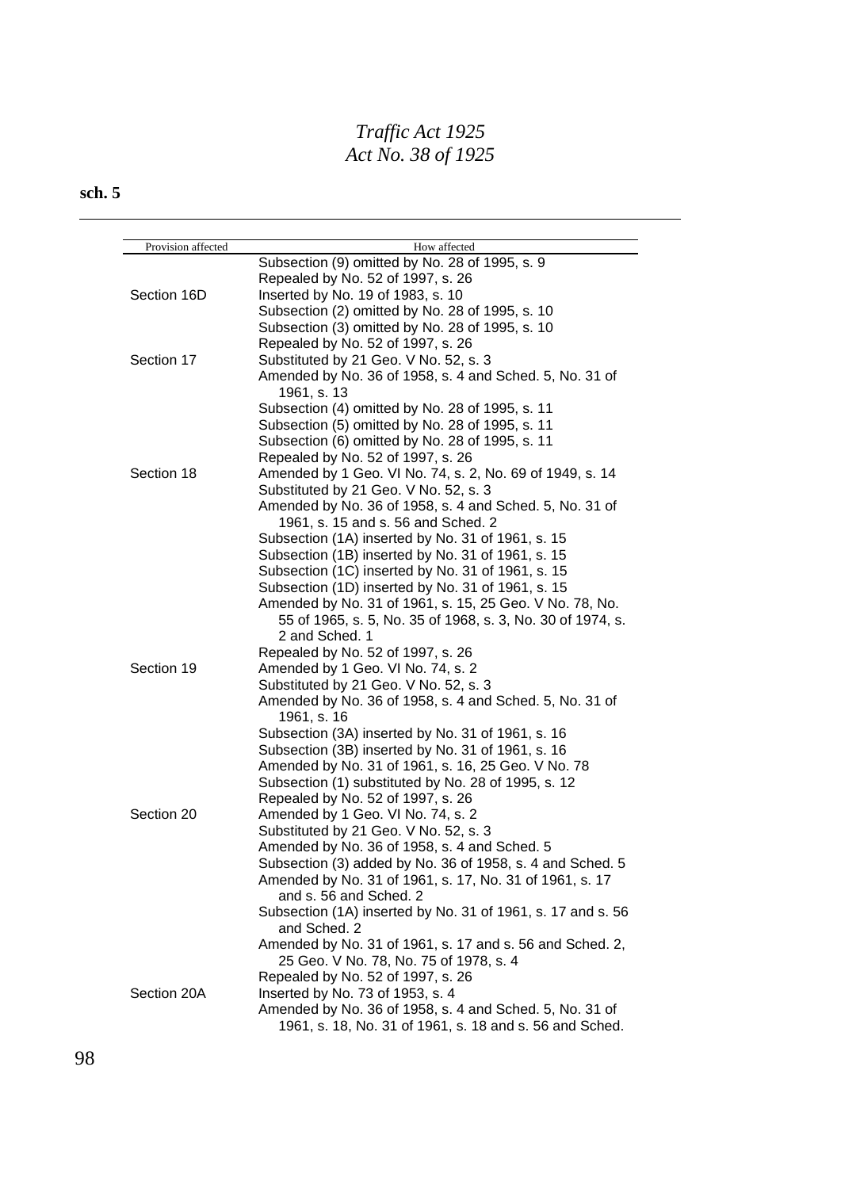| Provision affected | How affected |
|---|---|
| | Subsection (9) omitted by No. 28 of 1995, s. 9 |
| | Repealed by No. 52 of 1997, s. 26 |
| Section 16D | Inserted by No. 19 of 1983, s. 10 |
| | Subsection (2) omitted by No. 28 of 1995, s. 10 |
| | Subsection (3) omitted by No. 28 of 1995, s. 10 |
| | Repealed by No. 52 of 1997, s. 26 |
| Section 17 | Substituted by 21 Geo. V No. 52, s. 3 |
| | Amended by No. 36 of 1958, s. 4 and Sched. 5, No. 31 of 1961, s. 13 |
| | Subsection (4) omitted by No. 28 of 1995, s. 11 |
| | Subsection (5) omitted by No. 28 of 1995, s. 11 |
| | Subsection (6) omitted by No. 28 of 1995, s. 11 |
| | Repealed by No. 52 of 1997, s. 26 |
| Section 18 | Amended by 1 Geo. VI No. 74, s. 2, No. 69 of 1949, s. 14 |
| | Substituted by 21 Geo. V No. 52, s. 3 |
| | Amended by No. 36 of 1958, s. 4 and Sched. 5, No. 31 of 1961, s. 15 and s. 56 and Sched. 2 |
| | Subsection (1A) inserted by No. 31 of 1961, s. 15 |
| | Subsection (1B) inserted by No. 31 of 1961, s. 15 |
| | Subsection (1C) inserted by No. 31 of 1961, s. 15 |
| | Subsection (1D) inserted by No. 31 of 1961, s. 15 |
| | Amended by No. 31 of 1961, s. 15, 25 Geo. V No. 78, No. 55 of 1965, s. 5, No. 35 of 1968, s. 3, No. 30 of 1974, s. 2 and Sched. 1 |
| | Repealed by No. 52 of 1997, s. 26 |
| Section 19 | Amended by 1 Geo. VI No. 74, s. 2 |
| | Substituted by 21 Geo. V No. 52, s. 3 |
| | Amended by No. 36 of 1958, s. 4 and Sched. 5, No. 31 of 1961, s. 16 |
| | Subsection (3A) inserted by No. 31 of 1961, s. 16 |
| | Subsection (3B) inserted by No. 31 of 1961, s. 16 |
| | Amended by No. 31 of 1961, s. 16, 25 Geo. V No. 78 |
| | Subsection (1) substituted by No. 28 of 1995, s. 12 |
| | Repealed by No. 52 of 1997, s. 26 |
| Section 20 | Amended by 1 Geo. VI No. 74, s. 2 |
| | Substituted by 21 Geo. V No. 52, s. 3 |
| | Amended by No. 36 of 1958, s. 4 and Sched. 5 |
| | Subsection (3) added by No. 36 of 1958, s. 4 and Sched. 5 |
| | Amended by No. 31 of 1961, s. 17, No. 31 of 1961, s. 17 and s. 56 and Sched. 2 |
| | Subsection (1A) inserted by No. 31 of 1961, s. 17 and s. 56 and Sched. 2 |
| | Amended by No. 31 of 1961, s. 17 and s. 56 and Sched. 2, 25 Geo. V No. 78, No. 75 of 1978, s. 4 |
| | Repealed by No. 52 of 1997, s. 26 |
| Section 20A | Inserted by No. 73 of 1953, s. 4 |
| | Amended by No. 36 of 1958, s. 4 and Sched. 5, No. 31 of 1961, s. 18, No. 31 of 1961, s. 18 and s. 56 and Sched. |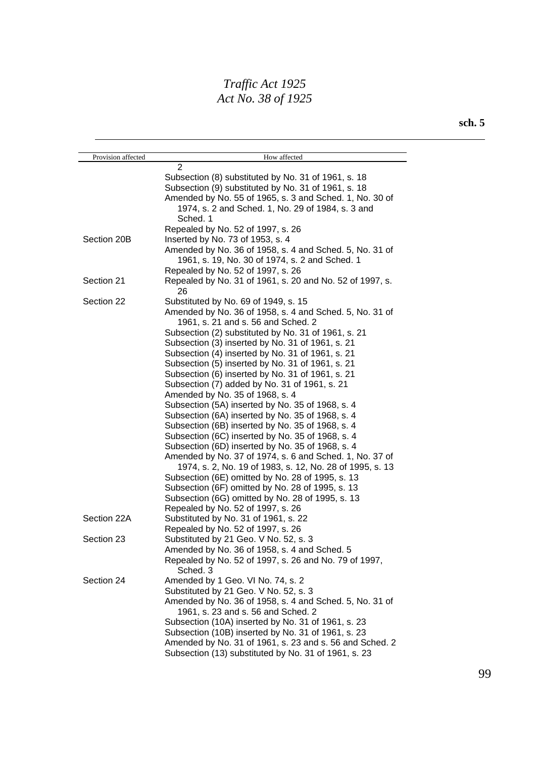| Provision affected | How affected |
|---|---|
| | 2 |
| | Subsection (8) substituted by No. 31 of 1961, s. 18 |
| | Subsection (9) substituted by No. 31 of 1961, s. 18 |
| | Amended by No. 55 of 1965, s. 3 and Sched. 1, No. 30 of 1974, s. 2 and Sched. 1, No. 29 of 1984, s. 3 and Sched. 1 |
| | Repealed by No. 52 of 1997, s. 26 |
| Section 20B | Inserted by No. 73 of 1953, s. 4 |
| | Amended by No. 36 of 1958, s. 4 and Sched. 5, No. 31 of 1961, s. 19, No. 30 of 1974, s. 2 and Sched. 1 |
| | Repealed by No. 52 of 1997, s. 26 |
| Section 21 | Repealed by No. 31 of 1961, s. 20 and No. 52 of 1997, s. 26 |
| Section 22 | Substituted by No. 69 of 1949, s. 15 |
| | Amended by No. 36 of 1958, s. 4 and Sched. 5, No. 31 of 1961, s. 21 and s. 56 and Sched. 2 |
| | Subsection (2) substituted by No. 31 of 1961, s. 21 |
| | Subsection (3) inserted by No. 31 of 1961, s. 21 |
| | Subsection (4) inserted by No. 31 of 1961, s. 21 |
| | Subsection (5) inserted by No. 31 of 1961, s. 21 |
| | Subsection (6) inserted by No. 31 of 1961, s. 21 |
| | Subsection (7) added by No. 31 of 1961, s. 21 |
| | Amended by No. 35 of 1968, s. 4 |
| | Subsection (5A) inserted by No. 35 of 1968, s. 4 |
| | Subsection (6A) inserted by No. 35 of 1968, s. 4 |
| | Subsection (6B) inserted by No. 35 of 1968, s. 4 |
| | Subsection (6C) inserted by No. 35 of 1968, s. 4 |
| | Subsection (6D) inserted by No. 35 of 1968, s. 4 |
| | Amended by No. 37 of 1974, s. 6 and Sched. 1, No. 37 of 1974, s. 2, No. 19 of 1983, s. 12, No. 28 of 1995, s. 13 |
| | Subsection (6E) omitted by No. 28 of 1995, s. 13 |
| | Subsection (6F) omitted by No. 28 of 1995, s. 13 |
| | Subsection (6G) omitted by No. 28 of 1995, s. 13 |
| | Repealed by No. 52 of 1997, s. 26 |
| Section 22A | Substituted by No. 31 of 1961, s. 22 |
| | Repealed by No. 52 of 1997, s. 26 |
| Section 23 | Substituted by 21 Geo. V No. 52, s. 3 |
| | Amended by No. 36 of 1958, s. 4 and Sched. 5 |
| | Repealed by No. 52 of 1997, s. 26 and No. 79 of 1997, Sched. 3 |
| Section 24 | Amended by 1 Geo. VI No. 74, s. 2 |
| | Substituted by 21 Geo. V No. 52, s. 3 |
| | Amended by No. 36 of 1958, s. 4 and Sched. 5, No. 31 of 1961, s. 23 and s. 56 and Sched. 2 |
| | Subsection (10A) inserted by No. 31 of 1961, s. 23 |
| | Subsection (10B) inserted by No. 31 of 1961, s. 23 |
| | Amended by No. 31 of 1961, s. 23 and s. 56 and Sched. 2 |
| | Subsection (13) substituted by No. 31 of 1961, s. 23 |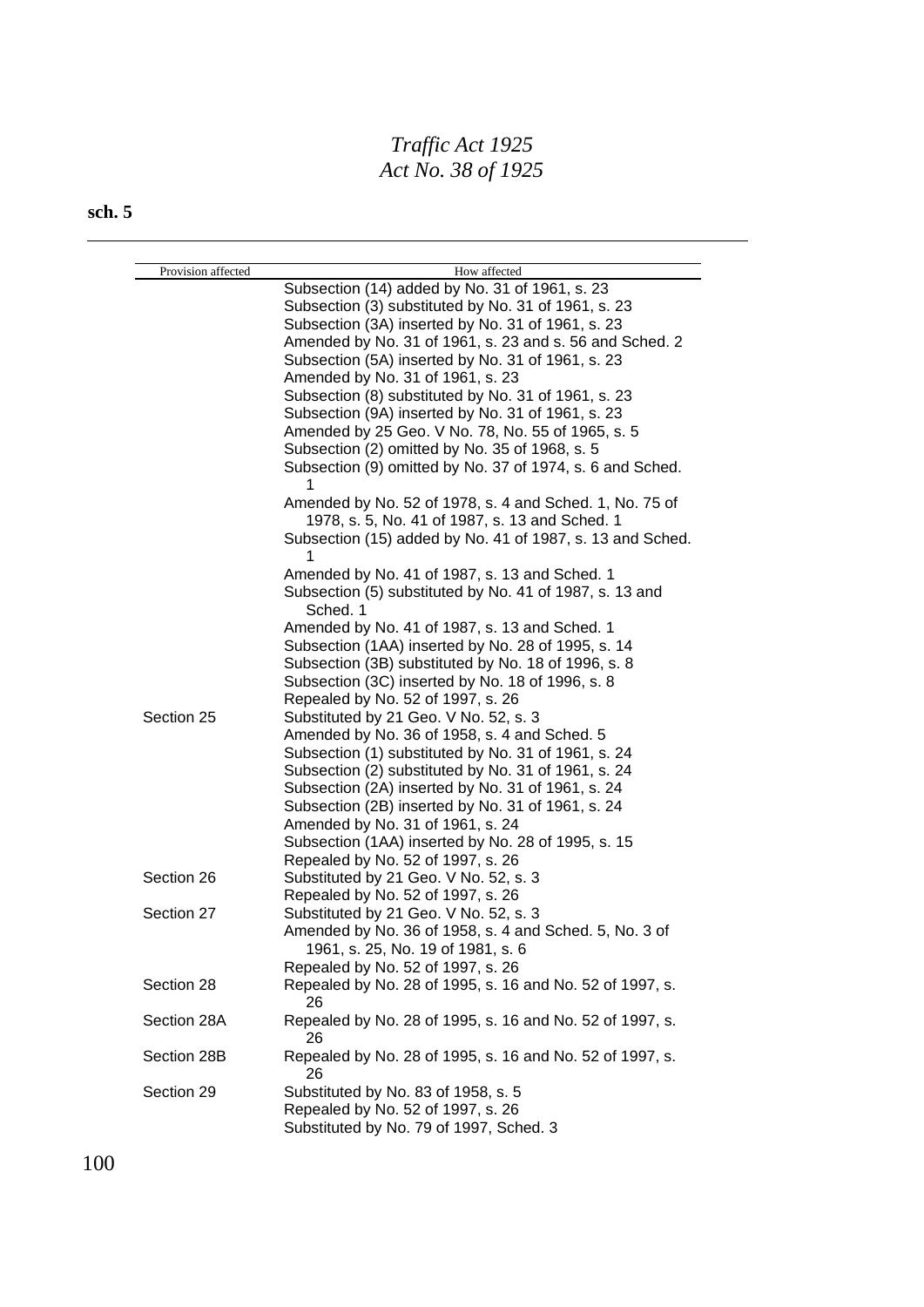| Provision affected | How affected |
|---|---|
| | Subsection (14) added by No. 31 of 1961, s. 23 |
| | Subsection (3) substituted by No. 31 of 1961, s. 23 |
| | Subsection (3A) inserted by No. 31 of 1961, s. 23 |
| | Amended by No. 31 of 1961, s. 23 and s. 56 and Sched. 2 |
| | Subsection (5A) inserted by No. 31 of 1961, s. 23 |
| | Amended by No. 31 of 1961, s. 23 |
| | Subsection (8) substituted by No. 31 of 1961, s. 23 |
| | Subsection (9A) inserted by No. 31 of 1961, s. 23 |
| | Amended by 25 Geo. V No. 78, No. 55 of 1965, s. 5 |
| | Subsection (2) omitted by No. 35 of 1968, s. 5 |
| | Subsection (9) omitted by No. 37 of 1974, s. 6 and Sched. 1 |
| | Amended by No. 52 of 1978, s. 4 and Sched. 1, No. 75 of 1978, s. 5, No. 41 of 1987, s. 13 and Sched. 1 |
| | Subsection (15) added by No. 41 of 1987, s. 13 and Sched. 1 |
| | Amended by No. 41 of 1987, s. 13 and Sched. 1 |
| | Subsection (5) substituted by No. 41 of 1987, s. 13 and Sched. 1 |
| | Amended by No. 41 of 1987, s. 13 and Sched. 1 |
| | Subsection (1AA) inserted by No. 28 of 1995, s. 14 |
| | Subsection (3B) substituted by No. 18 of 1996, s. 8 |
| | Subsection (3C) inserted by No. 18 of 1996, s. 8 |
| | Repealed by No. 52 of 1997, s. 26 |
| Section 25 | Substituted by 21 Geo. V No. 52, s. 3 |
| | Amended by No. 36 of 1958, s. 4 and Sched. 5 |
| | Subsection (1) substituted by No. 31 of 1961, s. 24 |
| | Subsection (2) substituted by No. 31 of 1961, s. 24 |
| | Subsection (2A) inserted by No. 31 of 1961, s. 24 |
| | Subsection (2B) inserted by No. 31 of 1961, s. 24 |
| | Amended by No. 31 of 1961, s. 24 |
| | Subsection (1AA) inserted by No. 28 of 1995, s. 15 |
| | Repealed by No. 52 of 1997, s. 26 |
| Section 26 | Substituted by 21 Geo. V No. 52, s. 3 |
| | Repealed by No. 52 of 1997, s. 26 |
| Section 27 | Substituted by 21 Geo. V No. 52, s. 3 |
| | Amended by No. 36 of 1958, s. 4 and Sched. 5, No. 3 of 1961, s. 25, No. 19 of 1981, s. 6 |
| | Repealed by No. 52 of 1997, s. 26 |
| Section 28 | Repealed by No. 28 of 1995, s. 16 and No. 52 of 1997, s. 26 |
| Section 28A | Repealed by No. 28 of 1995, s. 16 and No. 52 of 1997, s. 26 |
| Section 28B | Repealed by No. 28 of 1995, s. 16 and No. 52 of 1997, s. 26 |
| Section 29 | Substituted by No. 83 of 1958, s. 5 |
| | Repealed by No. 52 of 1997, s. 26 |
| | Substituted by No. 79 of 1997, Sched. 3 |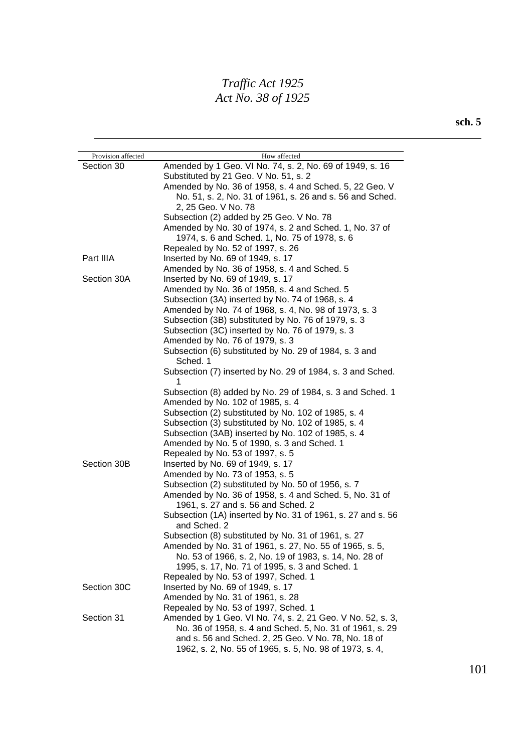| Provision affected | How affected |
| --- | --- |
| Section 30 | Amended by 1 Geo. VI No. 74, s. 2, No. 69 of 1949, s. 16 |
| | Substituted by 21 Geo. V No. 51, s. 2 |
| | Amended by No. 36 of 1958, s. 4 and Sched. 5, 22 Geo. V No. 51, s. 2, No. 31 of 1961, s. 26 and s. 56 and Sched. 2, 25 Geo. V No. 78 |
| | Subsection (2) added by 25 Geo. V No. 78 |
| | Amended by No. 30 of 1974, s. 2 and Sched. 1, No. 37 of 1974, s. 6 and Sched. 1, No. 75 of 1978, s. 6 |
| | Repealed by No. 52 of 1997, s. 26 |
| Part IIIA | Inserted by No. 69 of 1949, s. 17 |
| | Amended by No. 36 of 1958, s. 4 and Sched. 5 |
| Section 30A | Inserted by No. 69 of 1949, s. 17 |
| | Amended by No. 36 of 1958, s. 4 and Sched. 5 |
| | Subsection (3A) inserted by No. 74 of 1968, s. 4 |
| | Amended by No. 74 of 1968, s. 4, No. 98 of 1973, s. 3 |
| | Subsection (3B) substituted by No. 76 of 1979, s. 3 |
| | Subsection (3C) inserted by No. 76 of 1979, s. 3 |
| | Amended by No. 76 of 1979, s. 3 |
| | Subsection (6) substituted by No. 29 of 1984, s. 3 and Sched. 1 |
| | Subsection (7) inserted by No. 29 of 1984, s. 3 and Sched. 1 |
| | Subsection (8) added by No. 29 of 1984, s. 3 and Sched. 1 |
| | Amended by No. 102 of 1985, s. 4 |
| | Subsection (2) substituted by No. 102 of 1985, s. 4 |
| | Subsection (3) substituted by No. 102 of 1985, s. 4 |
| | Subsection (3AB) inserted by No. 102 of 1985, s. 4 |
| | Amended by No. 5 of 1990, s. 3 and Sched. 1 |
| | Repealed by No. 53 of 1997, s. 5 |
| Section 30B | Inserted by No. 69 of 1949, s. 17 |
| | Amended by No. 73 of 1953, s. 5 |
| | Subsection (2) substituted by No. 50 of 1956, s. 7 |
| | Amended by No. 36 of 1958, s. 4 and Sched. 5, No. 31 of 1961, s. 27 and s. 56 and Sched. 2 |
| | Subsection (1A) inserted by No. 31 of 1961, s. 27 and s. 56 and Sched. 2 |
| | Subsection (8) substituted by No. 31 of 1961, s. 27 |
| | Amended by No. 31 of 1961, s. 27, No. 55 of 1965, s. 5, No. 53 of 1966, s. 2, No. 19 of 1983, s. 14, No. 28 of 1995, s. 17, No. 71 of 1995, s. 3 and Sched. 1 |
| | Repealed by No. 53 of 1997, Sched. 1 |
| Section 30C | Inserted by No. 69 of 1949, s. 17 |
| | Amended by No. 31 of 1961, s. 28 |
| | Repealed by No. 53 of 1997, Sched. 1 |
| Section 31 | Amended by 1 Geo. VI No. 74, s. 2, 21 Geo. V No. 52, s. 3, No. 36 of 1958, s. 4 and Sched. 5, No. 31 of 1961, s. 29 and s. 56 and Sched. 2, 25 Geo. V No. 78, No. 18 of 1962, s. 2, No. 55 of 1965, s. 5, No. 98 of 1973, s. 4, |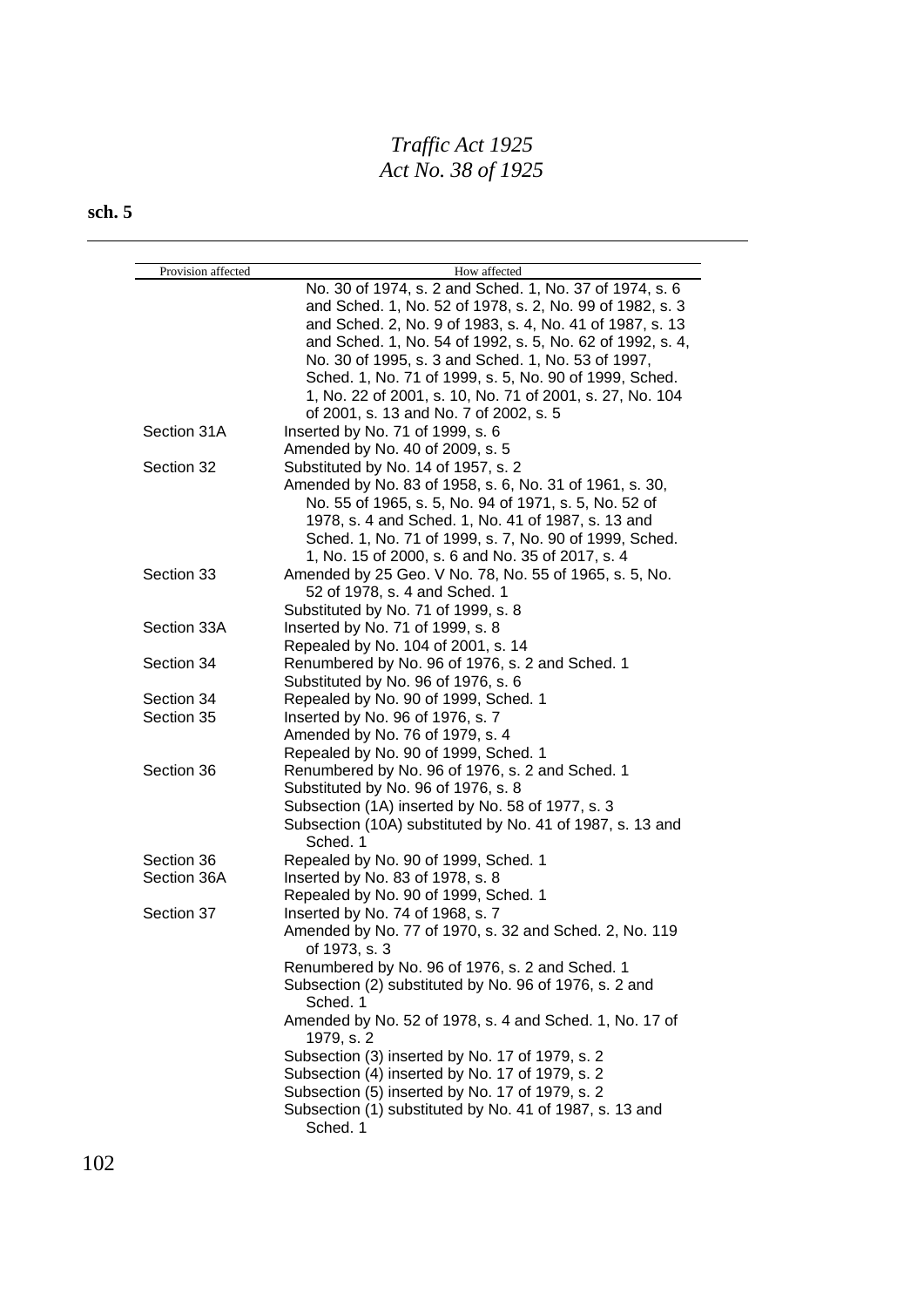| Provision affected | How affected |
| --- | --- |
| | No. 30 of 1974, s. 2 and Sched. 1, No. 37 of 1974, s. 6 and Sched. 1, No. 52 of 1978, s. 2, No. 99 of 1982, s. 3 and Sched. 2, No. 9 of 1983, s. 4, No. 41 of 1987, s. 13 and Sched. 1, No. 54 of 1992, s. 5, No. 62 of 1992, s. 4, No. 30 of 1995, s. 3 and Sched. 1, No. 53 of 1997, Sched. 1, No. 71 of 1999, s. 5, No. 90 of 1999, Sched. 1, No. 22 of 2001, s. 10, No. 71 of 2001, s. 27, No. 104 of 2001, s. 13 and No. 7 of 2002, s. 5 |
| Section 31A | Inserted by No. 71 of 1999, s. 6 |
| | Amended by No. 40 of 2009, s. 5 |
| Section 32 | Substituted by No. 14 of 1957, s. 2 |
| | Amended by No. 83 of 1958, s. 6, No. 31 of 1961, s. 30, No. 55 of 1965, s. 5, No. 94 of 1971, s. 5, No. 52 of 1978, s. 4 and Sched. 1, No. 41 of 1987, s. 13 and Sched. 1, No. 71 of 1999, s. 7, No. 90 of 1999, Sched. 1, No. 15 of 2000, s. 6 and No. 35 of 2017, s. 4 |
| Section 33 | Amended by 25 Geo. V No. 78, No. 55 of 1965, s. 5, No. 52 of 1978, s. 4 and Sched. 1 |
| | Substituted by No. 71 of 1999, s. 8 |
| Section 33A | Inserted by No. 71 of 1999, s. 8 |
| | Repealed by No. 104 of 2001, s. 14 |
| Section 34 | Renumbered by No. 96 of 1976, s. 2 and Sched. 1 |
| | Substituted by No. 96 of 1976, s. 6 |
| Section 34 | Repealed by No. 90 of 1999, Sched. 1 |
| Section 35 | Inserted by No. 96 of 1976, s. 7 |
| | Amended by No. 76 of 1979, s. 4 |
| | Repealed by No. 90 of 1999, Sched. 1 |
| Section 36 | Renumbered by No. 96 of 1976, s. 2 and Sched. 1 |
| | Substituted by No. 96 of 1976, s. 8 |
| | Subsection (1A) inserted by No. 58 of 1977, s. 3 |
| | Subsection (10A) substituted by No. 41 of 1987, s. 13 and Sched. 1 |
| Section 36 | Repealed by No. 90 of 1999, Sched. 1 |
| Section 36A | Inserted by No. 83 of 1978, s. 8 |
| | Repealed by No. 90 of 1999, Sched. 1 |
| Section 37 | Inserted by No. 74 of 1968, s. 7 |
| | Amended by No. 77 of 1970, s. 32 and Sched. 2, No. 119 of 1973, s. 3 |
| | Renumbered by No. 96 of 1976, s. 2 and Sched. 1 |
| | Subsection (2) substituted by No. 96 of 1976, s. 2 and Sched. 1 |
| | Amended by No. 52 of 1978, s. 4 and Sched. 1, No. 17 of 1979, s. 2 |
| | Subsection (3) inserted by No. 17 of 1979, s. 2 |
| | Subsection (4) inserted by No. 17 of 1979, s. 2 |
| | Subsection (5) inserted by No. 17 of 1979, s. 2 |
| | Subsection (1) substituted by No. 41 of 1987, s. 13 and Sched. 1 |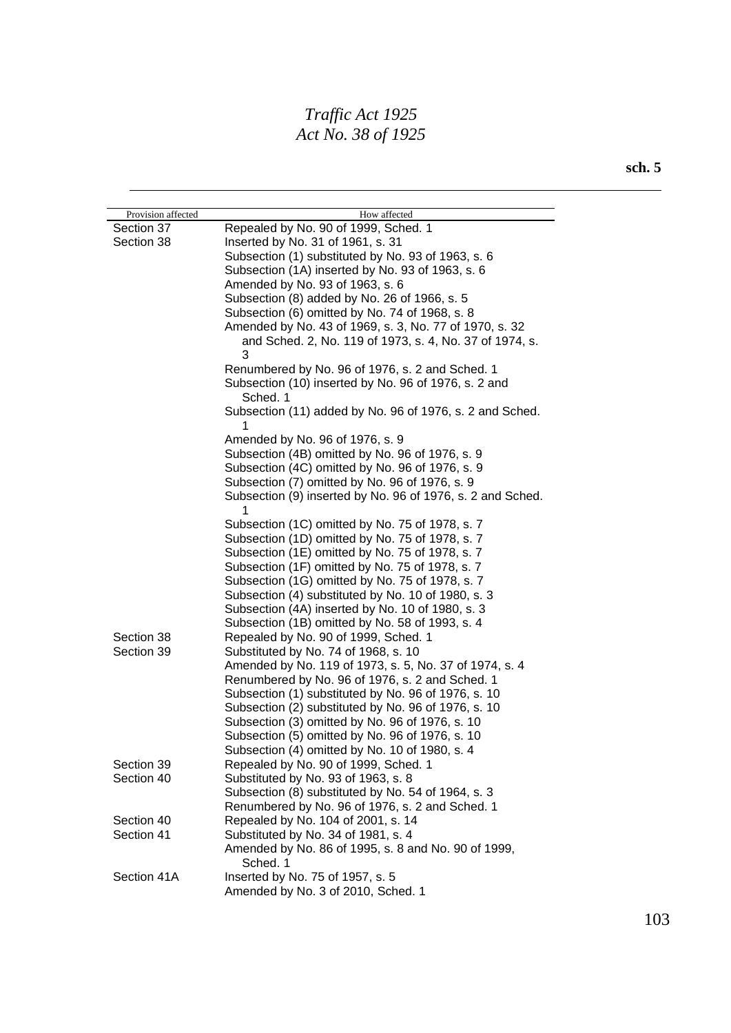| Provision affected | How affected |
|---|---|
| Section 37 | Repealed by No. 90 of 1999, Sched. 1 |
| Section 38 | Inserted by No. 31 of 1961, s. 31 |
| | Subsection (1) substituted by No. 93 of 1963, s. 6 |
| | Subsection (1A) inserted by No. 93 of 1963, s. 6 |
| | Amended by No. 93 of 1963, s. 6 |
| | Subsection (8) added by No. 26 of 1966, s. 5 |
| | Subsection (6) omitted by No. 74 of 1968, s. 8 |
| | Amended by No. 43 of 1969, s. 3, No. 77 of 1970, s. 32 and Sched. 2, No. 119 of 1973, s. 4, No. 37 of 1974, s. 3 |
| | Renumbered by No. 96 of 1976, s. 2 and Sched. 1 |
| | Subsection (10) inserted by No. 96 of 1976, s. 2 and Sched. 1 |
| | Subsection (11) added by No. 96 of 1976, s. 2 and Sched. 1 |
| | Amended by No. 96 of 1976, s. 9 |
| | Subsection (4B) omitted by No. 96 of 1976, s. 9 |
| | Subsection (4C) omitted by No. 96 of 1976, s. 9 |
| | Subsection (7) omitted by No. 96 of 1976, s. 9 |
| | Subsection (9) inserted by No. 96 of 1976, s. 2 and Sched. 1 |
| | Subsection (1C) omitted by No. 75 of 1978, s. 7 |
| | Subsection (1D) omitted by No. 75 of 1978, s. 7 |
| | Subsection (1E) omitted by No. 75 of 1978, s. 7 |
| | Subsection (1F) omitted by No. 75 of 1978, s. 7 |
| | Subsection (1G) omitted by No. 75 of 1978, s. 7 |
| | Subsection (4) substituted by No. 10 of 1980, s. 3 |
| | Subsection (4A) inserted by No. 10 of 1980, s. 3 |
| | Subsection (1B) omitted by No. 58 of 1993, s. 4 |
| Section 38 | Repealed by No. 90 of 1999, Sched. 1 |
| Section 39 | Substituted by No. 74 of 1968, s. 10 |
| | Amended by No. 119 of 1973, s. 5, No. 37 of 1974, s. 4 |
| | Renumbered by No. 96 of 1976, s. 2 and Sched. 1 |
| | Subsection (1) substituted by No. 96 of 1976, s. 10 |
| | Subsection (2) substituted by No. 96 of 1976, s. 10 |
| | Subsection (3) omitted by No. 96 of 1976, s. 10 |
| | Subsection (5) omitted by No. 96 of 1976, s. 10 |
| | Subsection (4) omitted by No. 10 of 1980, s. 4 |
| Section 39 | Repealed by No. 90 of 1999, Sched. 1 |
| Section 40 | Substituted by No. 93 of 1963, s. 8 |
| | Subsection (8) substituted by No. 54 of 1964, s. 3 |
| | Renumbered by No. 96 of 1976, s. 2 and Sched. 1 |
| Section 40 | Repealed by No. 104 of 2001, s. 14 |
| Section 41 | Substituted by No. 34 of 1981, s. 4 |
| | Amended by No. 86 of 1995, s. 8 and No. 90 of 1999, Sched. 1 |
| Section 41A | Inserted by No. 75 of 1957, s. 5 |
| | Amended by No. 3 of 2010, Sched. 1 |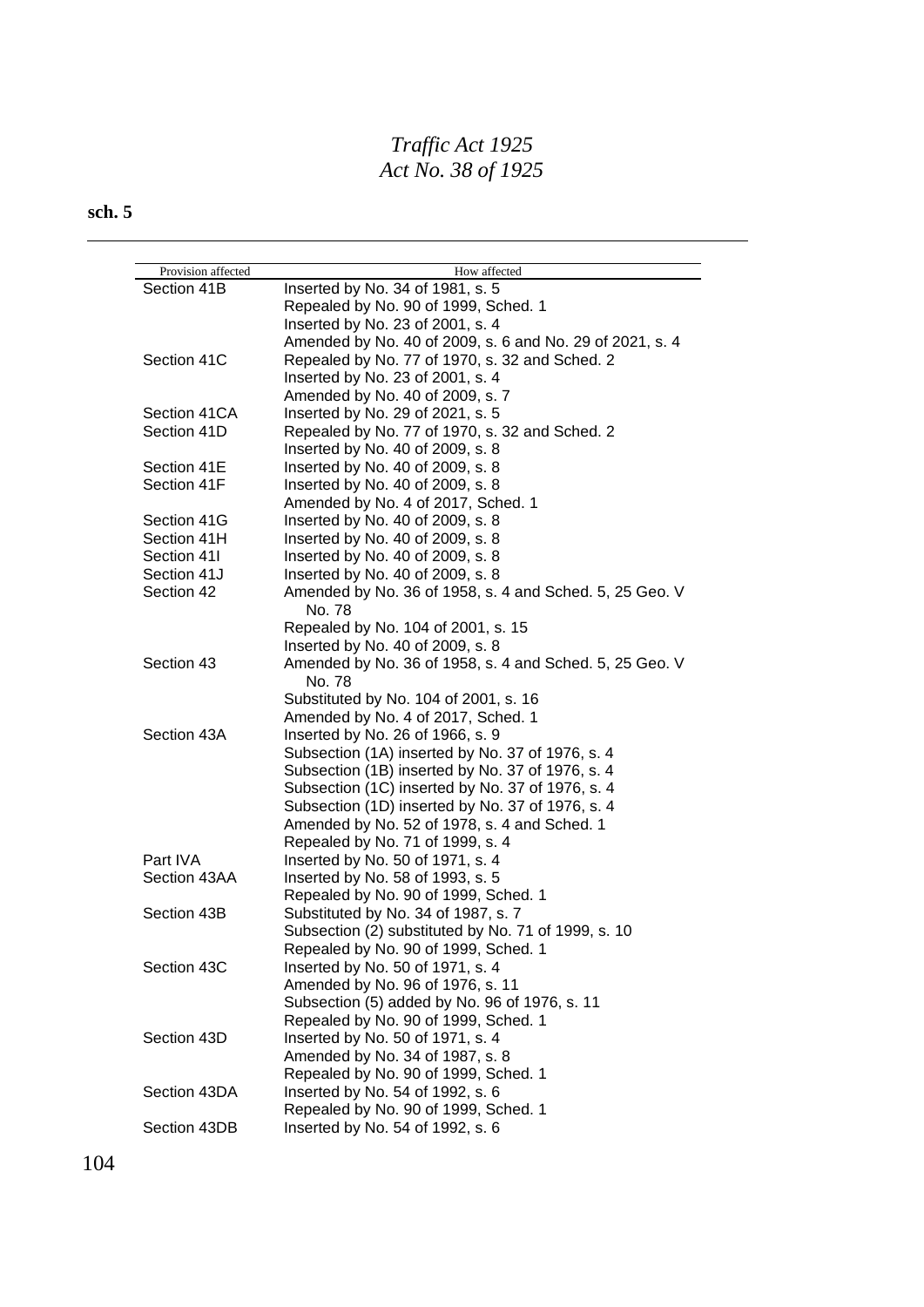| Provision affected | How affected |
|---|---|
| Section 41B | Inserted by No. 34 of 1981, s. 5 |
| | Repealed by No. 90 of 1999, Sched. 1 |
| | Inserted by No. 23 of 2001, s. 4 |
| | Amended by No. 40 of 2009, s. 6 and No. 29 of 2021, s. 4 |
| Section 41C | Repealed by No. 77 of 1970, s. 32 and Sched. 2 |
| | Inserted by No. 23 of 2001, s. 4 |
| | Amended by No. 40 of 2009, s. 7 |
| Section 41CA | Inserted by No. 29 of 2021, s. 5 |
| Section 41D | Repealed by No. 77 of 1970, s. 32 and Sched. 2 |
| | Inserted by No. 40 of 2009, s. 8 |
| Section 41E | Inserted by No. 40 of 2009, s. 8 |
| Section 41F | Inserted by No. 40 of 2009, s. 8 |
| | Amended by No. 4 of 2017, Sched. 1 |
| Section 41G | Inserted by No. 40 of 2009, s. 8 |
| Section 41H | Inserted by No. 40 of 2009, s. 8 |
| Section 41I | Inserted by No. 40 of 2009, s. 8 |
| Section 41J | Inserted by No. 40 of 2009, s. 8 |
| Section 42 | Amended by No. 36 of 1958, s. 4 and Sched. 5, 25 Geo. V No. 78 |
| | Repealed by No. 104 of 2001, s. 15 |
| | Inserted by No. 40 of 2009, s. 8 |
| Section 43 | Amended by No. 36 of 1958, s. 4 and Sched. 5, 25 Geo. V No. 78 |
| | Substituted by No. 104 of 2001, s. 16 |
| | Amended by No. 4 of 2017, Sched. 1 |
| Section 43A | Inserted by No. 26 of 1966, s. 9 |
| | Subsection (1A) inserted by No. 37 of 1976, s. 4 |
| | Subsection (1B) inserted by No. 37 of 1976, s. 4 |
| | Subsection (1C) inserted by No. 37 of 1976, s. 4 |
| | Subsection (1D) inserted by No. 37 of 1976, s. 4 |
| | Amended by No. 52 of 1978, s. 4 and Sched. 1 |
| | Repealed by No. 71 of 1999, s. 4 |
| Part IVA | Inserted by No. 50 of 1971, s. 4 |
| Section 43AA | Inserted by No. 58 of 1993, s. 5 |
| | Repealed by No. 90 of 1999, Sched. 1 |
| Section 43B | Substituted by No. 34 of 1987, s. 7 |
| | Subsection (2) substituted by No. 71 of 1999, s. 10 |
| | Repealed by No. 90 of 1999, Sched. 1 |
| Section 43C | Inserted by No. 50 of 1971, s. 4 |
| | Amended by No. 96 of 1976, s. 11 |
| | Subsection (5) added by No. 96 of 1976, s. 11 |
| | Repealed by No. 90 of 1999, Sched. 1 |
| Section 43D | Inserted by No. 50 of 1971, s. 4 |
| | Amended by No. 34 of 1987, s. 8 |
| | Repealed by No. 90 of 1999, Sched. 1 |
| Section 43DA | Inserted by No. 54 of 1992, s. 6 |
| | Repealed by No. 90 of 1999, Sched. 1 |
| Section 43DB | Inserted by No. 54 of 1992, s. 6 |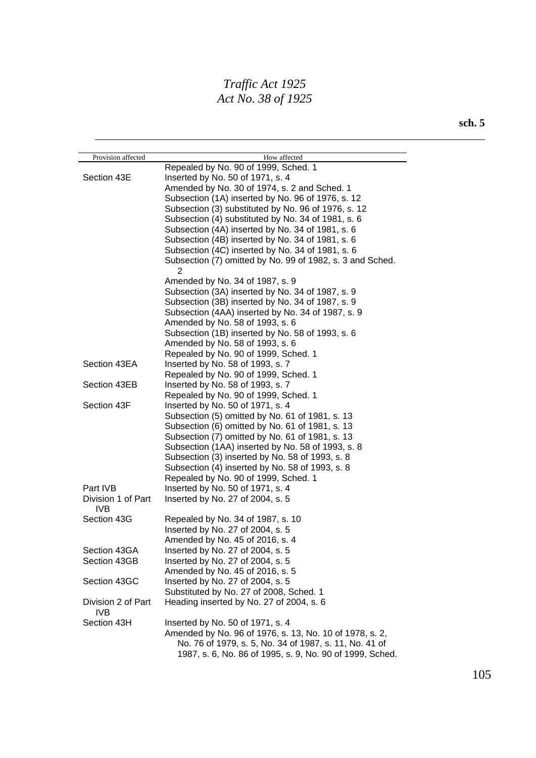| Provision affected | How affected |
|---|---|
| | Repealed by No. 90 of 1999, Sched. 1 |
| Section 43E | Inserted by No. 50 of 1971, s. 4 |
| | Amended by No. 30 of 1974, s. 2 and Sched. 1 |
| | Subsection (1A) inserted by No. 96 of 1976, s. 12 |
| | Subsection (3) substituted by No. 96 of 1976, s. 12 |
| | Subsection (4) substituted by No. 34 of 1981, s. 6 |
| | Subsection (4A) inserted by No. 34 of 1981, s. 6 |
| | Subsection (4B) inserted by No. 34 of 1981, s. 6 |
| | Subsection (4C) inserted by No. 34 of 1981, s. 6 |
| | Subsection (7) omitted by No. 99 of 1982, s. 3 and Sched. 2 |
| | Amended by No. 34 of 1987, s. 9 |
| | Subsection (3A) inserted by No. 34 of 1987, s. 9 |
| | Subsection (3B) inserted by No. 34 of 1987, s. 9 |
| | Subsection (4AA) inserted by No. 34 of 1987, s. 9 |
| | Amended by No. 58 of 1993, s. 6 |
| | Subsection (1B) inserted by No. 58 of 1993, s. 6 |
| | Amended by No. 58 of 1993, s. 6 |
| | Repealed by No. 90 of 1999, Sched. 1 |
| Section 43EA | Inserted by No. 58 of 1993, s. 7 |
| | Repealed by No. 90 of 1999, Sched. 1 |
| Section 43EB | Inserted by No. 58 of 1993, s. 7 |
| | Repealed by No. 90 of 1999, Sched. 1 |
| Section 43F | Inserted by No. 50 of 1971, s. 4 |
| | Subsection (5) omitted by No. 61 of 1981, s. 13 |
| | Subsection (6) omitted by No. 61 of 1981, s. 13 |
| | Subsection (7) omitted by No. 61 of 1981, s. 13 |
| | Subsection (1AA) inserted by No. 58 of 1993, s. 8 |
| | Subsection (3) inserted by No. 58 of 1993, s. 8 |
| | Subsection (4) inserted by No. 58 of 1993, s. 8 |
| | Repealed by No. 90 of 1999, Sched. 1 |
| Part IVB | Inserted by No. 50 of 1971, s. 4 |
| Division 1 of Part IVB | Inserted by No. 27 of 2004, s. 5 |
| Section 43G | Repealed by No. 34 of 1987, s. 10 |
| | Inserted by No. 27 of 2004, s. 5 |
| | Amended by No. 45 of 2016, s. 4 |
| Section 43GA | Inserted by No. 27 of 2004, s. 5 |
| Section 43GB | Inserted by No. 27 of 2004, s. 5 |
| | Amended by No. 45 of 2016, s. 5 |
| Section 43GC | Inserted by No. 27 of 2004, s. 5 |
| | Substituted by No. 27 of 2008, Sched. 1 |
| Division 2 of Part IVB | Heading inserted by No. 27 of 2004, s. 6 |
| Section 43H | Inserted by No. 50 of 1971, s. 4 |
| | Amended by No. 96 of 1976, s. 13, No. 10 of 1978, s. 2, No. 76 of 1979, s. 5, No. 34 of 1987, s. 11, No. 41 of 1987, s. 6, No. 86 of 1995, s. 9, No. 90 of 1999, Sched. |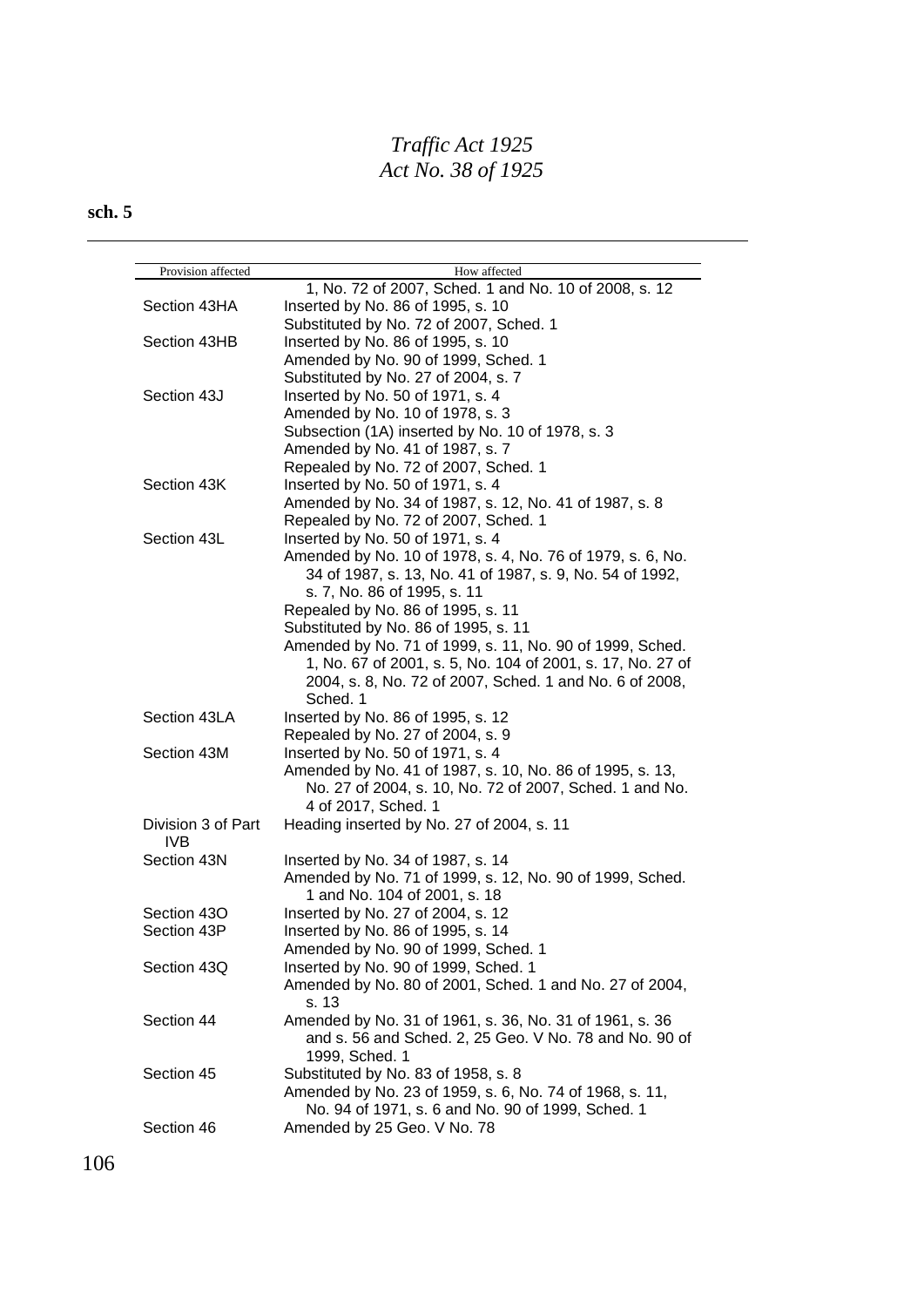| Provision affected | How affected |
|---|---|
| | 1, No. 72 of 2007, Sched. 1 and No. 10 of 2008, s. 12 |
| Section 43HA | Inserted by No. 86 of 1995, s. 10 |
| | Substituted by No. 72 of 2007, Sched. 1 |
| Section 43HB | Inserted by No. 86 of 1995, s. 10 |
| | Amended by No. 90 of 1999, Sched. 1 |
| | Substituted by No. 27 of 2004, s. 7 |
| Section 43J | Inserted by No. 50 of 1971, s. 4 |
| | Amended by No. 10 of 1978, s. 3 |
| | Subsection (1A) inserted by No. 10 of 1978, s. 3 |
| | Amended by No. 41 of 1987, s. 7 |
| | Repealed by No. 72 of 2007, Sched. 1 |
| Section 43K | Inserted by No. 50 of 1971, s. 4 |
| | Amended by No. 34 of 1987, s. 12, No. 41 of 1987, s. 8 |
| | Repealed by No. 72 of 2007, Sched. 1 |
| Section 43L | Inserted by No. 50 of 1971, s. 4 |
| | Amended by No. 10 of 1978, s. 4, No. 76 of 1979, s. 6, No. 34 of 1987, s. 13, No. 41 of 1987, s. 9, No. 54 of 1992, s. 7, No. 86 of 1995, s. 11 |
| | Repealed by No. 86 of 1995, s. 11 |
| | Substituted by No. 86 of 1995, s. 11 |
| | Amended by No. 71 of 1999, s. 11, No. 90 of 1999, Sched. 1, No. 67 of 2001, s. 5, No. 104 of 2001, s. 17, No. 27 of 2004, s. 8, No. 72 of 2007, Sched. 1 and No. 6 of 2008, Sched. 1 |
| Section 43LA | Inserted by No. 86 of 1995, s. 12 |
| | Repealed by No. 27 of 2004, s. 9 |
| Section 43M | Inserted by No. 50 of 1971, s. 4 |
| | Amended by No. 41 of 1987, s. 10, No. 86 of 1995, s. 13, No. 27 of 2004, s. 10, No. 72 of 2007, Sched. 1 and No. 4 of 2017, Sched. 1 |
| Division 3 of Part IVB | Heading inserted by No. 27 of 2004, s. 11 |
| Section 43N | Inserted by No. 34 of 1987, s. 14 |
| | Amended by No. 71 of 1999, s. 12, No. 90 of 1999, Sched. 1 and No. 104 of 2001, s. 18 |
| Section 43O | Inserted by No. 27 of 2004, s. 12 |
| Section 43P | Inserted by No. 86 of 1995, s. 14 |
| | Amended by No. 90 of 1999, Sched. 1 |
| Section 43Q | Inserted by No. 90 of 1999, Sched. 1 |
| | Amended by No. 80 of 2001, Sched. 1 and No. 27 of 2004, s. 13 |
| Section 44 | Amended by No. 31 of 1961, s. 36, No. 31 of 1961, s. 36 and s. 56 and Sched. 2, 25 Geo. V No. 78 and No. 90 of 1999, Sched. 1 |
| Section 45 | Substituted by No. 83 of 1958, s. 8 |
| | Amended by No. 23 of 1959, s. 6, No. 74 of 1968, s. 11, No. 94 of 1971, s. 6 and No. 90 of 1999, Sched. 1 |
| Section 46 | Amended by 25 Geo. V No. 78 |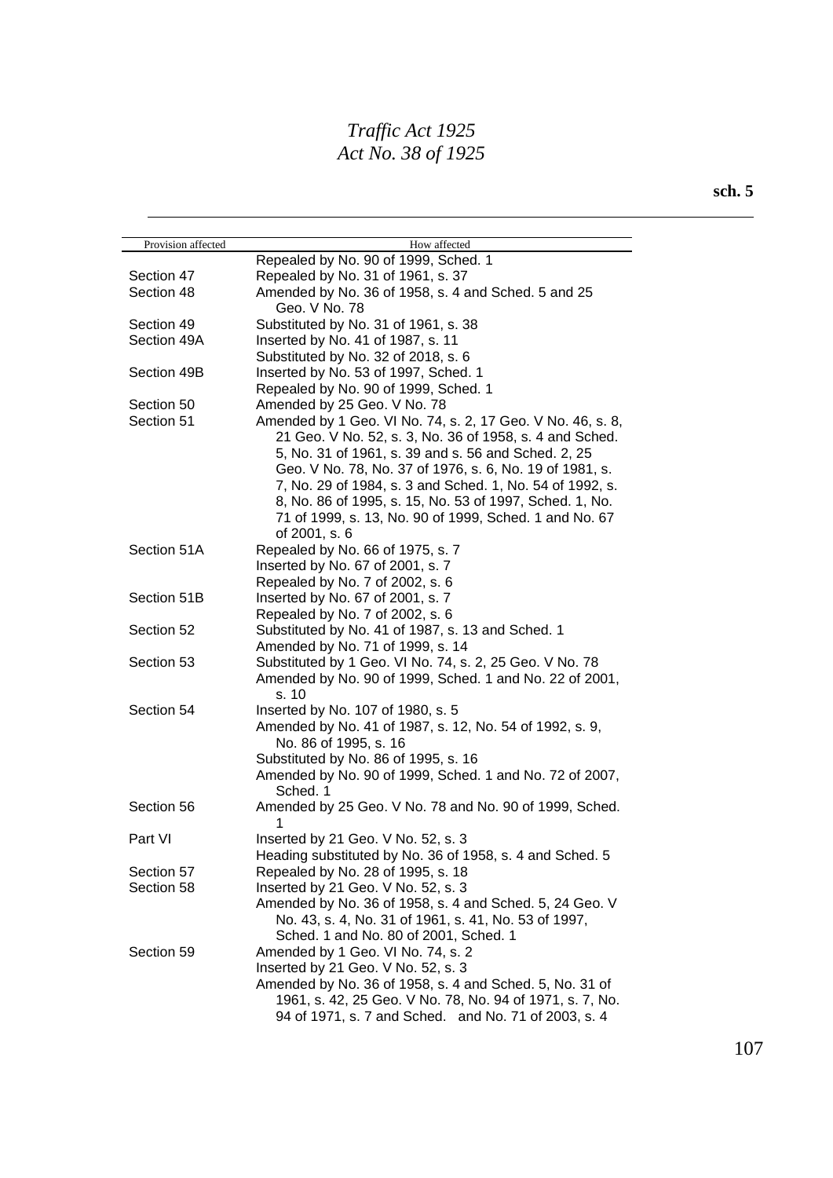| Provision affected | How affected |
|---|---|
| | Repealed by No. 90 of 1999, Sched. 1 |
| Section 47 | Repealed by No. 31 of 1961, s. 37 |
| Section 48 | Amended by No. 36 of 1958, s. 4 and Sched. 5 and 25 Geo. V No. 78 |
| Section 49 | Substituted by No. 31 of 1961, s. 38 |
| Section 49A | Inserted by No. 41 of 1987, s. 11 |
| | Substituted by No. 32 of 2018, s. 6 |
| Section 49B | Inserted by No. 53 of 1997, Sched. 1 |
| | Repealed by No. 90 of 1999, Sched. 1 |
| Section 50 | Amended by 25 Geo. V No. 78 |
| Section 51 | Amended by 1 Geo. VI No. 74, s. 2, 17 Geo. V No. 46, s. 8, 21 Geo. V No. 52, s. 3, No. 36 of 1958, s. 4 and Sched. 5, No. 31 of 1961, s. 39 and s. 56 and Sched. 2, 25 Geo. V No. 78, No. 37 of 1976, s. 6, No. 19 of 1981, s. 7, No. 29 of 1984, s. 3 and Sched. 1, No. 54 of 1992, s. 8, No. 86 of 1995, s. 15, No. 53 of 1997, Sched. 1, No. 71 of 1999, s. 13, No. 90 of 1999, Sched. 1 and No. 67 of 2001, s. 6 |
| Section 51A | Repealed by No. 66 of 1975, s. 7 |
| | Inserted by No. 67 of 2001, s. 7 |
| | Repealed by No. 7 of 2002, s. 6 |
| Section 51B | Inserted by No. 67 of 2001, s. 7 |
| | Repealed by No. 7 of 2002, s. 6 |
| Section 52 | Substituted by No. 41 of 1987, s. 13 and Sched. 1 |
| | Amended by No. 71 of 1999, s. 14 |
| Section 53 | Substituted by 1 Geo. VI No. 74, s. 2, 25 Geo. V No. 78 |
| | Amended by No. 90 of 1999, Sched. 1 and No. 22 of 2001, s. 10 |
| Section 54 | Inserted by No. 107 of 1980, s. 5 |
| | Amended by No. 41 of 1987, s. 12, No. 54 of 1992, s. 9, No. 86 of 1995, s. 16 |
| | Substituted by No. 86 of 1995, s. 16 |
| | Amended by No. 90 of 1999, Sched. 1 and No. 72 of 2007, Sched. 1 |
| Section 56 | Amended by 25 Geo. V No. 78 and No. 90 of 1999, Sched. 1 |
| Part VI | Inserted by 21 Geo. V No. 52, s. 3 |
| | Heading substituted by No. 36 of 1958, s. 4 and Sched. 5 |
| Section 57 | Repealed by No. 28 of 1995, s. 18 |
| Section 58 | Inserted by 21 Geo. V No. 52, s. 3 |
| | Amended by No. 36 of 1958, s. 4 and Sched. 5, 24 Geo. V No. 43, s. 4, No. 31 of 1961, s. 41, No. 53 of 1997, Sched. 1 and No. 80 of 2001, Sched. 1 |
| Section 59 | Amended by 1 Geo. VI No. 74, s. 2 |
| | Inserted by 21 Geo. V No. 52, s. 3 |
| | Amended by No. 36 of 1958, s. 4 and Sched. 5, No. 31 of 1961, s. 42, 25 Geo. V No. 78, No. 94 of 1971, s. 7, No. 94 of 1971, s. 7 and Sched. and No. 71 of 2003, s. 4 |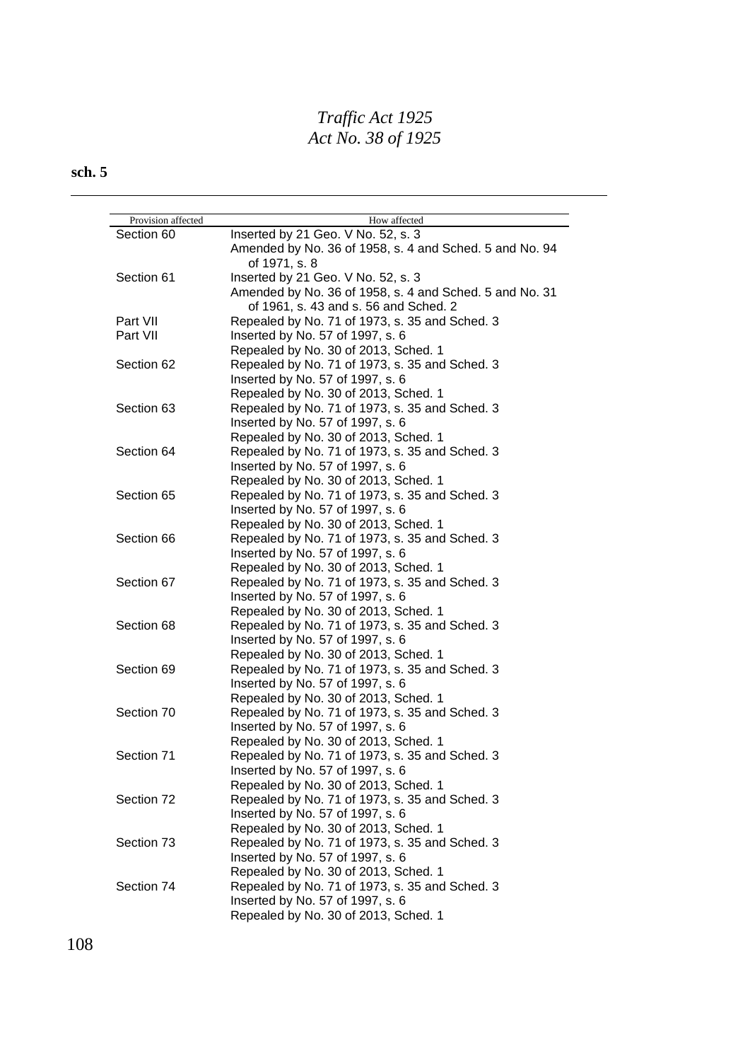| Provision affected | How affected |
|---|---|
| Section 60 | Inserted by 21 Geo. V No. 52, s. 3<br>Amended by No. 36 of 1958, s. 4 and Sched. 5 and No. 94 of 1971, s. 8 |
| Section 61 | Inserted by 21 Geo. V No. 52, s. 3<br>Amended by No. 36 of 1958, s. 4 and Sched. 5 and No. 31 of 1961, s. 43 and s. 56 and Sched. 2 |
| Part VII | Repealed by No. 71 of 1973, s. 35 and Sched. 3 |
| Part VII | Inserted by No. 57 of 1997, s. 6<br>Repealed by No. 30 of 2013, Sched. 1 |
| Section 62 | Repealed by No. 71 of 1973, s. 35 and Sched. 3<br>Inserted by No. 57 of 1997, s. 6<br>Repealed by No. 30 of 2013, Sched. 1 |
| Section 63 | Repealed by No. 71 of 1973, s. 35 and Sched. 3<br>Inserted by No. 57 of 1997, s. 6<br>Repealed by No. 30 of 2013, Sched. 1 |
| Section 64 | Repealed by No. 71 of 1973, s. 35 and Sched. 3<br>Inserted by No. 57 of 1997, s. 6<br>Repealed by No. 30 of 2013, Sched. 1 |
| Section 65 | Repealed by No. 71 of 1973, s. 35 and Sched. 3<br>Inserted by No. 57 of 1997, s. 6<br>Repealed by No. 30 of 2013, Sched. 1 |
| Section 66 | Repealed by No. 71 of 1973, s. 35 and Sched. 3<br>Inserted by No. 57 of 1997, s. 6<br>Repealed by No. 30 of 2013, Sched. 1 |
| Section 67 | Repealed by No. 71 of 1973, s. 35 and Sched. 3<br>Inserted by No. 57 of 1997, s. 6<br>Repealed by No. 30 of 2013, Sched. 1 |
| Section 68 | Repealed by No. 71 of 1973, s. 35 and Sched. 3<br>Inserted by No. 57 of 1997, s. 6<br>Repealed by No. 30 of 2013, Sched. 1 |
| Section 69 | Repealed by No. 71 of 1973, s. 35 and Sched. 3<br>Inserted by No. 57 of 1997, s. 6<br>Repealed by No. 30 of 2013, Sched. 1 |
| Section 70 | Repealed by No. 71 of 1973, s. 35 and Sched. 3<br>Inserted by No. 57 of 1997, s. 6<br>Repealed by No. 30 of 2013, Sched. 1 |
| Section 71 | Repealed by No. 71 of 1973, s. 35 and Sched. 3<br>Inserted by No. 57 of 1997, s. 6<br>Repealed by No. 30 of 2013, Sched. 1 |
| Section 72 | Repealed by No. 71 of 1973, s. 35 and Sched. 3<br>Inserted by No. 57 of 1997, s. 6<br>Repealed by No. 30 of 2013, Sched. 1 |
| Section 73 | Repealed by No. 71 of 1973, s. 35 and Sched. 3<br>Inserted by No. 57 of 1997, s. 6<br>Repealed by No. 30 of 2013, Sched. 1 |
| Section 74 | Repealed by No. 71 of 1973, s. 35 and Sched. 3<br>Inserted by No. 57 of 1997, s. 6<br>Repealed by No. 30 of 2013, Sched. 1 |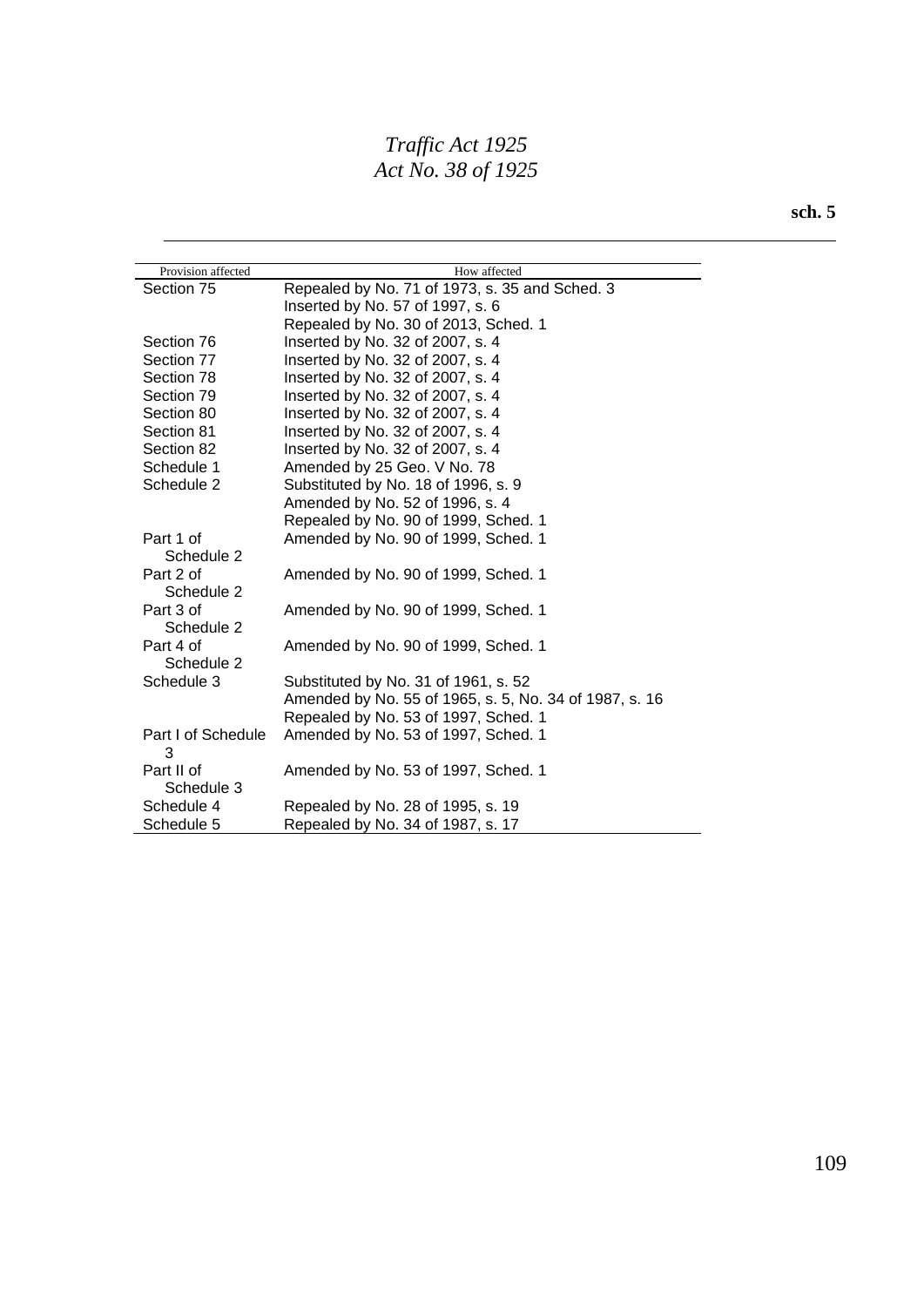| Provision affected | How affected |
|---|---|
| Section 75 | Repealed by No. 71 of 1973, s. 35 and Sched. 3 |
| | Inserted by No. 57 of 1997, s. 6 |
| | Repealed by No. 30 of 2013, Sched. 1 |
| Section 76 | Inserted by No. 32 of 2007, s. 4 |
| Section 77 | Inserted by No. 32 of 2007, s. 4 |
| Section 78 | Inserted by No. 32 of 2007, s. 4 |
| Section 79 | Inserted by No. 32 of 2007, s. 4 |
| Section 80 | Inserted by No. 32 of 2007, s. 4 |
| Section 81 | Inserted by No. 32 of 2007, s. 4 |
| Section 82 | Inserted by No. 32 of 2007, s. 4 |
| Schedule 1 | Amended by 25 Geo. V No. 78 |
| Schedule 2 | Substituted by No. 18 of 1996, s. 9 |
| | Amended by No. 52 of 1996, s. 4 |
| | Repealed by No. 90 of 1999, Sched. 1 |
| Part 1 of Schedule 2 | Amended by No. 90 of 1999, Sched. 1 |
| Part 2 of Schedule 2 | Amended by No. 90 of 1999, Sched. 1 |
| Part 3 of Schedule 2 | Amended by No. 90 of 1999, Sched. 1 |
| Part 4 of Schedule 2 | Amended by No. 90 of 1999, Sched. 1 |
| Schedule 3 | Substituted by No. 31 of 1961, s. 52 |
| | Amended by No. 55 of 1965, s. 5, No. 34 of 1987, s. 16 |
| | Repealed by No. 53 of 1997, Sched. 1 |
| Part I of Schedule 3 | Amended by No. 53 of 1997, Sched. 1 |
| Part II of Schedule 3 | Amended by No. 53 of 1997, Sched. 1 |
| Schedule 4 | Repealed by No. 28 of 1995, s. 19 |
| Schedule 5 | Repealed by No. 34 of 1987, s. 17 |